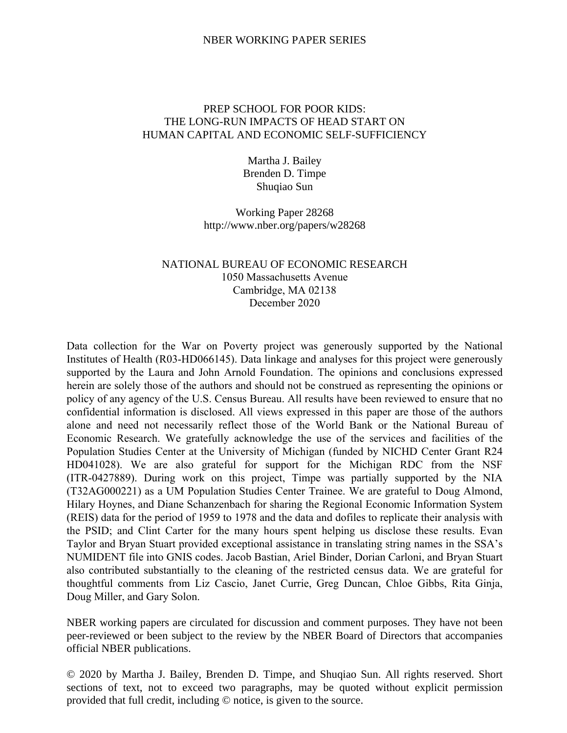NBER WORKING PAPER SERIES

# PREP SCHOOL FOR POOR KIDS: THE LONG-RUN IMPACTS OF HEAD START ON HUMAN CAPITAL AND ECONOMIC SELF-SUFFICIENCY

Martha J. Bailey  
Brenden D. Timpe  
Shuqiao Sun

Working Paper 28268  
http://www.nber.org/papers/w28268

NATIONAL BUREAU OF ECONOMIC RESEARCH  
1050 Massachusetts Avenue  
Cambridge, MA 02138  
December 2020

Data collection for the War on Poverty project was generously supported by the National Institutes of Health (R03-HD066145). Data linkage and analyses for this project were generously supported by the Laura and John Arnold Foundation. The opinions and conclusions expressed herein are solely those of the authors and should not be construed as representing the opinions or policy of any agency of the U.S. Census Bureau. All results have been reviewed to ensure that no confidential information is disclosed. All views expressed in this paper are those of the authors alone and need not necessarily reflect those of the World Bank or the National Bureau of Economic Research. We gratefully acknowledge the use of the services and facilities of the Population Studies Center at the University of Michigan (funded by NICHD Center Grant R24 HD041028). We are also grateful for support for the Michigan RDC from the NSF (ITR-0427889). During work on this project, Timpe was partially supported by the NIA (T32AG000221) as a UM Population Studies Center Trainee. We are grateful to Doug Almond, Hilary Hoynes, and Diane Schanzenbach for sharing the Regional Economic Information System (REIS) data for the period of 1959 to 1978 and the data and dofiles to replicate their analysis with the PSID; and Clint Carter for the many hours spent helping us disclose these results. Evan Taylor and Bryan Stuart provided exceptional assistance in translating string names in the SSA's NUMIDENT file into GNIS codes. Jacob Bastian, Ariel Binder, Dorian Carloni, and Bryan Stuart also contributed substantially to the cleaning of the restricted census data. We are grateful for thoughtful comments from Liz Cascio, Janet Currie, Greg Duncan, Chloe Gibbs, Rita Ginja, Doug Miller, and Gary Solon.

NBER working papers are circulated for discussion and comment purposes. They have not been peer-reviewed or been subject to the review by the NBER Board of Directors that accompanies official NBER publications.

© 2020 by Martha J. Bailey, Brenden D. Timpe, and Shuqiao Sun. All rights reserved. Short sections of text, not to exceed two paragraphs, may be quoted without explicit permission provided that full credit, including © notice, is given to the source.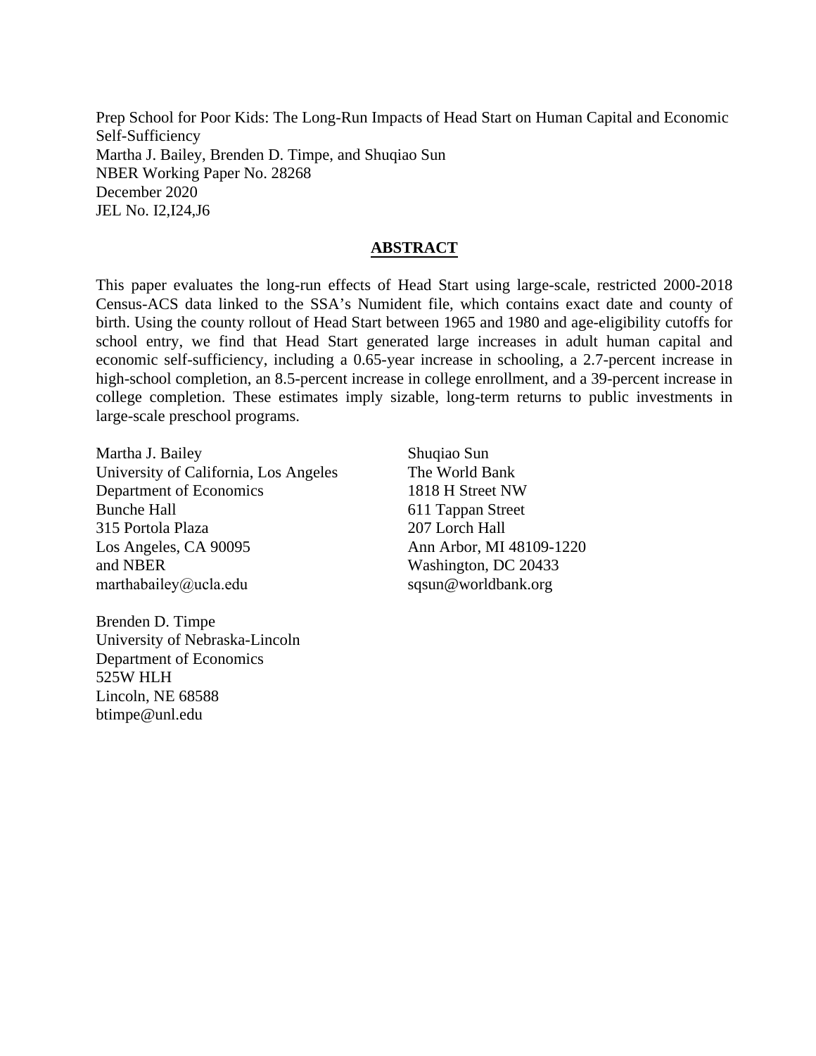Prep School for Poor Kids: The Long-Run Impacts of Head Start on Human Capital and Economic Self-Sufficiency
Martha J. Bailey, Brenden D. Timpe, and Shuqiao Sun
NBER Working Paper No. 28268
December 2020
JEL No. I2,I24,J6

## ABSTRACT

This paper evaluates the long-run effects of Head Start using large-scale, restricted 2000-2018 Census-ACS data linked to the SSA's Numident file, which contains exact date and county of birth. Using the county rollout of Head Start between 1965 and 1980 and age-eligibility cutoffs for school entry, we find that Head Start generated large increases in adult human capital and economic self-sufficiency, including a 0.65-year increase in schooling, a 2.7-percent increase in high-school completion, an 8.5-percent increase in college enrollment, and a 39-percent increase in college completion. These estimates imply sizable, long-term returns to public investments in large-scale preschool programs.

Martha J. Bailey
University of California, Los Angeles
Department of Economics
Bunche Hall
315 Portola Plaza
Los Angeles, CA 90095
and NBER
marthabailey@ucla.edu

Shuqiao Sun
The World Bank
1818 H Street NW
611 Tappan Street
207 Lorch Hall
Ann Arbor, MI 48109-1220
Washington, DC 20433
sqsun@worldbank.org

Brenden D. Timpe
University of Nebraska-Lincoln
Department of Economics
525W HLH
Lincoln, NE 68588
btimpe@unl.edu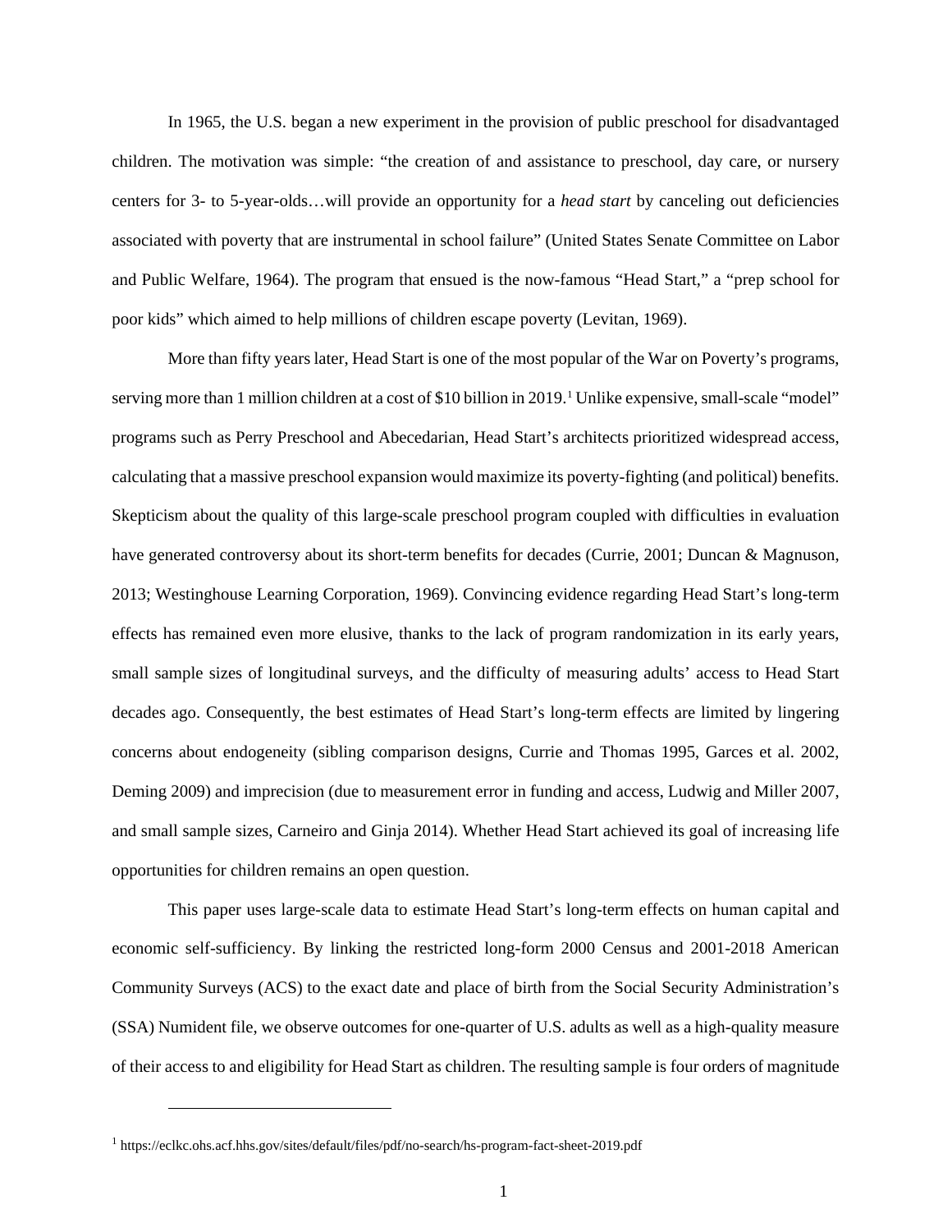In 1965, the U.S. began a new experiment in the provision of public preschool for disadvantaged children. The motivation was simple: "the creation of and assistance to preschool, day care, or nursery centers for 3- to 5-year-olds…will provide an opportunity for a *head start* by canceling out deficiencies associated with poverty that are instrumental in school failure" (United States Senate Committee on Labor and Public Welfare, 1964). The program that ensued is the now-famous "Head Start," a "prep school for poor kids" which aimed to help millions of children escape poverty (Levitan, 1969).

More than fifty years later, Head Start is one of the most popular of the War on Poverty's programs, serving more than 1 million children at a cost of $10 billion in 2019.[1] Unlike expensive, small-scale "model" programs such as Perry Preschool and Abecedarian, Head Start's architects prioritized widespread access, calculating that a massive preschool expansion would maximize its poverty-fighting (and political) benefits. Skepticism about the quality of this large-scale preschool program coupled with difficulties in evaluation have generated controversy about its short-term benefits for decades (Currie, 2001; Duncan & Magnuson, 2013; Westinghouse Learning Corporation, 1969). Convincing evidence regarding Head Start's long-term effects has remained even more elusive, thanks to the lack of program randomization in its early years, small sample sizes of longitudinal surveys, and the difficulty of measuring adults' access to Head Start decades ago. Consequently, the best estimates of Head Start's long-term effects are limited by lingering concerns about endogeneity (sibling comparison designs, Currie and Thomas 1995, Garces et al. 2002, Deming 2009) and imprecision (due to measurement error in funding and access, Ludwig and Miller 2007, and small sample sizes, Carneiro and Ginja 2014). Whether Head Start achieved its goal of increasing life opportunities for children remains an open question.

This paper uses large-scale data to estimate Head Start's long-term effects on human capital and economic self-sufficiency. By linking the restricted long-form 2000 Census and 2001-2018 American Community Surveys (ACS) to the exact date and place of birth from the Social Security Administration's (SSA) Numident file, we observe outcomes for one-quarter of U.S. adults as well as a high-quality measure of their access to and eligibility for Head Start as children. The resulting sample is four orders of magnitude

[1] https://eclkc.ohs.acf.hhs.gov/sites/default/files/pdf/no-search/hs-program-fact-sheet-2019.pdf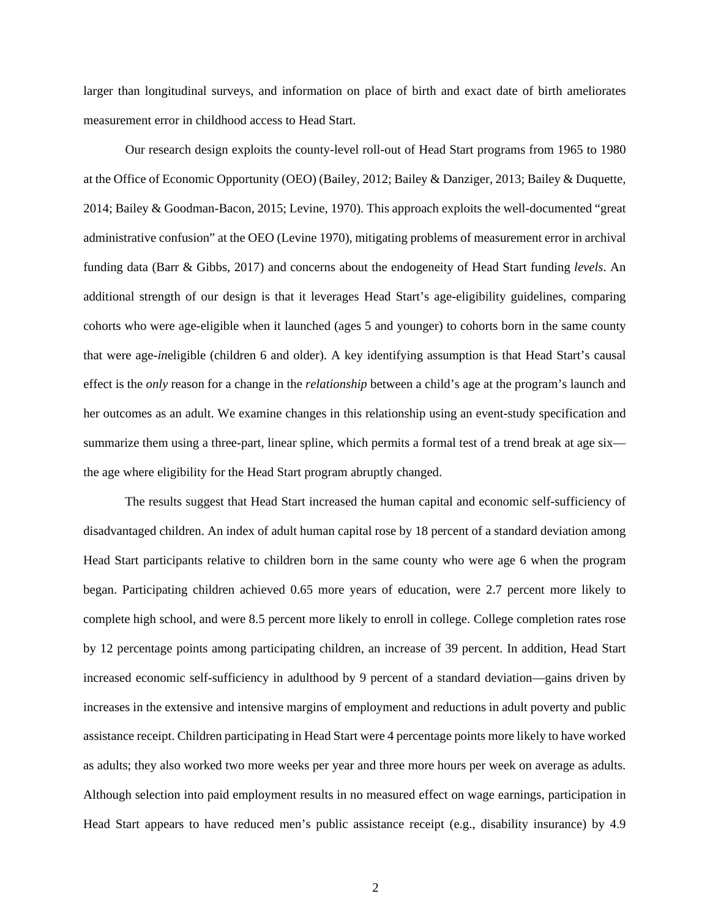larger than longitudinal surveys, and information on place of birth and exact date of birth ameliorates measurement error in childhood access to Head Start.

Our research design exploits the county-level roll-out of Head Start programs from 1965 to 1980 at the Office of Economic Opportunity (OEO) (Bailey, 2012; Bailey & Danziger, 2013; Bailey & Duquette, 2014; Bailey & Goodman-Bacon, 2015; Levine, 1970). This approach exploits the well-documented "great administrative confusion" at the OEO (Levine 1970), mitigating problems of measurement error in archival funding data (Barr & Gibbs, 2017) and concerns about the endogeneity of Head Start funding *levels*. An additional strength of our design is that it leverages Head Start's age-eligibility guidelines, comparing cohorts who were age-eligible when it launched (ages 5 and younger) to cohorts born in the same county that were age-*in*eligible (children 6 and older). A key identifying assumption is that Head Start's causal effect is the *only* reason for a change in the *relationship* between a child's age at the program's launch and her outcomes as an adult. We examine changes in this relationship using an event-study specification and summarize them using a three-part, linear spline, which permits a formal test of a trend break at age six—the age where eligibility for the Head Start program abruptly changed.

The results suggest that Head Start increased the human capital and economic self-sufficiency of disadvantaged children. An index of adult human capital rose by 18 percent of a standard deviation among Head Start participants relative to children born in the same county who were age 6 when the program began. Participating children achieved 0.65 more years of education, were 2.7 percent more likely to complete high school, and were 8.5 percent more likely to enroll in college. College completion rates rose by 12 percentage points among participating children, an increase of 39 percent. In addition, Head Start increased economic self-sufficiency in adulthood by 9 percent of a standard deviation—gains driven by increases in the extensive and intensive margins of employment and reductions in adult poverty and public assistance receipt. Children participating in Head Start were 4 percentage points more likely to have worked as adults; they also worked two more weeks per year and three more hours per week on average as adults. Although selection into paid employment results in no measured effect on wage earnings, participation in Head Start appears to have reduced men's public assistance receipt (e.g., disability insurance) by 4.9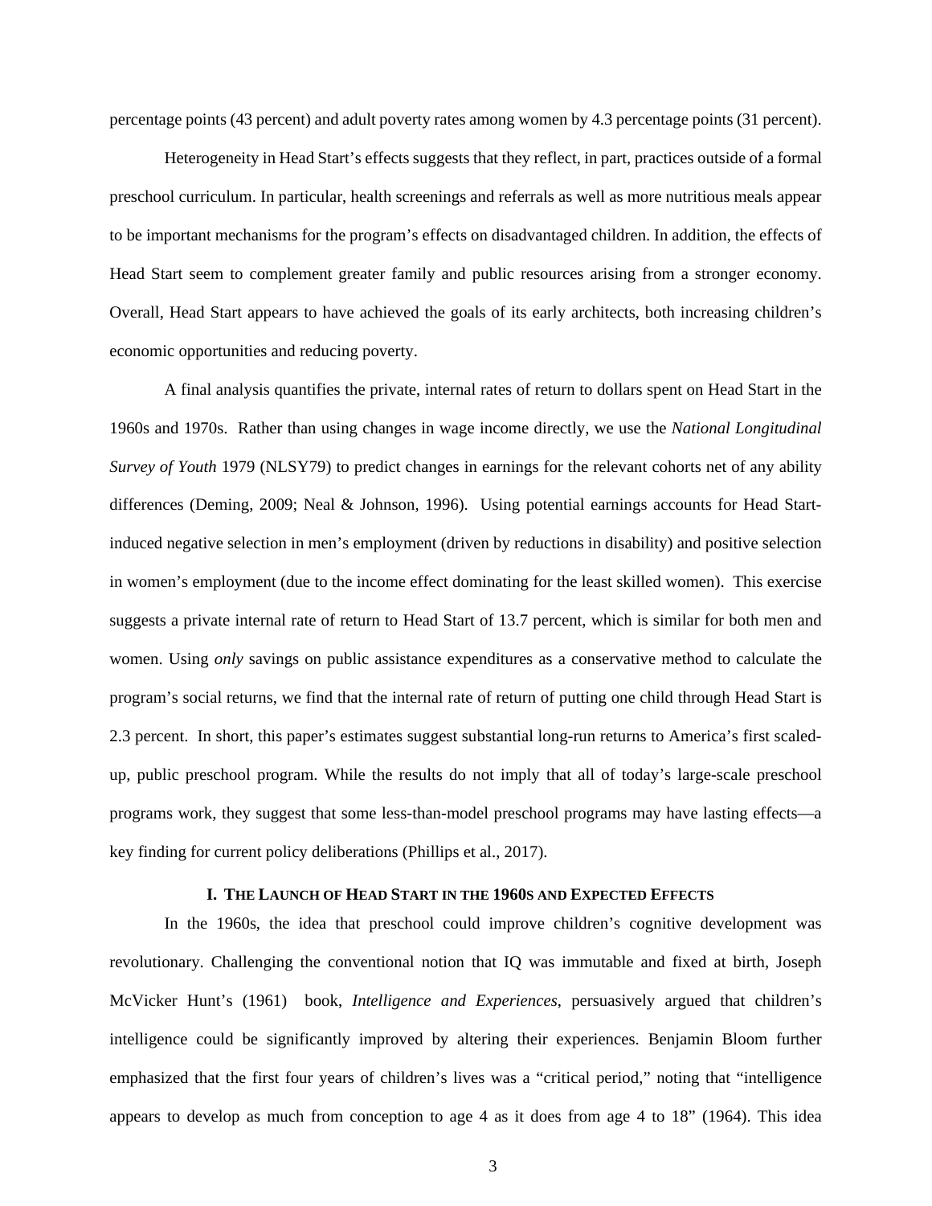percentage points (43 percent) and adult poverty rates among women by 4.3 percentage points (31 percent).

Heterogeneity in Head Start's effects suggests that they reflect, in part, practices outside of a formal preschool curriculum. In particular, health screenings and referrals as well as more nutritious meals appear to be important mechanisms for the program's effects on disadvantaged children. In addition, the effects of Head Start seem to complement greater family and public resources arising from a stronger economy. Overall, Head Start appears to have achieved the goals of its early architects, both increasing children's economic opportunities and reducing poverty.

A final analysis quantifies the private, internal rates of return to dollars spent on Head Start in the 1960s and 1970s. Rather than using changes in wage income directly, we use the *National Longitudinal Survey of Youth* 1979 (NLSY79) to predict changes in earnings for the relevant cohorts net of any ability differences (Deming, 2009; Neal & Johnson, 1996). Using potential earnings accounts for Head Start-induced negative selection in men's employment (driven by reductions in disability) and positive selection in women's employment (due to the income effect dominating for the least skilled women). This exercise suggests a private internal rate of return to Head Start of 13.7 percent, which is similar for both men and women. Using *only* savings on public assistance expenditures as a conservative method to calculate the program's social returns, we find that the internal rate of return of putting one child through Head Start is 2.3 percent. In short, this paper's estimates suggest substantial long-run returns to America's first scaled-up, public preschool program. While the results do not imply that all of today's large-scale preschool programs work, they suggest that some less-than-model preschool programs may have lasting effects—a key finding for current policy deliberations (Phillips et al., 2017).

## I. The Launch of Head Start in the 1960s and Expected Effects

In the 1960s, the idea that preschool could improve children's cognitive development was revolutionary. Challenging the conventional notion that IQ was immutable and fixed at birth, Joseph McVicker Hunt's (1961) book, *Intelligence and Experiences*, persuasively argued that children's intelligence could be significantly improved by altering their experiences. Benjamin Bloom further emphasized that the first four years of children's lives was a "critical period," noting that "intelligence appears to develop as much from conception to age 4 as it does from age 4 to 18" (1964). This idea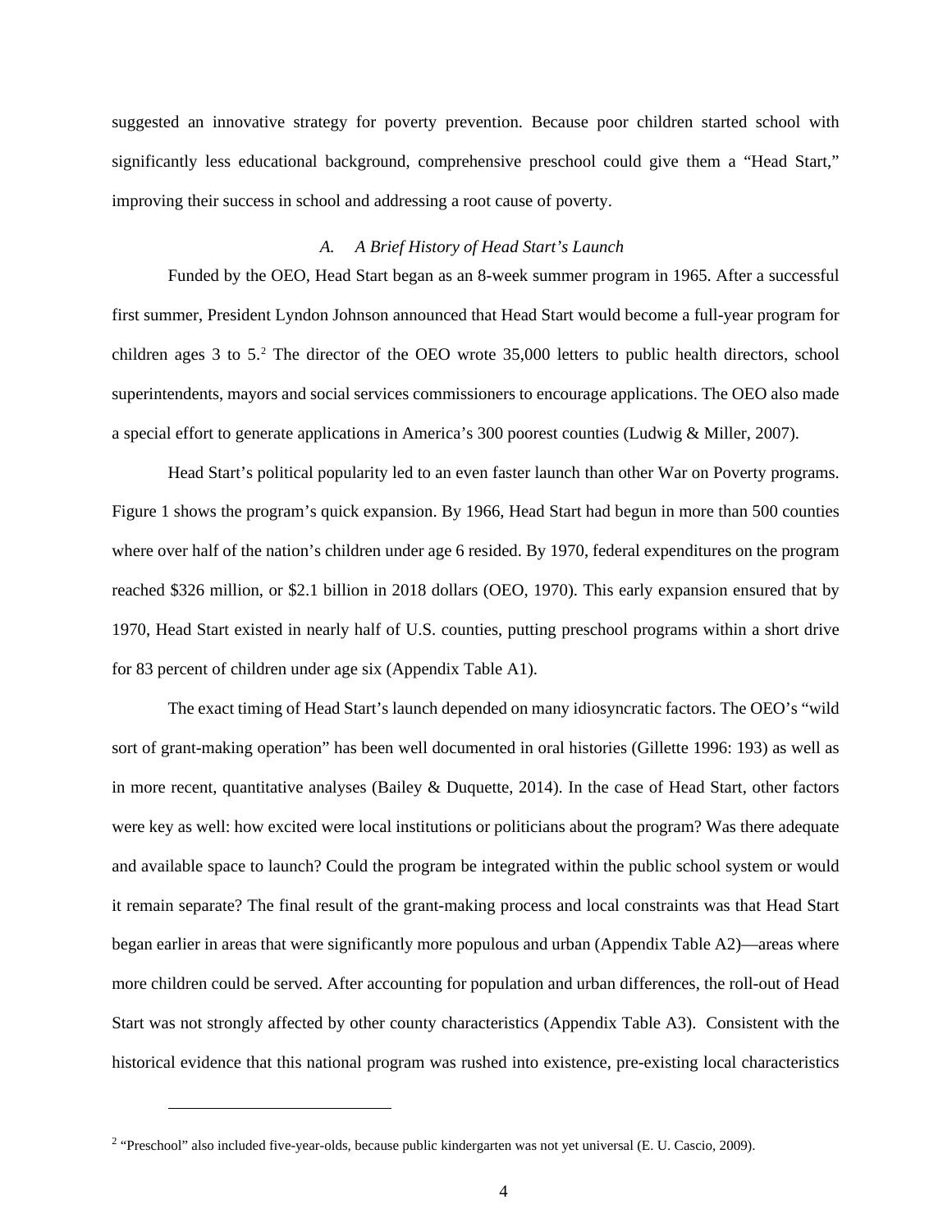suggested an innovative strategy for poverty prevention. Because poor children started school with significantly less educational background, comprehensive preschool could give them a "Head Start," improving their success in school and addressing a root cause of poverty.

### *A. A Brief History of Head Start's Launch*

Funded by the OEO, Head Start began as an 8-week summer program in 1965. After a successful first summer, President Lyndon Johnson announced that Head Start would become a full-year program for children ages 3 to 5.[2] The director of the OEO wrote 35,000 letters to public health directors, school superintendents, mayors and social services commissioners to encourage applications. The OEO also made a special effort to generate applications in America's 300 poorest counties (Ludwig & Miller, 2007).

Head Start's political popularity led to an even faster launch than other War on Poverty programs. Figure 1 shows the program's quick expansion. By 1966, Head Start had begun in more than 500 counties where over half of the nation's children under age 6 resided. By 1970, federal expenditures on the program reached $326 million, or $2.1 billion in 2018 dollars (OEO, 1970). This early expansion ensured that by 1970, Head Start existed in nearly half of U.S. counties, putting preschool programs within a short drive for 83 percent of children under age six (Appendix Table A1).

The exact timing of Head Start's launch depended on many idiosyncratic factors. The OEO's "wild sort of grant-making operation" has been well documented in oral histories (Gillette 1996: 193) as well as in more recent, quantitative analyses (Bailey & Duquette, 2014). In the case of Head Start, other factors were key as well: how excited were local institutions or politicians about the program? Was there adequate and available space to launch? Could the program be integrated within the public school system or would it remain separate? The final result of the grant-making process and local constraints was that Head Start began earlier in areas that were significantly more populous and urban (Appendix Table A2)—areas where more children could be served. After accounting for population and urban differences, the roll-out of Head Start was not strongly affected by other county characteristics (Appendix Table A3). Consistent with the historical evidence that this national program was rushed into existence, pre-existing local characteristics

---

[2] "Preschool" also included five-year-olds, because public kindergarten was not yet universal (E. U. Cascio, 2009).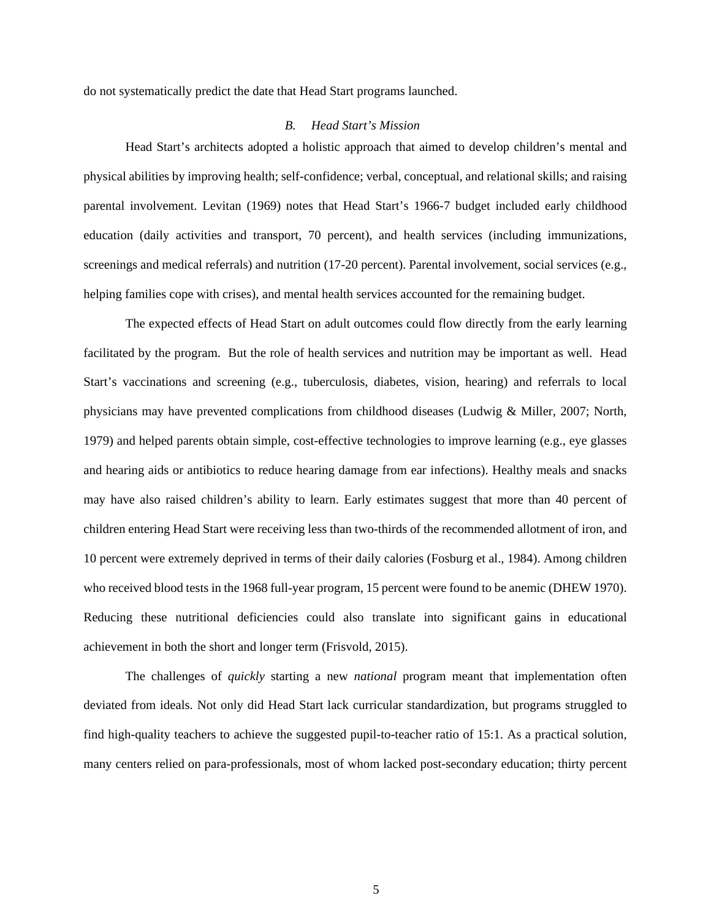do not systematically predict the date that Head Start programs launched.

### *B. Head Start's Mission*

Head Start's architects adopted a holistic approach that aimed to develop children's mental and physical abilities by improving health; self-confidence; verbal, conceptual, and relational skills; and raising parental involvement. Levitan (1969) notes that Head Start's 1966-7 budget included early childhood education (daily activities and transport, 70 percent), and health services (including immunizations, screenings and medical referrals) and nutrition (17-20 percent). Parental involvement, social services (e.g., helping families cope with crises), and mental health services accounted for the remaining budget.

The expected effects of Head Start on adult outcomes could flow directly from the early learning facilitated by the program. But the role of health services and nutrition may be important as well. Head Start's vaccinations and screening (e.g., tuberculosis, diabetes, vision, hearing) and referrals to local physicians may have prevented complications from childhood diseases (Ludwig & Miller, 2007; North, 1979) and helped parents obtain simple, cost-effective technologies to improve learning (e.g., eye glasses and hearing aids or antibiotics to reduce hearing damage from ear infections). Healthy meals and snacks may have also raised children's ability to learn. Early estimates suggest that more than 40 percent of children entering Head Start were receiving less than two-thirds of the recommended allotment of iron, and 10 percent were extremely deprived in terms of their daily calories (Fosburg et al., 1984). Among children who received blood tests in the 1968 full-year program, 15 percent were found to be anemic (DHEW 1970). Reducing these nutritional deficiencies could also translate into significant gains in educational achievement in both the short and longer term (Frisvold, 2015).

The challenges of *quickly* starting a new *national* program meant that implementation often deviated from ideals. Not only did Head Start lack curricular standardization, but programs struggled to find high-quality teachers to achieve the suggested pupil-to-teacher ratio of 15:1. As a practical solution, many centers relied on para-professionals, most of whom lacked post-secondary education; thirty percent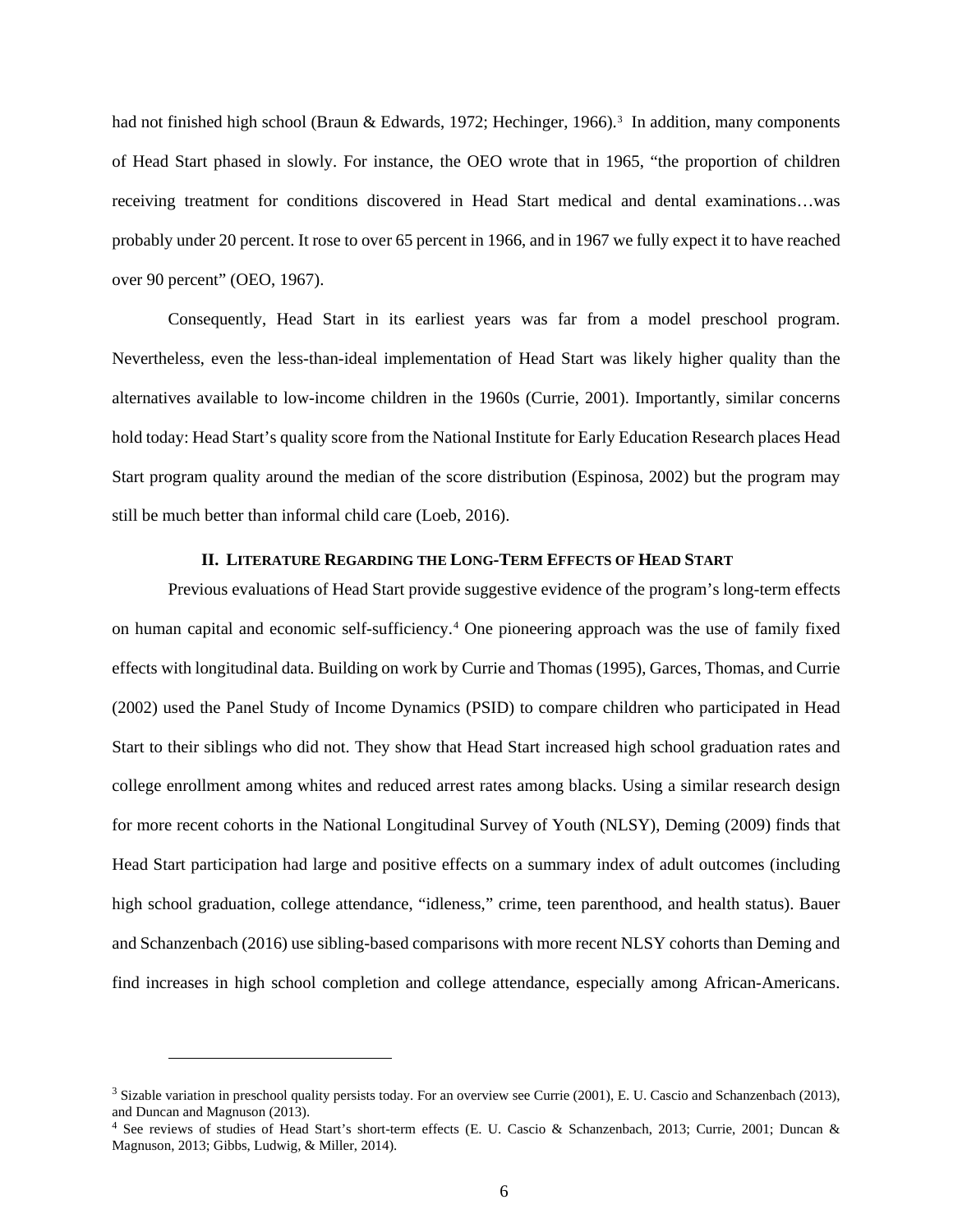had not finished high school (Braun & Edwards, 1972; Hechinger, 1966).[3] In addition, many components of Head Start phased in slowly. For instance, the OEO wrote that in 1965, "the proportion of children receiving treatment for conditions discovered in Head Start medical and dental examinations…was probably under 20 percent. It rose to over 65 percent in 1966, and in 1967 we fully expect it to have reached over 90 percent" (OEO, 1967).

Consequently, Head Start in its earliest years was far from a model preschool program. Nevertheless, even the less-than-ideal implementation of Head Start was likely higher quality than the alternatives available to low-income children in the 1960s (Currie, 2001). Importantly, similar concerns hold today: Head Start's quality score from the National Institute for Early Education Research places Head Start program quality around the median of the score distribution (Espinosa, 2002) but the program may still be much better than informal child care (Loeb, 2016).

## II. Literature Regarding the Long-Term Effects of Head Start

Previous evaluations of Head Start provide suggestive evidence of the program's long-term effects on human capital and economic self-sufficiency.[4] One pioneering approach was the use of family fixed effects with longitudinal data. Building on work by Currie and Thomas (1995), Garces, Thomas, and Currie (2002) used the Panel Study of Income Dynamics (PSID) to compare children who participated in Head Start to their siblings who did not. They show that Head Start increased high school graduation rates and college enrollment among whites and reduced arrest rates among blacks. Using a similar research design for more recent cohorts in the National Longitudinal Survey of Youth (NLSY), Deming (2009) finds that Head Start participation had large and positive effects on a summary index of adult outcomes (including high school graduation, college attendance, "idleness," crime, teen parenthood, and health status). Bauer and Schanzenbach (2016) use sibling-based comparisons with more recent NLSY cohorts than Deming and find increases in high school completion and college attendance, especially among African-Americans.

---

[3] Sizable variation in preschool quality persists today. For an overview see Currie (2001), E. U. Cascio and Schanzenbach (2013), and Duncan and Magnuson (2013).

[4] See reviews of studies of Head Start's short-term effects (E. U. Cascio & Schanzenbach, 2013; Currie, 2001; Duncan & Magnuson, 2013; Gibbs, Ludwig, & Miller, 2014).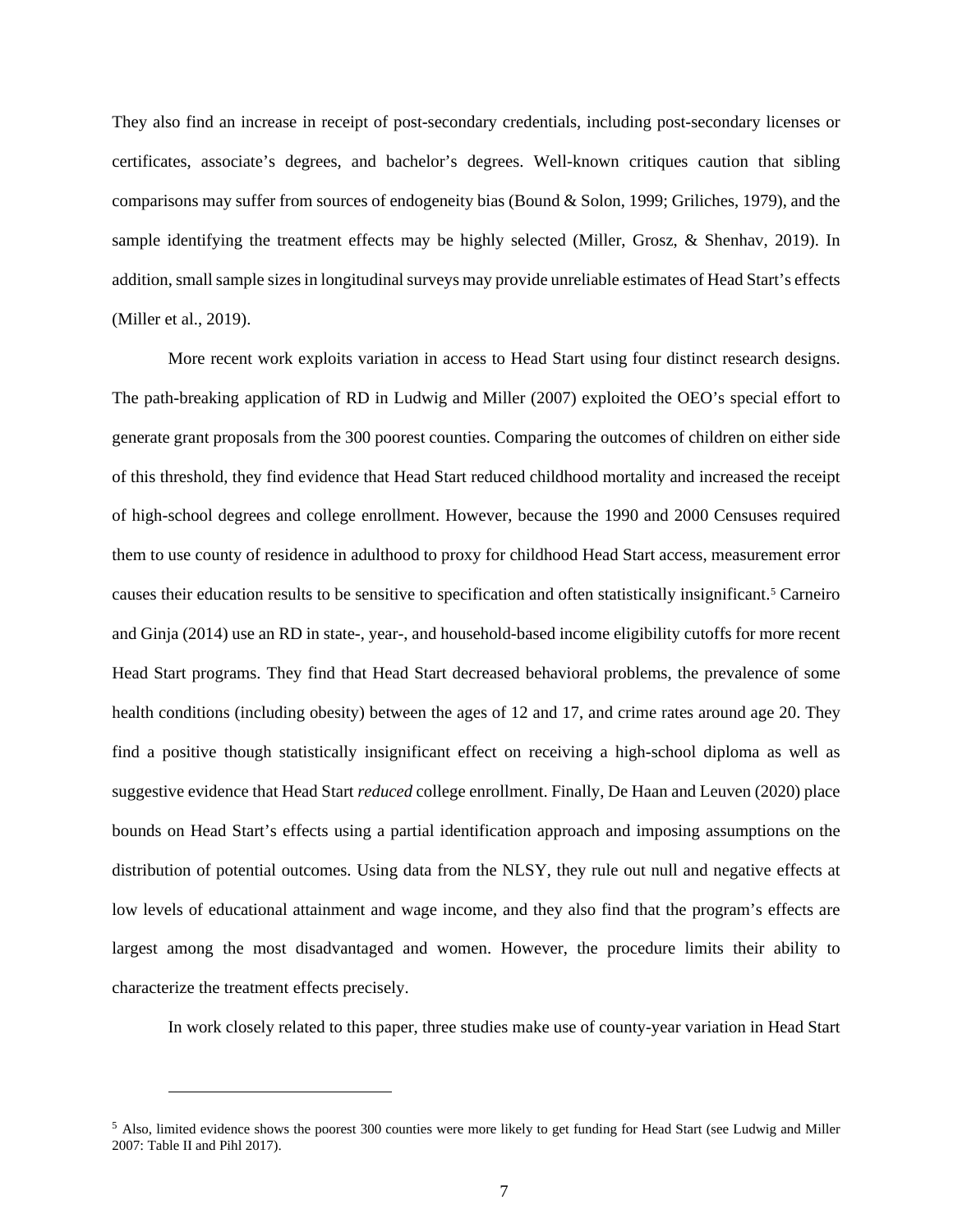They also find an increase in receipt of post-secondary credentials, including post-secondary licenses or certificates, associate's degrees, and bachelor's degrees. Well-known critiques caution that sibling comparisons may suffer from sources of endogeneity bias (Bound & Solon, 1999; Griliches, 1979), and the sample identifying the treatment effects may be highly selected (Miller, Grosz, & Shenhav, 2019). In addition, small sample sizes in longitudinal surveys may provide unreliable estimates of Head Start's effects (Miller et al., 2019).

More recent work exploits variation in access to Head Start using four distinct research designs. The path-breaking application of RD in Ludwig and Miller (2007) exploited the OEO's special effort to generate grant proposals from the 300 poorest counties. Comparing the outcomes of children on either side of this threshold, they find evidence that Head Start reduced childhood mortality and increased the receipt of high-school degrees and college enrollment. However, because the 1990 and 2000 Censuses required them to use county of residence in adulthood to proxy for childhood Head Start access, measurement error causes their education results to be sensitive to specification and often statistically insignificant.[5] Carneiro and Ginja (2014) use an RD in state-, year-, and household-based income eligibility cutoffs for more recent Head Start programs. They find that Head Start decreased behavioral problems, the prevalence of some health conditions (including obesity) between the ages of 12 and 17, and crime rates around age 20. They find a positive though statistically insignificant effect on receiving a high-school diploma as well as suggestive evidence that Head Start *reduced* college enrollment. Finally, De Haan and Leuven (2020) place bounds on Head Start's effects using a partial identification approach and imposing assumptions on the distribution of potential outcomes. Using data from the NLSY, they rule out null and negative effects at low levels of educational attainment and wage income, and they also find that the program's effects are largest among the most disadvantaged and women. However, the procedure limits their ability to characterize the treatment effects precisely.

In work closely related to this paper, three studies make use of county-year variation in Head Start

---

[5] Also, limited evidence shows the poorest 300 counties were more likely to get funding for Head Start (see Ludwig and Miller 2007: Table II and Pihl 2017).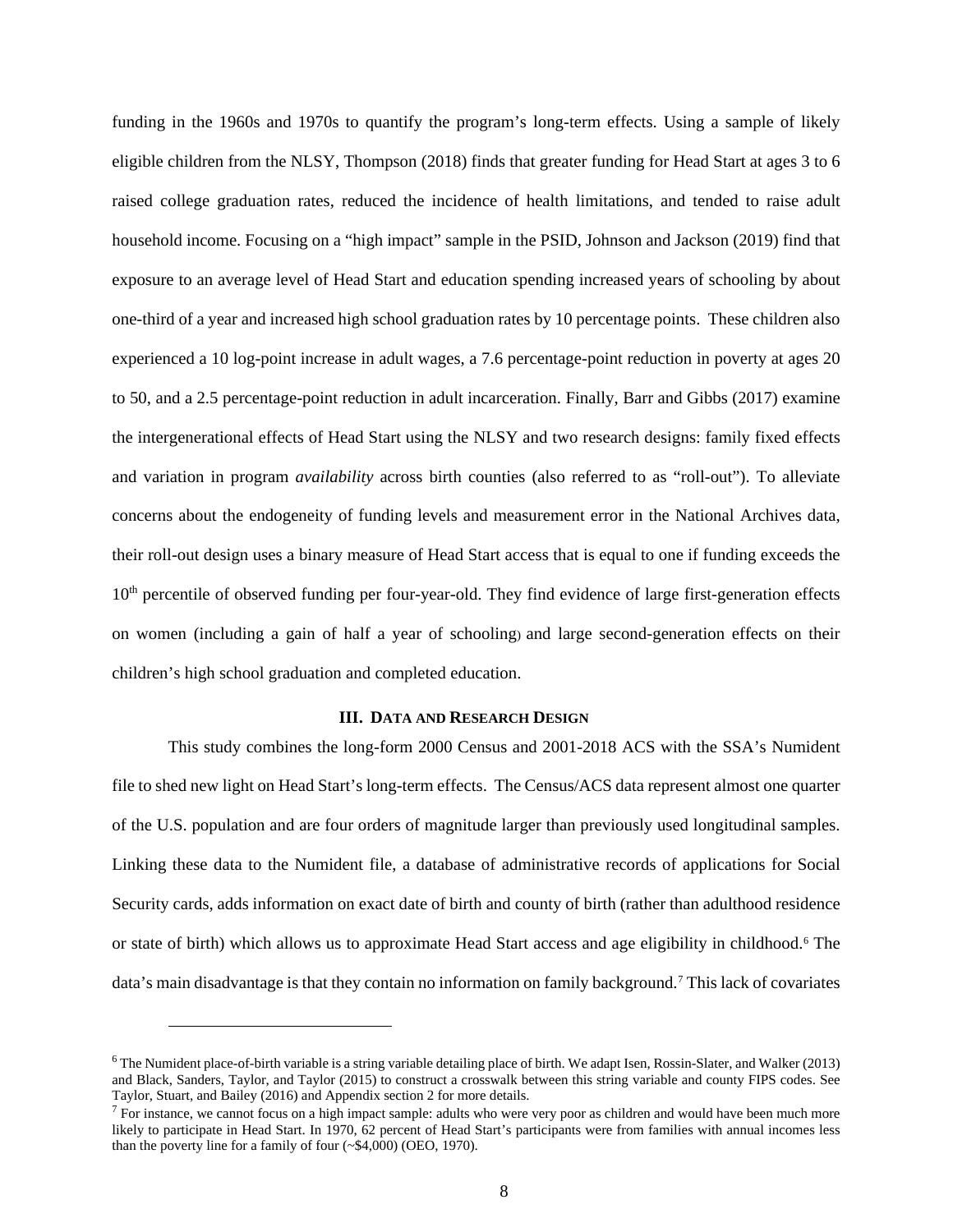funding in the 1960s and 1970s to quantify the program's long-term effects. Using a sample of likely eligible children from the NLSY, Thompson (2018) finds that greater funding for Head Start at ages 3 to 6 raised college graduation rates, reduced the incidence of health limitations, and tended to raise adult household income. Focusing on a "high impact" sample in the PSID, Johnson and Jackson (2019) find that exposure to an average level of Head Start and education spending increased years of schooling by about one-third of a year and increased high school graduation rates by 10 percentage points. These children also experienced a 10 log-point increase in adult wages, a 7.6 percentage-point reduction in poverty at ages 20 to 50, and a 2.5 percentage-point reduction in adult incarceration. Finally, Barr and Gibbs (2017) examine the intergenerational effects of Head Start using the NLSY and two research designs: family fixed effects and variation in program *availability* across birth counties (also referred to as "roll-out"). To alleviate concerns about the endogeneity of funding levels and measurement error in the National Archives data, their roll-out design uses a binary measure of Head Start access that is equal to one if funding exceeds the 10th percentile of observed funding per four-year-old. They find evidence of large first-generation effects on women (including a gain of half a year of schooling) and large second-generation effects on their children's high school graduation and completed education.

## III. DATA AND RESEARCH DESIGN

This study combines the long-form 2000 Census and 2001-2018 ACS with the SSA's Numident file to shed new light on Head Start's long-term effects. The Census/ACS data represent almost one quarter of the U.S. population and are four orders of magnitude larger than previously used longitudinal samples. Linking these data to the Numident file, a database of administrative records of applications for Social Security cards, adds information on exact date of birth and county of birth (rather than adulthood residence or state of birth) which allows us to approximate Head Start access and age eligibility in childhood.[6] The data's main disadvantage is that they contain no information on family background.[7] This lack of covariates

---

[6] The Numident place-of-birth variable is a string variable detailing place of birth. We adapt Isen, Rossin-Slater, and Walker (2013) and Black, Sanders, Taylor, and Taylor (2015) to construct a crosswalk between this string variable and county FIPS codes. See Taylor, Stuart, and Bailey (2016) and Appendix section 2 for more details.

[7] For instance, we cannot focus on a high impact sample: adults who were very poor as children and would have been much more likely to participate in Head Start. In 1970, 62 percent of Head Start's participants were from families with annual incomes less than the poverty line for a family of four (~$4,000) (OEO, 1970).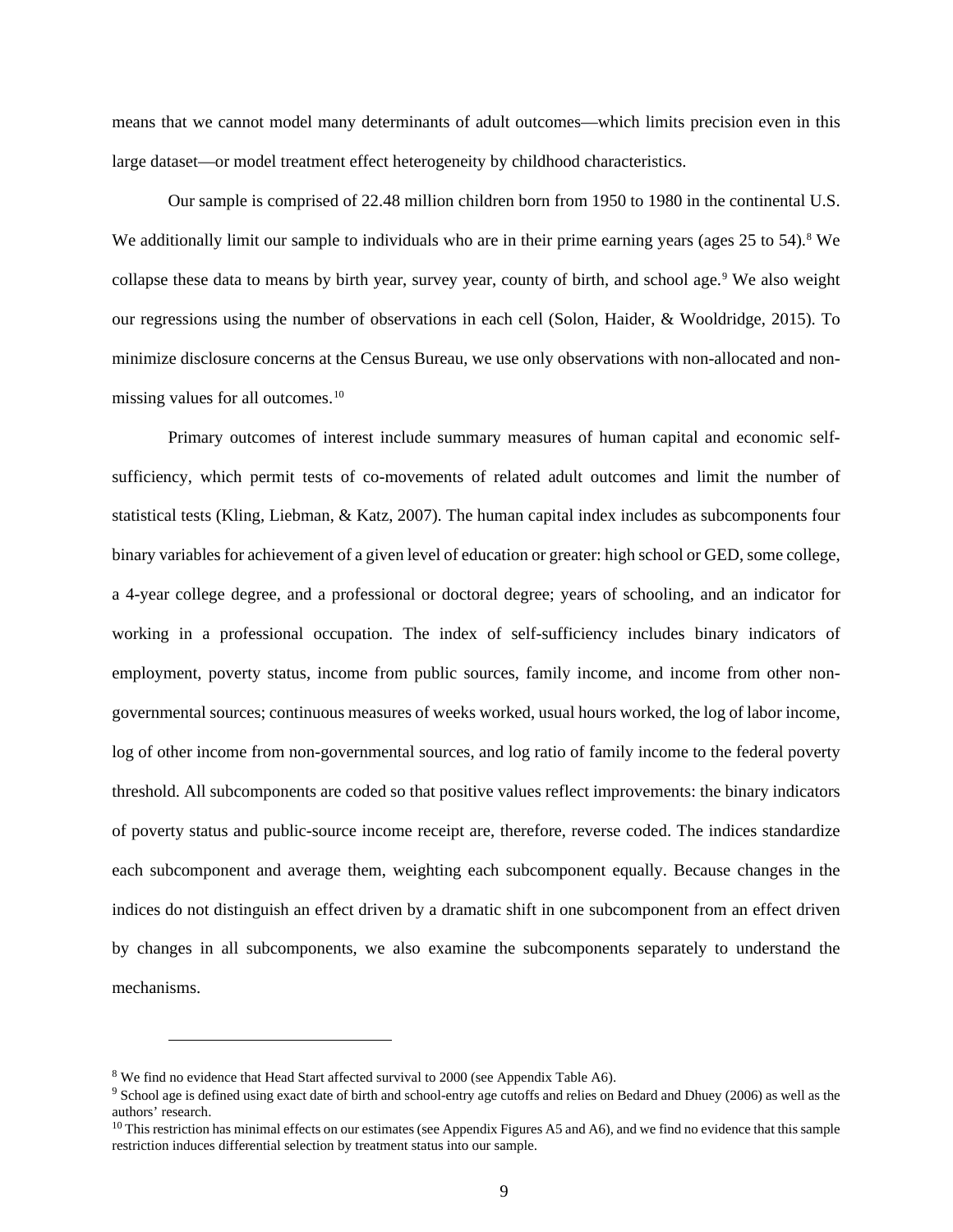means that we cannot model many determinants of adult outcomes—which limits precision even in this large dataset—or model treatment effect heterogeneity by childhood characteristics.

Our sample is comprised of 22.48 million children born from 1950 to 1980 in the continental U.S. We additionally limit our sample to individuals who are in their prime earning years (ages 25 to 54).[8] We collapse these data to means by birth year, survey year, county of birth, and school age.[9] We also weight our regressions using the number of observations in each cell (Solon, Haider, & Wooldridge, 2015). To minimize disclosure concerns at the Census Bureau, we use only observations with non-allocated and non-missing values for all outcomes.[10]

Primary outcomes of interest include summary measures of human capital and economic self-sufficiency, which permit tests of co-movements of related adult outcomes and limit the number of statistical tests (Kling, Liebman, & Katz, 2007). The human capital index includes as subcomponents four binary variables for achievement of a given level of education or greater: high school or GED, some college, a 4-year college degree, and a professional or doctoral degree; years of schooling, and an indicator for working in a professional occupation. The index of self-sufficiency includes binary indicators of employment, poverty status, income from public sources, family income, and income from other non-governmental sources; continuous measures of weeks worked, usual hours worked, the log of labor income, log of other income from non-governmental sources, and log ratio of family income to the federal poverty threshold. All subcomponents are coded so that positive values reflect improvements: the binary indicators of poverty status and public-source income receipt are, therefore, reverse coded. The indices standardize each subcomponent and average them, weighting each subcomponent equally. Because changes in the indices do not distinguish an effect driven by a dramatic shift in one subcomponent from an effect driven by changes in all subcomponents, we also examine the subcomponents separately to understand the mechanisms.

---

[8] We find no evidence that Head Start affected survival to 2000 (see Appendix Table A6).

[9] School age is defined using exact date of birth and school-entry age cutoffs and relies on Bedard and Dhuey (2006) as well as the authors' research.

[10] This restriction has minimal effects on our estimates (see Appendix Figures A5 and A6), and we find no evidence that this sample restriction induces differential selection by treatment status into our sample.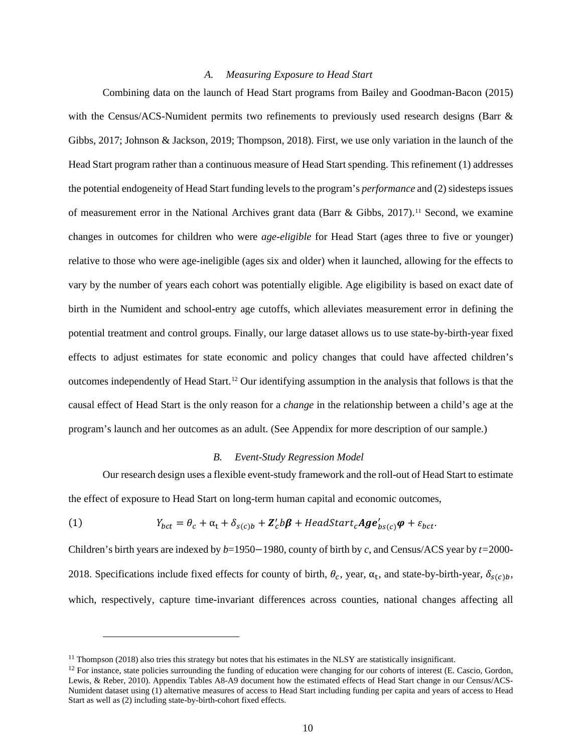### A. Measuring Exposure to Head Start

Combining data on the launch of Head Start programs from Bailey and Goodman-Bacon (2015) with the Census/ACS-Numident permits two refinements to previously used research designs (Barr & Gibbs, 2017; Johnson & Jackson, 2019; Thompson, 2018). First, we use only variation in the launch of the Head Start program rather than a continuous measure of Head Start spending. This refinement (1) addresses the potential endogeneity of Head Start funding levels to the program's *performance* and (2) sidesteps issues of measurement error in the National Archives grant data (Barr & Gibbs, 2017).[11] Second, we examine changes in outcomes for children who were *age-eligible* for Head Start (ages three to five or younger) relative to those who were age-ineligible (ages six and older) when it launched, allowing for the effects to vary by the number of years each cohort was potentially eligible. Age eligibility is based on exact date of birth in the Numident and school-entry age cutoffs, which alleviates measurement error in defining the potential treatment and control groups. Finally, our large dataset allows us to use state-by-birth-year fixed effects to adjust estimates for state economic and policy changes that could have affected children's outcomes independently of Head Start.[12] Our identifying assumption in the analysis that follows is that the causal effect of Head Start is the only reason for a *change* in the relationship between a child's age at the program's launch and her outcomes as an adult. (See Appendix for more description of our sample.)

### B. Event-Study Regression Model

Our research design uses a flexible event-study framework and the roll-out of Head Start to estimate the effect of exposure to Head Start on long-term human capital and economic outcomes,

$$(1) \qquad Y_{bct} = \theta_c + \alpha_t + \delta_{s(c)b} + \boldsymbol{Z}'_c b \boldsymbol{\beta} + HeadStart_c \boldsymbol{Age}'_{bs(c)} \boldsymbol{\varphi} + \varepsilon_{bct}.$$

Children's birth years are indexed by $b$=1950−1980, county of birth by $c$, and Census/ACS year by $t$=2000-2018. Specifications include fixed effects for county of birth, $\theta_c$, year, $\alpha_t$, and state-by-birth-year, $\delta_{s(c)b}$, which, respectively, capture time-invariant differences across counties, national changes affecting all

[11] Thompson (2018) also tries this strategy but notes that his estimates in the NLSY are statistically insignificant.

[12] For instance, state policies surrounding the funding of education were changing for our cohorts of interest (E. Cascio, Gordon, Lewis, & Reber, 2010). Appendix Tables A8-A9 document how the estimated effects of Head Start change in our Census/ACS-Numident dataset using (1) alternative measures of access to Head Start including funding per capita and years of access to Head Start as well as (2) including state-by-birth-cohort fixed effects.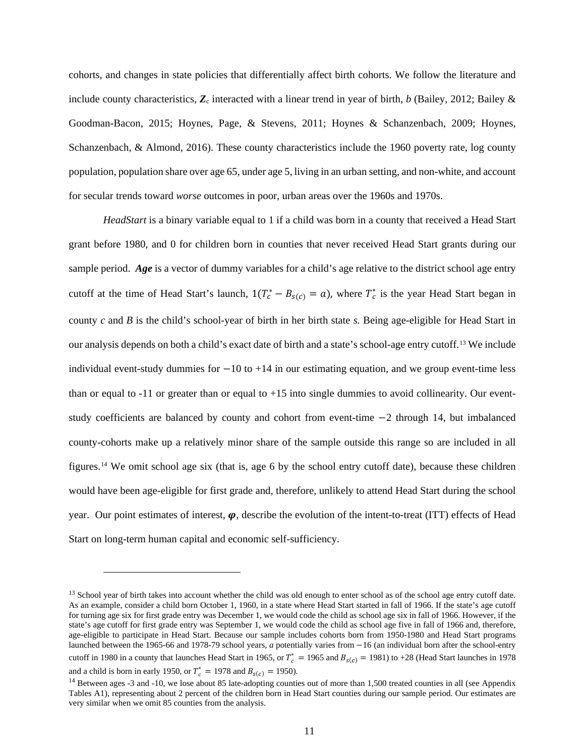cohorts, and changes in state policies that differentially affect birth cohorts. We follow the literature and include county characteristics, $\boldsymbol{Z}_c$ interacted with a linear trend in year of birth, $b$ (Bailey, 2012; Bailey & Goodman-Bacon, 2015; Hoynes, Page, & Stevens, 2011; Hoynes & Schanzenbach, 2009; Hoynes, Schanzenbach, & Almond, 2016). These county characteristics include the 1960 poverty rate, log county population, population share over age 65, under age 5, living in an urban setting, and non-white, and account for secular trends toward *worse* outcomes in poor, urban areas over the 1960s and 1970s.

*HeadStart* is a binary variable equal to 1 if a child was born in a county that received a Head Start grant before 1980, and 0 for children born in counties that never received Head Start grants during our sample period. ***Age*** is a vector of dummy variables for a child's age relative to the district school age entry cutoff at the time of Head Start's launch, $1(T_c^* - B_{s(c)} = a)$, where $T_c^*$ is the year Head Start began in county $c$ and $B$ is the child's school-year of birth in her birth state $s$. Being age-eligible for Head Start in our analysis depends on both a child's exact date of birth and a state's school-age entry cutoff.[13] We include individual event-study dummies for $-10$ to +14 in our estimating equation, and we group event-time less than or equal to -11 or greater than or equal to +15 into single dummies to avoid collinearity. Our event-study coefficients are balanced by county and cohort from event-time $-2$ through 14, but imbalanced county-cohorts make up a relatively minor share of the sample outside this range so are included in all figures.[14] We omit school age six (that is, age 6 by the school entry cutoff date), because these children would have been age-eligible for first grade and, therefore, unlikely to attend Head Start during the school year. Our point estimates of interest, $\boldsymbol{\varphi}$, describe the evolution of the intent-to-treat (ITT) effects of Head Start on long-term human capital and economic self-sufficiency.

---

[13] School year of birth takes into account whether the child was old enough to enter school as of the school age entry cutoff date. As an example, consider a child born October 1, 1960, in a state where Head Start started in fall of 1966. If the state's age cutoff for turning age six for first grade entry was December 1, we would code the child as school age six in fall of 1966. However, if the state's age cutoff for first grade entry was September 1, we would code the child as school age five in fall of 1966 and, therefore, age-eligible to participate in Head Start. Because our sample includes cohorts born from 1950-1980 and Head Start programs launched between the 1965-66 and 1978-79 school years, $a$ potentially varies from $-16$ (an individual born after the school-entry cutoff in 1980 in a county that launches Head Start in 1965, or $T_c^* = 1965$ and $B_{s(c)} = 1981$) to +28 (Head Start launches in 1978 and a child is born in early 1950, or $T_c^* = 1978$ and $B_{s(c)} = 1950$).

[14] Between ages -3 and -10, we lose about 85 late-adopting counties out of more than 1,500 treated counties in all (see Appendix Tables A1), representing about 2 percent of the children born in Head Start counties during our sample period. Our estimates are very similar when we omit 85 counties from the analysis.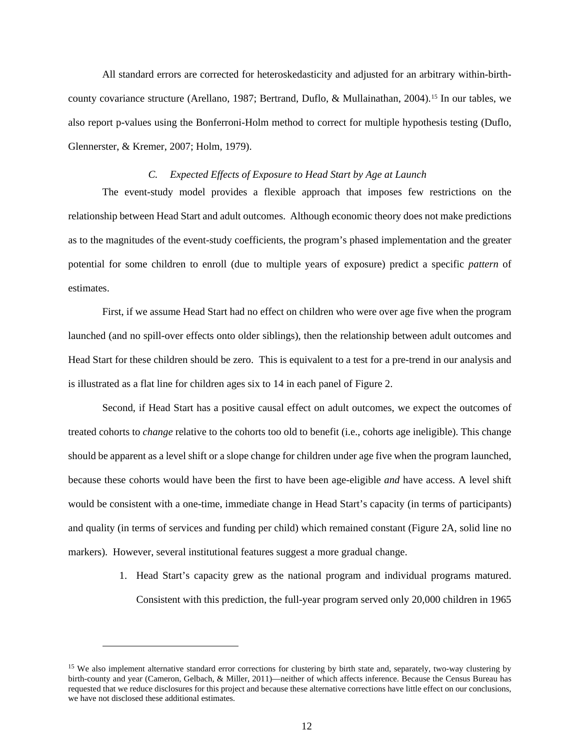All standard errors are corrected for heteroskedasticity and adjusted for an arbitrary within-birth-county covariance structure (Arellano, 1987; Bertrand, Duflo, & Mullainathan, 2004).[15] In our tables, we also report p-values using the Bonferroni-Holm method to correct for multiple hypothesis testing (Duflo, Glennerster, & Kremer, 2007; Holm, 1979).

### *C. Expected Effects of Exposure to Head Start by Age at Launch*

The event-study model provides a flexible approach that imposes few restrictions on the relationship between Head Start and adult outcomes. Although economic theory does not make predictions as to the magnitudes of the event-study coefficients, the program's phased implementation and the greater potential for some children to enroll (due to multiple years of exposure) predict a specific *pattern* of estimates.

First, if we assume Head Start had no effect on children who were over age five when the program launched (and no spill-over effects onto older siblings), then the relationship between adult outcomes and Head Start for these children should be zero. This is equivalent to a test for a pre-trend in our analysis and is illustrated as a flat line for children ages six to 14 in each panel of Figure 2.

Second, if Head Start has a positive causal effect on adult outcomes, we expect the outcomes of treated cohorts to *change* relative to the cohorts too old to benefit (i.e., cohorts age ineligible). This change should be apparent as a level shift or a slope change for children under age five when the program launched, because these cohorts would have been the first to have been age-eligible *and* have access. A level shift would be consistent with a one-time, immediate change in Head Start's capacity (in terms of participants) and quality (in terms of services and funding per child) which remained constant (Figure 2A, solid line no markers). However, several institutional features suggest a more gradual change.

1. Head Start's capacity grew as the national program and individual programs matured. Consistent with this prediction, the full-year program served only 20,000 children in 1965

---

[15] We also implement alternative standard error corrections for clustering by birth state and, separately, two-way clustering by birth-county and year (Cameron, Gelbach, & Miller, 2011)—neither of which affects inference. Because the Census Bureau has requested that we reduce disclosures for this project and because these alternative corrections have little effect on our conclusions, we have not disclosed these additional estimates.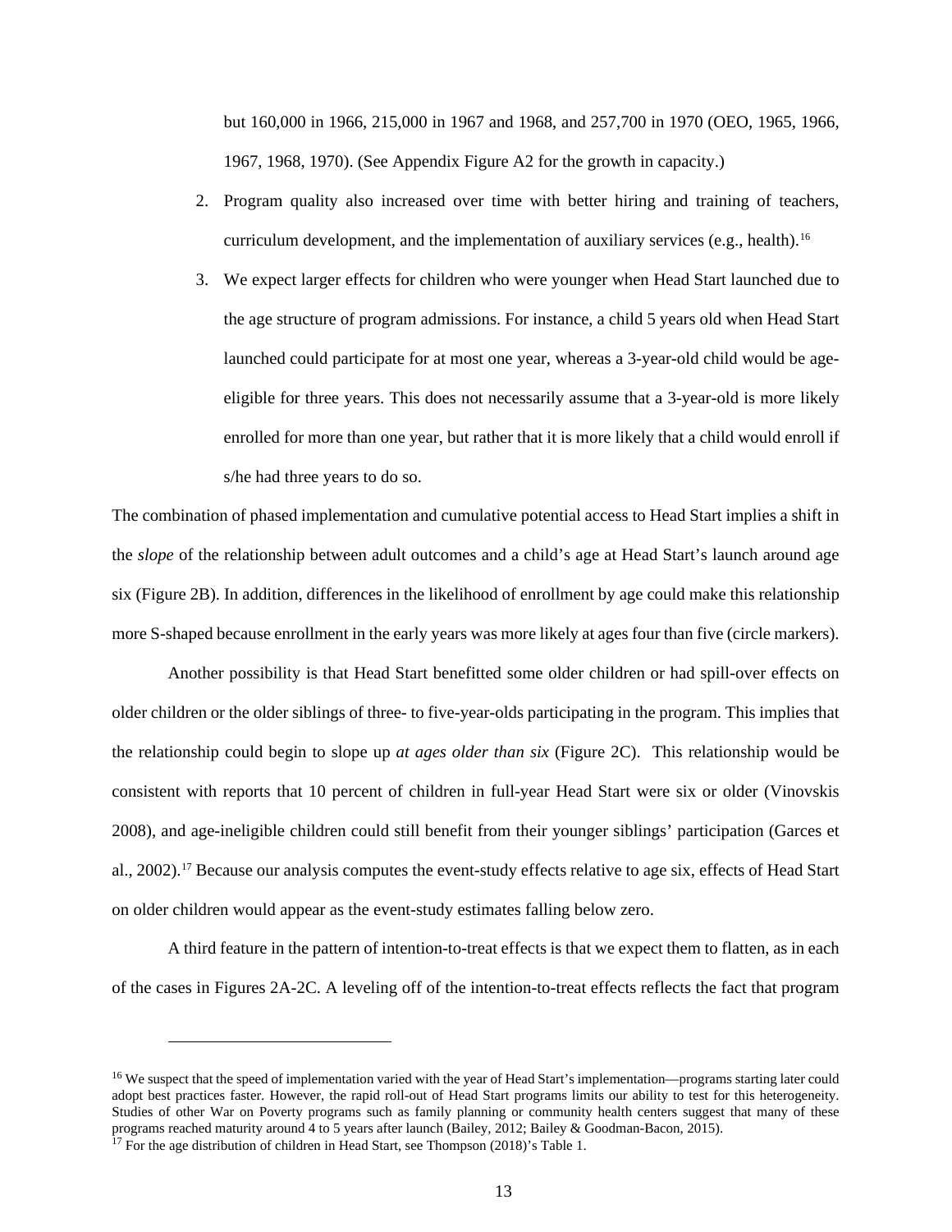but 160,000 in 1966, 215,000 in 1967 and 1968, and 257,700 in 1970 (OEO, 1965, 1966, 1967, 1968, 1970). (See Appendix Figure A2 for the growth in capacity.)

2. Program quality also increased over time with better hiring and training of teachers, curriculum development, and the implementation of auxiliary services (e.g., health).[16]
3. We expect larger effects for children who were younger when Head Start launched due to the age structure of program admissions. For instance, a child 5 years old when Head Start launched could participate for at most one year, whereas a 3-year-old child would be age-eligible for three years. This does not necessarily assume that a 3-year-old is more likely enrolled for more than one year, but rather that it is more likely that a child would enroll if s/he had three years to do so.

The combination of phased implementation and cumulative potential access to Head Start implies a shift in the *slope* of the relationship between adult outcomes and a child's age at Head Start's launch around age six (Figure 2B). In addition, differences in the likelihood of enrollment by age could make this relationship more S-shaped because enrollment in the early years was more likely at ages four than five (circle markers).

Another possibility is that Head Start benefitted some older children or had spill-over effects on older children or the older siblings of three- to five-year-olds participating in the program. This implies that the relationship could begin to slope up *at ages older than six* (Figure 2C). This relationship would be consistent with reports that 10 percent of children in full-year Head Start were six or older (Vinovskis 2008), and age-ineligible children could still benefit from their younger siblings' participation (Garces et al., 2002).[17] Because our analysis computes the event-study effects relative to age six, effects of Head Start on older children would appear as the event-study estimates falling below zero.

A third feature in the pattern of intention-to-treat effects is that we expect them to flatten, as in each of the cases in Figures 2A-2C. A leveling off of the intention-to-treat effects reflects the fact that program

[16] We suspect that the speed of implementation varied with the year of Head Start's implementation—programs starting later could adopt best practices faster. However, the rapid roll-out of Head Start programs limits our ability to test for this heterogeneity. Studies of other War on Poverty programs such as family planning or community health centers suggest that many of these programs reached maturity around 4 to 5 years after launch (Bailey, 2012; Bailey & Goodman-Bacon, 2015).

[17] For the age distribution of children in Head Start, see Thompson (2018)'s Table 1.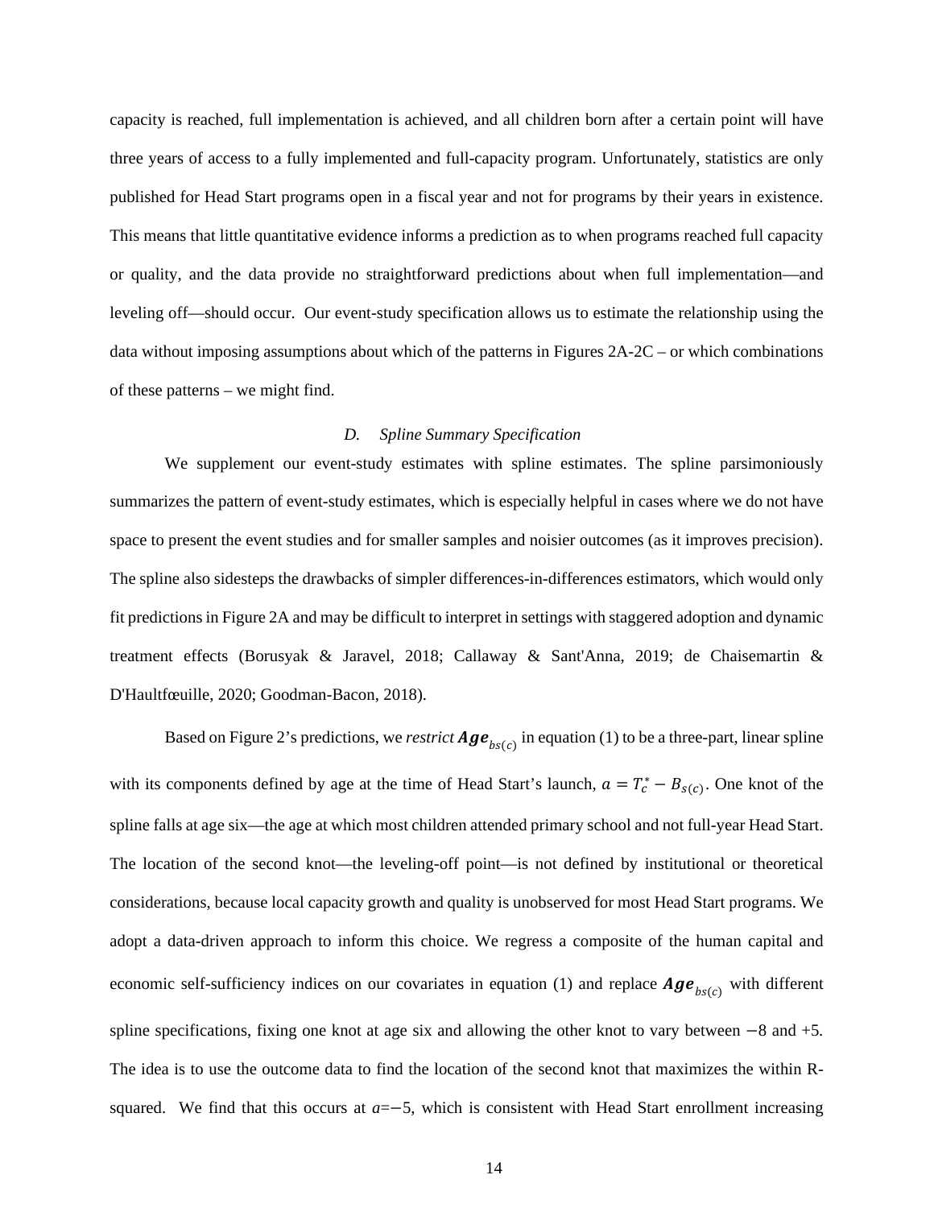capacity is reached, full implementation is achieved, and all children born after a certain point will have three years of access to a fully implemented and full-capacity program. Unfortunately, statistics are only published for Head Start programs open in a fiscal year and not for programs by their years in existence. This means that little quantitative evidence informs a prediction as to when programs reached full capacity or quality, and the data provide no straightforward predictions about when full implementation—and leveling off—should occur. Our event-study specification allows us to estimate the relationship using the data without imposing assumptions about which of the patterns in Figures 2A-2C – or which combinations of these patterns – we might find.

### *D. Spline Summary Specification*

We supplement our event-study estimates with spline estimates. The spline parsimoniously summarizes the pattern of event-study estimates, which is especially helpful in cases where we do not have space to present the event studies and for smaller samples and noisier outcomes (as it improves precision). The spline also sidesteps the drawbacks of simpler differences-in-differences estimators, which would only fit predictions in Figure 2A and may be difficult to interpret in settings with staggered adoption and dynamic treatment effects (Borusyak & Jaravel, 2018; Callaway & Sant'Anna, 2019; de Chaisemartin & D'Haultfœuille, 2020; Goodman-Bacon, 2018).

Based on Figure 2's predictions, we *restrict* $\boldsymbol{Age}_{bs(c)}$ in equation (1) to be a three-part, linear spline with its components defined by age at the time of Head Start's launch, $a = T_c^* - B_{s(c)}$. One knot of the spline falls at age six—the age at which most children attended primary school and not full-year Head Start. The location of the second knot—the leveling-off point—is not defined by institutional or theoretical considerations, because local capacity growth and quality is unobserved for most Head Start programs. We adopt a data-driven approach to inform this choice. We regress a composite of the human capital and economic self-sufficiency indices on our covariates in equation (1) and replace $\boldsymbol{Age}_{bs(c)}$ with different spline specifications, fixing one knot at age six and allowing the other knot to vary between $-8$ and $+5$. The idea is to use the outcome data to find the location of the second knot that maximizes the within R-squared. We find that this occurs at $a=-5$, which is consistent with Head Start enrollment increasing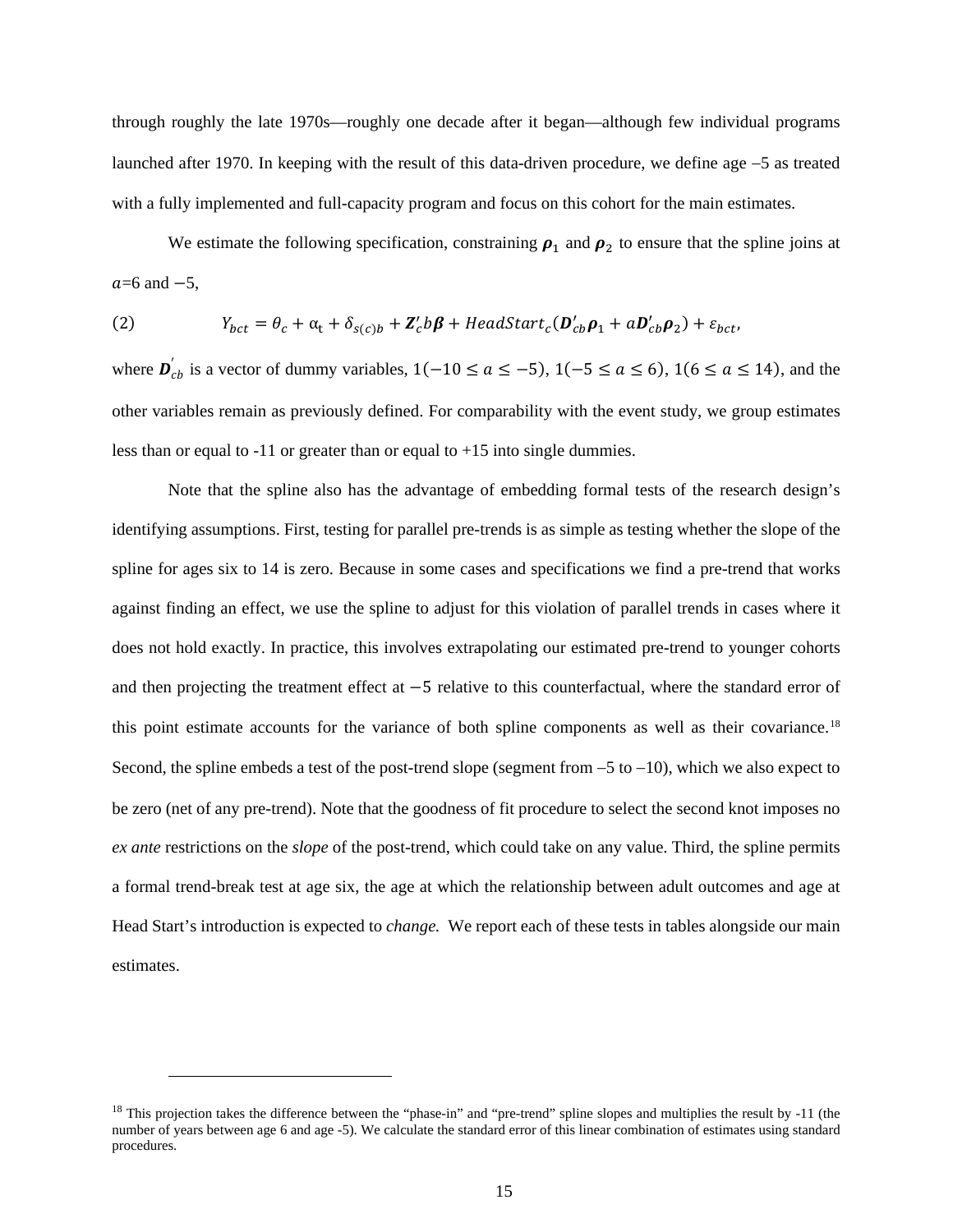through roughly the late 1970s—roughly one decade after it began—although few individual programs launched after 1970. In keeping with the result of this data-driven procedure, we define age –5 as treated with a fully implemented and full-capacity program and focus on this cohort for the main estimates.

We estimate the following specification, constraining $\boldsymbol{\rho}_1$ and $\boldsymbol{\rho}_2$ to ensure that the spline joins at $a$=6 and $-5$,

$$(2) \qquad Y_{bct} = \theta_c + \alpha_t + \delta_{s(c)b} + \boldsymbol{Z}_c' b \boldsymbol{\beta} + HeadStart_c(\boldsymbol{D}_{cb}' \boldsymbol{\rho}_1 + a\boldsymbol{D}_{cb}' \boldsymbol{\rho}_2) + \varepsilon_{bct},$$

where $\boldsymbol{D}_{cb}^{'}$ is a vector of dummy variables, $1(-10 \leq a \leq -5)$, $1(-5 \leq a \leq 6)$, $1(6 \leq a \leq 14)$, and the other variables remain as previously defined. For comparability with the event study, we group estimates less than or equal to -11 or greater than or equal to +15 into single dummies.

Note that the spline also has the advantage of embedding formal tests of the research design's identifying assumptions. First, testing for parallel pre-trends is as simple as testing whether the slope of the spline for ages six to 14 is zero. Because in some cases and specifications we find a pre-trend that works against finding an effect, we use the spline to adjust for this violation of parallel trends in cases where it does not hold exactly. In practice, this involves extrapolating our estimated pre-trend to younger cohorts and then projecting the treatment effect at $-5$ relative to this counterfactual, where the standard error of this point estimate accounts for the variance of both spline components as well as their covariance.[18] Second, the spline embeds a test of the post-trend slope (segment from –5 to –10), which we also expect to be zero (net of any pre-trend). Note that the goodness of fit procedure to select the second knot imposes no *ex ante* restrictions on the *slope* of the post-trend, which could take on any value. Third, the spline permits a formal trend-break test at age six, the age at which the relationship between adult outcomes and age at Head Start's introduction is expected to *change.* We report each of these tests in tables alongside our main estimates.

[18] This projection takes the difference between the "phase-in" and "pre-trend" spline slopes and multiplies the result by -11 (the number of years between age 6 and age -5). We calculate the standard error of this linear combination of estimates using standard procedures.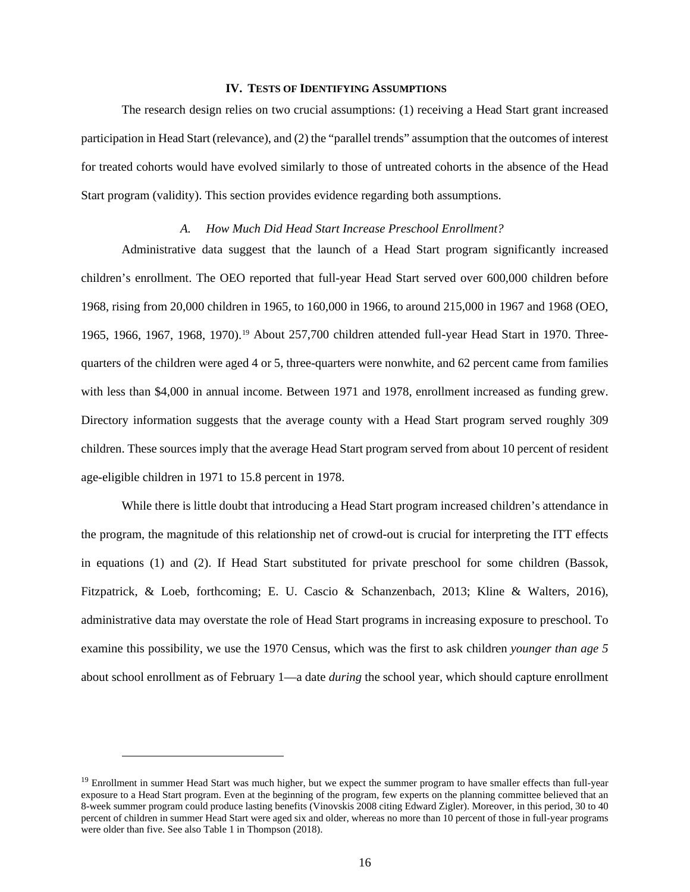## IV. TESTS OF IDENTIFYING ASSUMPTIONS

The research design relies on two crucial assumptions: (1) receiving a Head Start grant increased participation in Head Start (relevance), and (2) the "parallel trends" assumption that the outcomes of interest for treated cohorts would have evolved similarly to those of untreated cohorts in the absence of the Head Start program (validity). This section provides evidence regarding both assumptions.

### *A. How Much Did Head Start Increase Preschool Enrollment?*

Administrative data suggest that the launch of a Head Start program significantly increased children's enrollment. The OEO reported that full-year Head Start served over 600,000 children before 1968, rising from 20,000 children in 1965, to 160,000 in 1966, to around 215,000 in 1967 and 1968 (OEO, 1965, 1966, 1967, 1968, 1970).[19] About 257,700 children attended full-year Head Start in 1970. Three-quarters of the children were aged 4 or 5, three-quarters were nonwhite, and 62 percent came from families with less than $4,000 in annual income. Between 1971 and 1978, enrollment increased as funding grew. Directory information suggests that the average county with a Head Start program served roughly 309 children. These sources imply that the average Head Start program served from about 10 percent of resident age-eligible children in 1971 to 15.8 percent in 1978.

While there is little doubt that introducing a Head Start program increased children's attendance in the program, the magnitude of this relationship net of crowd-out is crucial for interpreting the ITT effects in equations (1) and (2). If Head Start substituted for private preschool for some children (Bassok, Fitzpatrick, & Loeb, forthcoming; E. U. Cascio & Schanzenbach, 2013; Kline & Walters, 2016), administrative data may overstate the role of Head Start programs in increasing exposure to preschool. To examine this possibility, we use the 1970 Census, which was the first to ask children *younger than age 5* about school enrollment as of February 1—a date *during* the school year, which should capture enrollment

[19] Enrollment in summer Head Start was much higher, but we expect the summer program to have smaller effects than full-year exposure to a Head Start program. Even at the beginning of the program, few experts on the planning committee believed that an 8-week summer program could produce lasting benefits (Vinovskis 2008 citing Edward Zigler). Moreover, in this period, 30 to 40 percent of children in summer Head Start were aged six and older, whereas no more than 10 percent of those in full-year programs were older than five. See also Table 1 in Thompson (2018).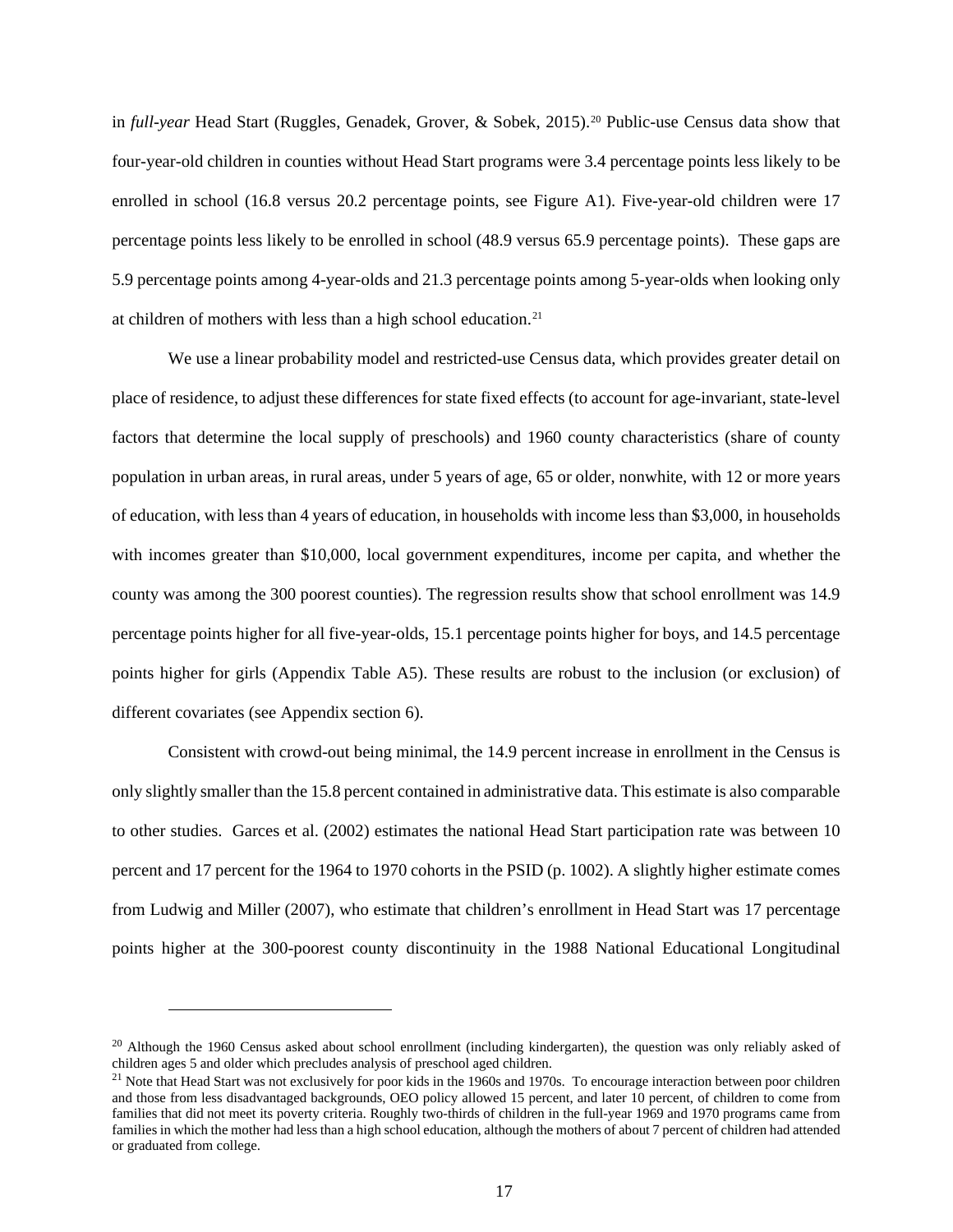in *full-year* Head Start (Ruggles, Genadek, Grover, & Sobek, 2015).[20] Public-use Census data show that four-year-old children in counties without Head Start programs were 3.4 percentage points less likely to be enrolled in school (16.8 versus 20.2 percentage points, see Figure A1). Five-year-old children were 17 percentage points less likely to be enrolled in school (48.9 versus 65.9 percentage points). These gaps are 5.9 percentage points among 4-year-olds and 21.3 percentage points among 5-year-olds when looking only at children of mothers with less than a high school education.[21]

We use a linear probability model and restricted-use Census data, which provides greater detail on place of residence, to adjust these differences for state fixed effects (to account for age-invariant, state-level factors that determine the local supply of preschools) and 1960 county characteristics (share of county population in urban areas, in rural areas, under 5 years of age, 65 or older, nonwhite, with 12 or more years of education, with less than 4 years of education, in households with income less than \$3,000, in households with incomes greater than \$10,000, local government expenditures, income per capita, and whether the county was among the 300 poorest counties). The regression results show that school enrollment was 14.9 percentage points higher for all five-year-olds, 15.1 percentage points higher for boys, and 14.5 percentage points higher for girls (Appendix Table A5). These results are robust to the inclusion (or exclusion) of different covariates (see Appendix section 6).

Consistent with crowd-out being minimal, the 14.9 percent increase in enrollment in the Census is only slightly smaller than the 15.8 percent contained in administrative data. This estimate is also comparable to other studies. Garces et al. (2002) estimates the national Head Start participation rate was between 10 percent and 17 percent for the 1964 to 1970 cohorts in the PSID (p. 1002). A slightly higher estimate comes from Ludwig and Miller (2007), who estimate that children's enrollment in Head Start was 17 percentage points higher at the 300-poorest county discontinuity in the 1988 National Educational Longitudinal

---

[20] Although the 1960 Census asked about school enrollment (including kindergarten), the question was only reliably asked of children ages 5 and older which precludes analysis of preschool aged children.

[21] Note that Head Start was not exclusively for poor kids in the 1960s and 1970s. To encourage interaction between poor children and those from less disadvantaged backgrounds, OEO policy allowed 15 percent, and later 10 percent, of children to come from families that did not meet its poverty criteria. Roughly two-thirds of children in the full-year 1969 and 1970 programs came from families in which the mother had less than a high school education, although the mothers of about 7 percent of children had attended or graduated from college.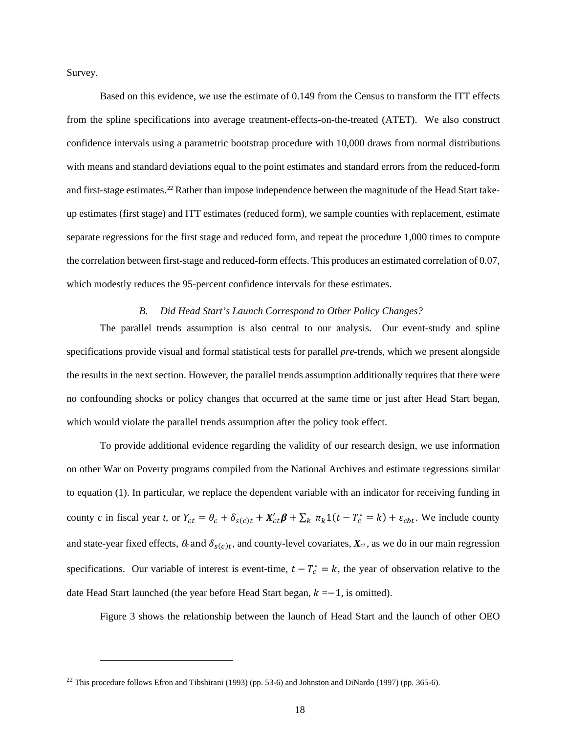Survey.

Based on this evidence, we use the estimate of 0.149 from the Census to transform the ITT effects from the spline specifications into average treatment-effects-on-the-treated (ATET). We also construct confidence intervals using a parametric bootstrap procedure with 10,000 draws from normal distributions with means and standard deviations equal to the point estimates and standard errors from the reduced-form and first-stage estimates.[22] Rather than impose independence between the magnitude of the Head Start take-up estimates (first stage) and ITT estimates (reduced form), we sample counties with replacement, estimate separate regressions for the first stage and reduced form, and repeat the procedure 1,000 times to compute the correlation between first-stage and reduced-form effects. This produces an estimated correlation of 0.07, which modestly reduces the 95-percent confidence intervals for these estimates.

### *B. Did Head Start's Launch Correspond to Other Policy Changes?*

The parallel trends assumption is also central to our analysis. Our event-study and spline specifications provide visual and formal statistical tests for parallel *pre*-trends, which we present alongside the results in the next section. However, the parallel trends assumption additionally requires that there were no confounding shocks or policy changes that occurred at the same time or just after Head Start began, which would violate the parallel trends assumption after the policy took effect.

To provide additional evidence regarding the validity of our research design, we use information on other War on Poverty programs compiled from the National Archives and estimate regressions similar to equation (1). In particular, we replace the dependent variable with an indicator for receiving funding in county *c* in fiscal year *t*, or $Y_{ct} = \theta_c + \delta_{s(c)t} + \boldsymbol{X}'_{ct}\boldsymbol{\beta} + \sum_k \pi_k 1(t - T_c^* = k) + \varepsilon_{cbt}$. We include county and state-year fixed effects, $\theta_c$ and $\delta_{s(c)t}$, and county-level covariates, $\boldsymbol{X}_{ct}$, as we do in our main regression specifications. Our variable of interest is event-time, $t - T_c^* = k$, the year of observation relative to the date Head Start launched (the year before Head Start began, $k = -1$, is omitted).

Figure 3 shows the relationship between the launch of Head Start and the launch of other OEO

---

[22] This procedure follows Efron and Tibshirani (1993) (pp. 53-6) and Johnston and DiNardo (1997) (pp. 365-6).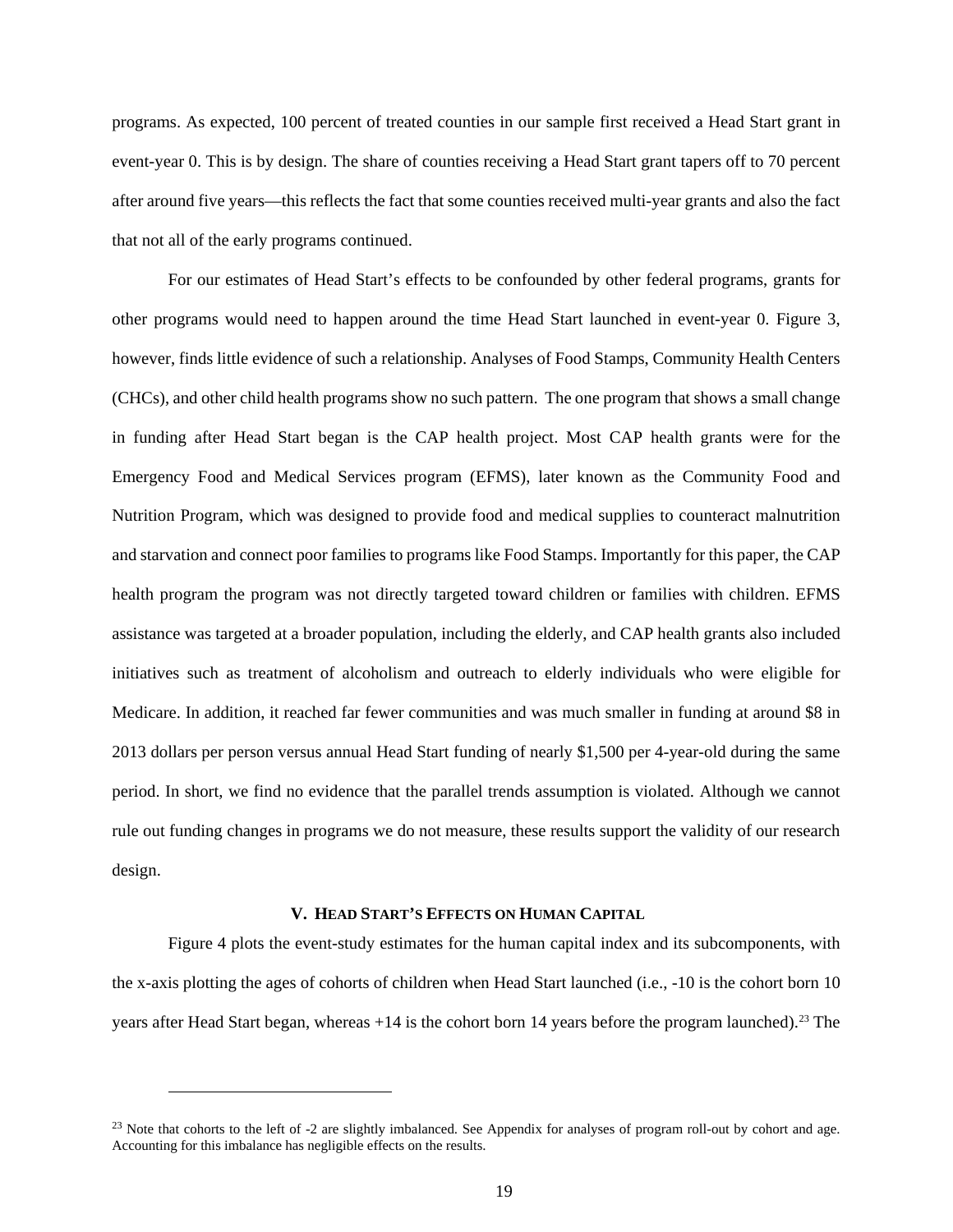programs. As expected, 100 percent of treated counties in our sample first received a Head Start grant in event-year 0. This is by design. The share of counties receiving a Head Start grant tapers off to 70 percent after around five years—this reflects the fact that some counties received multi-year grants and also the fact that not all of the early programs continued.

For our estimates of Head Start's effects to be confounded by other federal programs, grants for other programs would need to happen around the time Head Start launched in event-year 0. Figure 3, however, finds little evidence of such a relationship. Analyses of Food Stamps, Community Health Centers (CHCs), and other child health programs show no such pattern. The one program that shows a small change in funding after Head Start began is the CAP health project. Most CAP health grants were for the Emergency Food and Medical Services program (EFMS), later known as the Community Food and Nutrition Program, which was designed to provide food and medical supplies to counteract malnutrition and starvation and connect poor families to programs like Food Stamps. Importantly for this paper, the CAP health program the program was not directly targeted toward children or families with children. EFMS assistance was targeted at a broader population, including the elderly, and CAP health grants also included initiatives such as treatment of alcoholism and outreach to elderly individuals who were eligible for Medicare. In addition, it reached far fewer communities and was much smaller in funding at around \$8 in 2013 dollars per person versus annual Head Start funding of nearly \$1,500 per 4-year-old during the same period. In short, we find no evidence that the parallel trends assumption is violated. Although we cannot rule out funding changes in programs we do not measure, these results support the validity of our research design.

## V. Head Start's Effects on Human Capital

Figure 4 plots the event-study estimates for the human capital index and its subcomponents, with the x-axis plotting the ages of cohorts of children when Head Start launched (i.e., -10 is the cohort born 10 years after Head Start began, whereas +14 is the cohort born 14 years before the program launched).[23] The

[23] Note that cohorts to the left of -2 are slightly imbalanced. See Appendix for analyses of program roll-out by cohort and age. Accounting for this imbalance has negligible effects on the results.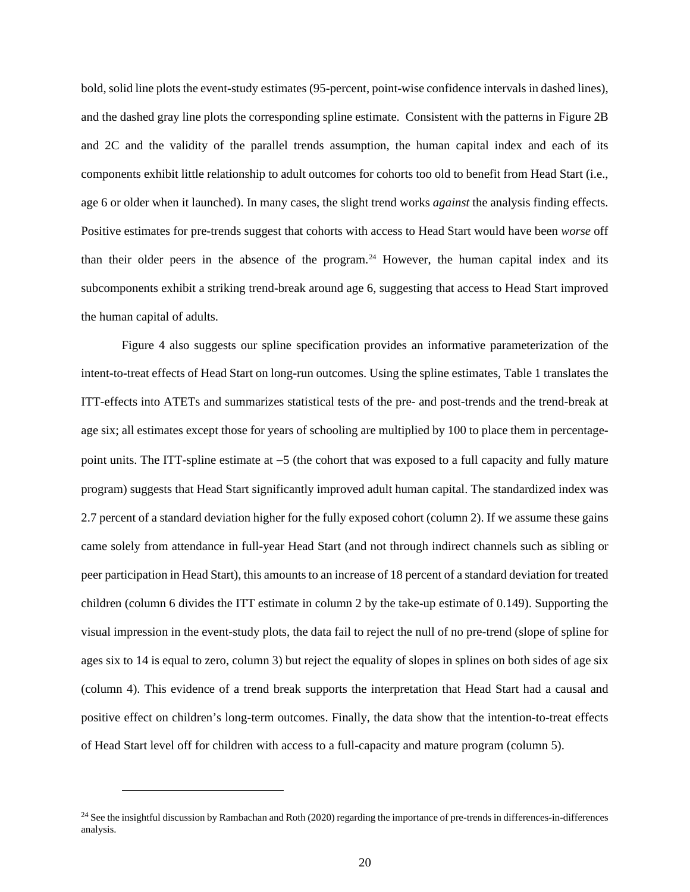bold, solid line plots the event-study estimates (95-percent, point-wise confidence intervals in dashed lines), and the dashed gray line plots the corresponding spline estimate. Consistent with the patterns in Figure 2B and 2C and the validity of the parallel trends assumption, the human capital index and each of its components exhibit little relationship to adult outcomes for cohorts too old to benefit from Head Start (i.e., age 6 or older when it launched). In many cases, the slight trend works *against* the analysis finding effects. Positive estimates for pre-trends suggest that cohorts with access to Head Start would have been *worse* off than their older peers in the absence of the program.[24] However, the human capital index and its subcomponents exhibit a striking trend-break around age 6, suggesting that access to Head Start improved the human capital of adults.

Figure 4 also suggests our spline specification provides an informative parameterization of the intent-to-treat effects of Head Start on long-run outcomes. Using the spline estimates, Table 1 translates the ITT-effects into ATETs and summarizes statistical tests of the pre- and post-trends and the trend-break at age six; all estimates except those for years of schooling are multiplied by 100 to place them in percentage-point units. The ITT-spline estimate at −5 (the cohort that was exposed to a full capacity and fully mature program) suggests that Head Start significantly improved adult human capital. The standardized index was 2.7 percent of a standard deviation higher for the fully exposed cohort (column 2). If we assume these gains came solely from attendance in full-year Head Start (and not through indirect channels such as sibling or peer participation in Head Start), this amounts to an increase of 18 percent of a standard deviation for treated children (column 6 divides the ITT estimate in column 2 by the take-up estimate of 0.149). Supporting the visual impression in the event-study plots, the data fail to reject the null of no pre-trend (slope of spline for ages six to 14 is equal to zero, column 3) but reject the equality of slopes in splines on both sides of age six (column 4). This evidence of a trend break supports the interpretation that Head Start had a causal and positive effect on children's long-term outcomes. Finally, the data show that the intention-to-treat effects of Head Start level off for children with access to a full-capacity and mature program (column 5).

[24] See the insightful discussion by Rambachan and Roth (2020) regarding the importance of pre-trends in differences-in-differences analysis.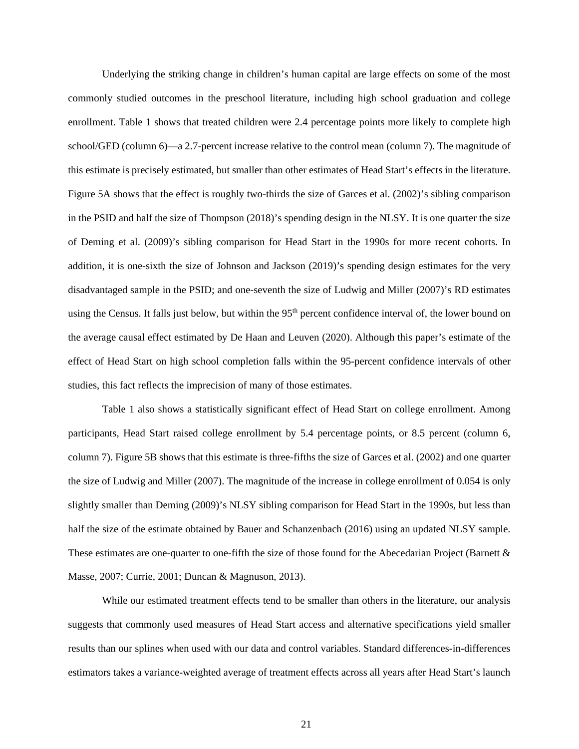Underlying the striking change in children's human capital are large effects on some of the most commonly studied outcomes in the preschool literature, including high school graduation and college enrollment. Table 1 shows that treated children were 2.4 percentage points more likely to complete high school/GED (column 6)—a 2.7-percent increase relative to the control mean (column 7). The magnitude of this estimate is precisely estimated, but smaller than other estimates of Head Start's effects in the literature. Figure 5A shows that the effect is roughly two-thirds the size of Garces et al. (2002)'s sibling comparison in the PSID and half the size of Thompson (2018)'s spending design in the NLSY. It is one quarter the size of Deming et al. (2009)'s sibling comparison for Head Start in the 1990s for more recent cohorts. In addition, it is one-sixth the size of Johnson and Jackson (2019)'s spending design estimates for the very disadvantaged sample in the PSID; and one-seventh the size of Ludwig and Miller (2007)'s RD estimates using the Census. It falls just below, but within the 95th percent confidence interval of, the lower bound on the average causal effect estimated by De Haan and Leuven (2020). Although this paper's estimate of the effect of Head Start on high school completion falls within the 95-percent confidence intervals of other studies, this fact reflects the imprecision of many of those estimates.

Table 1 also shows a statistically significant effect of Head Start on college enrollment. Among participants, Head Start raised college enrollment by 5.4 percentage points, or 8.5 percent (column 6, column 7). Figure 5B shows that this estimate is three-fifths the size of Garces et al. (2002) and one quarter the size of Ludwig and Miller (2007). The magnitude of the increase in college enrollment of 0.054 is only slightly smaller than Deming (2009)'s NLSY sibling comparison for Head Start in the 1990s, but less than half the size of the estimate obtained by Bauer and Schanzenbach (2016) using an updated NLSY sample. These estimates are one-quarter to one-fifth the size of those found for the Abecedarian Project (Barnett & Masse, 2007; Currie, 2001; Duncan & Magnuson, 2013).

While our estimated treatment effects tend to be smaller than others in the literature, our analysis suggests that commonly used measures of Head Start access and alternative specifications yield smaller results than our splines when used with our data and control variables. Standard differences-in-differences estimators takes a variance-weighted average of treatment effects across all years after Head Start's launch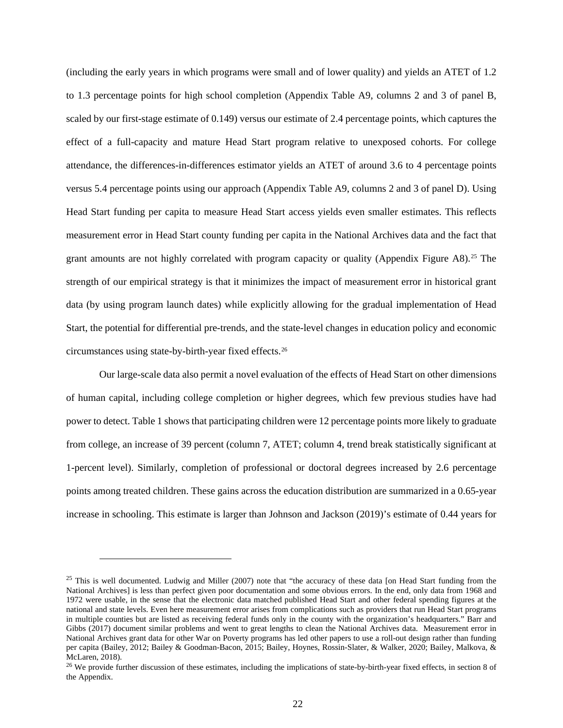(including the early years in which programs were small and of lower quality) and yields an ATET of 1.2 to 1.3 percentage points for high school completion (Appendix Table A9, columns 2 and 3 of panel B, scaled by our first-stage estimate of 0.149) versus our estimate of 2.4 percentage points, which captures the effect of a full-capacity and mature Head Start program relative to unexposed cohorts. For college attendance, the differences-in-differences estimator yields an ATET of around 3.6 to 4 percentage points versus 5.4 percentage points using our approach (Appendix Table A9, columns 2 and 3 of panel D). Using Head Start funding per capita to measure Head Start access yields even smaller estimates. This reflects measurement error in Head Start county funding per capita in the National Archives data and the fact that grant amounts are not highly correlated with program capacity or quality (Appendix Figure A8).[25] The strength of our empirical strategy is that it minimizes the impact of measurement error in historical grant data (by using program launch dates) while explicitly allowing for the gradual implementation of Head Start, the potential for differential pre-trends, and the state-level changes in education policy and economic circumstances using state-by-birth-year fixed effects.[26]

Our large-scale data also permit a novel evaluation of the effects of Head Start on other dimensions of human capital, including college completion or higher degrees, which few previous studies have had power to detect. Table 1 shows that participating children were 12 percentage points more likely to graduate from college, an increase of 39 percent (column 7, ATET; column 4, trend break statistically significant at 1-percent level). Similarly, completion of professional or doctoral degrees increased by 2.6 percentage points among treated children. These gains across the education distribution are summarized in a 0.65-year increase in schooling. This estimate is larger than Johnson and Jackson (2019)'s estimate of 0.44 years for

[25] This is well documented. Ludwig and Miller (2007) note that "the accuracy of these data [on Head Start funding from the National Archives] is less than perfect given poor documentation and some obvious errors. In the end, only data from 1968 and 1972 were usable, in the sense that the electronic data matched published Head Start and other federal spending figures at the national and state levels. Even here measurement error arises from complications such as providers that run Head Start programs in multiple counties but are listed as receiving federal funds only in the county with the organization's headquarters." Barr and Gibbs (2017) document similar problems and went to great lengths to clean the National Archives data. Measurement error in National Archives grant data for other War on Poverty programs has led other papers to use a roll-out design rather than funding per capita (Bailey, 2012; Bailey & Goodman-Bacon, 2015; Bailey, Hoynes, Rossin-Slater, & Walker, 2020; Bailey, Malkova, & McLaren, 2018).

[26] We provide further discussion of these estimates, including the implications of state-by-birth-year fixed effects, in section 8 of the Appendix.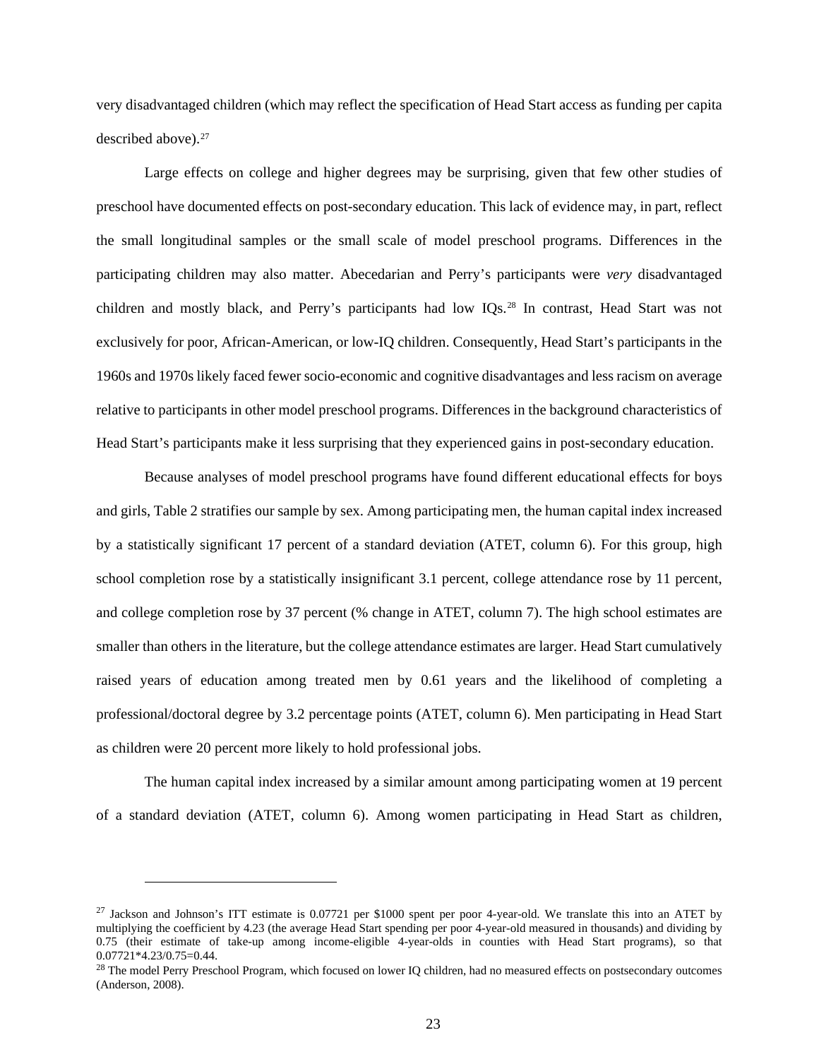very disadvantaged children (which may reflect the specification of Head Start access as funding per capita described above).[27]

Large effects on college and higher degrees may be surprising, given that few other studies of preschool have documented effects on post-secondary education. This lack of evidence may, in part, reflect the small longitudinal samples or the small scale of model preschool programs. Differences in the participating children may also matter. Abecedarian and Perry's participants were *very* disadvantaged children and mostly black, and Perry's participants had low IQs.[28] In contrast, Head Start was not exclusively for poor, African-American, or low-IQ children. Consequently, Head Start's participants in the 1960s and 1970s likely faced fewer socio-economic and cognitive disadvantages and less racism on average relative to participants in other model preschool programs. Differences in the background characteristics of Head Start's participants make it less surprising that they experienced gains in post-secondary education.

Because analyses of model preschool programs have found different educational effects for boys and girls, Table 2 stratifies our sample by sex. Among participating men, the human capital index increased by a statistically significant 17 percent of a standard deviation (ATET, column 6). For this group, high school completion rose by a statistically insignificant 3.1 percent, college attendance rose by 11 percent, and college completion rose by 37 percent (% change in ATET, column 7). The high school estimates are smaller than others in the literature, but the college attendance estimates are larger. Head Start cumulatively raised years of education among treated men by 0.61 years and the likelihood of completing a professional/doctoral degree by 3.2 percentage points (ATET, column 6). Men participating in Head Start as children were 20 percent more likely to hold professional jobs.

The human capital index increased by a similar amount among participating women at 19 percent of a standard deviation (ATET, column 6). Among women participating in Head Start as children,

---

[27] Jackson and Johnson's ITT estimate is 0.07721 per \$1000 spent per poor 4-year-old. We translate this into an ATET by multiplying the coefficient by 4.23 (the average Head Start spending per poor 4-year-old measured in thousands) and dividing by 0.75 (their estimate of take-up among income-eligible 4-year-olds in counties with Head Start programs), so that 0.07721\*4.23/0.75=0.44.

[28] The model Perry Preschool Program, which focused on lower IQ children, had no measured effects on postsecondary outcomes (Anderson, 2008).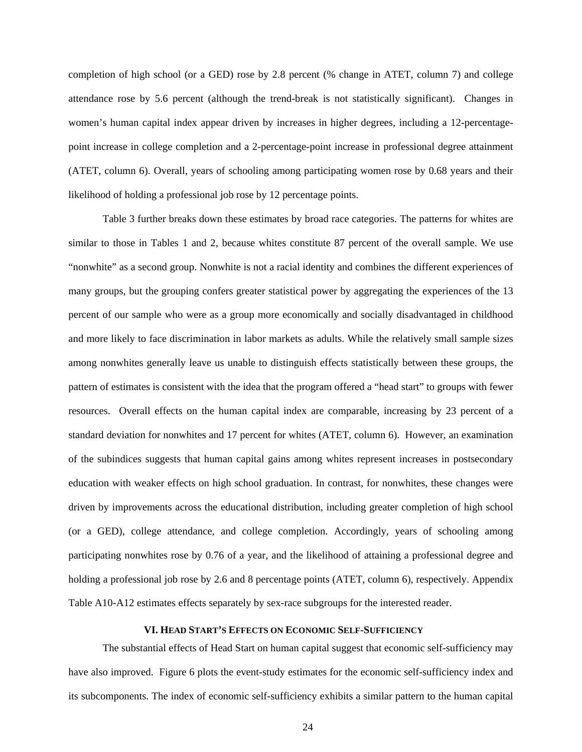completion of high school (or a GED) rose by 2.8 percent (% change in ATET, column 7) and college attendance rose by 5.6 percent (although the trend-break is not statistically significant). Changes in women's human capital index appear driven by increases in higher degrees, including a 12-percentage-point increase in college completion and a 2-percentage-point increase in professional degree attainment (ATET, column 6). Overall, years of schooling among participating women rose by 0.68 years and their likelihood of holding a professional job rose by 12 percentage points.

Table 3 further breaks down these estimates by broad race categories. The patterns for whites are similar to those in Tables 1 and 2, because whites constitute 87 percent of the overall sample. We use "nonwhite" as a second group. Nonwhite is not a racial identity and combines the different experiences of many groups, but the grouping confers greater statistical power by aggregating the experiences of the 13 percent of our sample who were as a group more economically and socially disadvantaged in childhood and more likely to face discrimination in labor markets as adults. While the relatively small sample sizes among nonwhites generally leave us unable to distinguish effects statistically between these groups, the pattern of estimates is consistent with the idea that the program offered a "head start" to groups with fewer resources. Overall effects on the human capital index are comparable, increasing by 23 percent of a standard deviation for nonwhites and 17 percent for whites (ATET, column 6). However, an examination of the subindices suggests that human capital gains among whites represent increases in postsecondary education with weaker effects on high school graduation. In contrast, for nonwhites, these changes were driven by improvements across the educational distribution, including greater completion of high school (or a GED), college attendance, and college completion. Accordingly, years of schooling among participating nonwhites rose by 0.76 of a year, and the likelihood of attaining a professional degree and holding a professional job rose by 2.6 and 8 percentage points (ATET, column 6), respectively. Appendix Table A10-A12 estimates effects separately by sex-race subgroups for the interested reader.

## VI. Head Start's Effects on Economic Self-Sufficiency

The substantial effects of Head Start on human capital suggest that economic self-sufficiency may have also improved. Figure 6 plots the event-study estimates for the economic self-sufficiency index and its subcomponents. The index of economic self-sufficiency exhibits a similar pattern to the human capital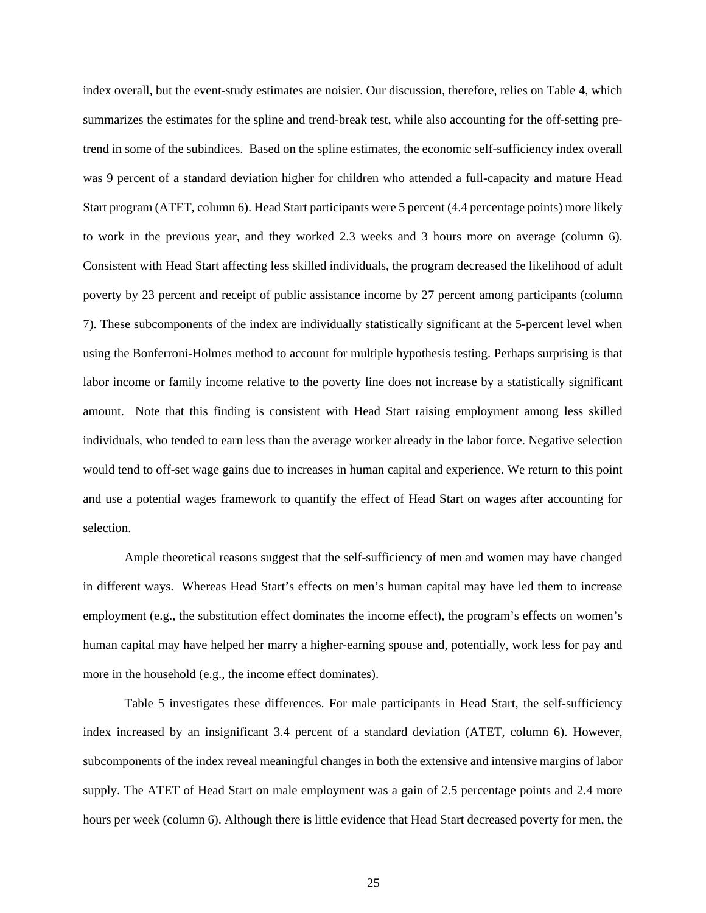index overall, but the event-study estimates are noisier. Our discussion, therefore, relies on Table 4, which summarizes the estimates for the spline and trend-break test, while also accounting for the off-setting pre-trend in some of the subindices. Based on the spline estimates, the economic self-sufficiency index overall was 9 percent of a standard deviation higher for children who attended a full-capacity and mature Head Start program (ATET, column 6). Head Start participants were 5 percent (4.4 percentage points) more likely to work in the previous year, and they worked 2.3 weeks and 3 hours more on average (column 6). Consistent with Head Start affecting less skilled individuals, the program decreased the likelihood of adult poverty by 23 percent and receipt of public assistance income by 27 percent among participants (column 7). These subcomponents of the index are individually statistically significant at the 5-percent level when using the Bonferroni-Holmes method to account for multiple hypothesis testing. Perhaps surprising is that labor income or family income relative to the poverty line does not increase by a statistically significant amount. Note that this finding is consistent with Head Start raising employment among less skilled individuals, who tended to earn less than the average worker already in the labor force. Negative selection would tend to off-set wage gains due to increases in human capital and experience. We return to this point and use a potential wages framework to quantify the effect of Head Start on wages after accounting for selection.

Ample theoretical reasons suggest that the self-sufficiency of men and women may have changed in different ways. Whereas Head Start's effects on men's human capital may have led them to increase employment (e.g., the substitution effect dominates the income effect), the program's effects on women's human capital may have helped her marry a higher-earning spouse and, potentially, work less for pay and more in the household (e.g., the income effect dominates).

Table 5 investigates these differences. For male participants in Head Start, the self-sufficiency index increased by an insignificant 3.4 percent of a standard deviation (ATET, column 6). However, subcomponents of the index reveal meaningful changes in both the extensive and intensive margins of labor supply. The ATET of Head Start on male employment was a gain of 2.5 percentage points and 2.4 more hours per week (column 6). Although there is little evidence that Head Start decreased poverty for men, the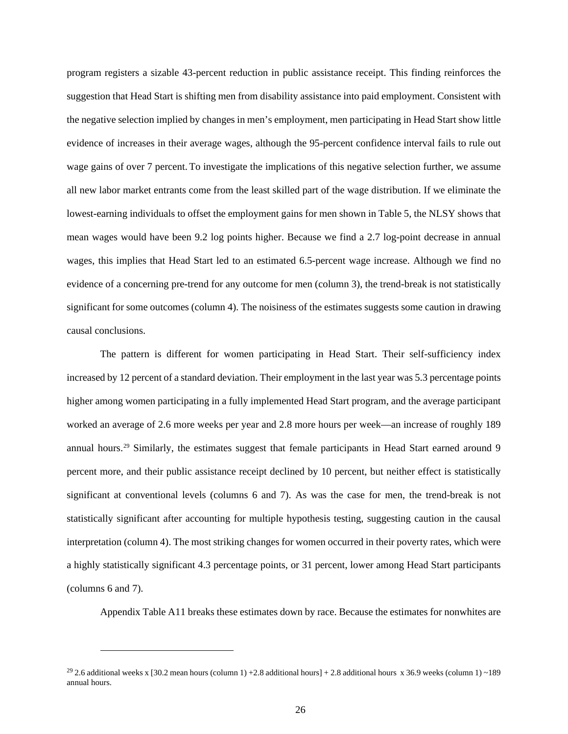program registers a sizable 43-percent reduction in public assistance receipt. This finding reinforces the suggestion that Head Start is shifting men from disability assistance into paid employment. Consistent with the negative selection implied by changes in men's employment, men participating in Head Start show little evidence of increases in their average wages, although the 95-percent confidence interval fails to rule out wage gains of over 7 percent. To investigate the implications of this negative selection further, we assume all new labor market entrants come from the least skilled part of the wage distribution. If we eliminate the lowest-earning individuals to offset the employment gains for men shown in Table 5, the NLSY shows that mean wages would have been 9.2 log points higher. Because we find a 2.7 log-point decrease in annual wages, this implies that Head Start led to an estimated 6.5-percent wage increase. Although we find no evidence of a concerning pre-trend for any outcome for men (column 3), the trend-break is not statistically significant for some outcomes (column 4). The noisiness of the estimates suggests some caution in drawing causal conclusions.

The pattern is different for women participating in Head Start. Their self-sufficiency index increased by 12 percent of a standard deviation. Their employment in the last year was 5.3 percentage points higher among women participating in a fully implemented Head Start program, and the average participant worked an average of 2.6 more weeks per year and 2.8 more hours per week—an increase of roughly 189 annual hours.[29] Similarly, the estimates suggest that female participants in Head Start earned around 9 percent more, and their public assistance receipt declined by 10 percent, but neither effect is statistically significant at conventional levels (columns 6 and 7). As was the case for men, the trend-break is not statistically significant after accounting for multiple hypothesis testing, suggesting caution in the causal interpretation (column 4). The most striking changes for women occurred in their poverty rates, which were a highly statistically significant 4.3 percentage points, or 31 percent, lower among Head Start participants (columns 6 and 7).

Appendix Table A11 breaks these estimates down by race. Because the estimates for nonwhites are

---

[29] 2.6 additional weeks x [30.2 mean hours (column 1) +2.8 additional hours] + 2.8 additional hours x 36.9 weeks (column 1) ~189 annual hours.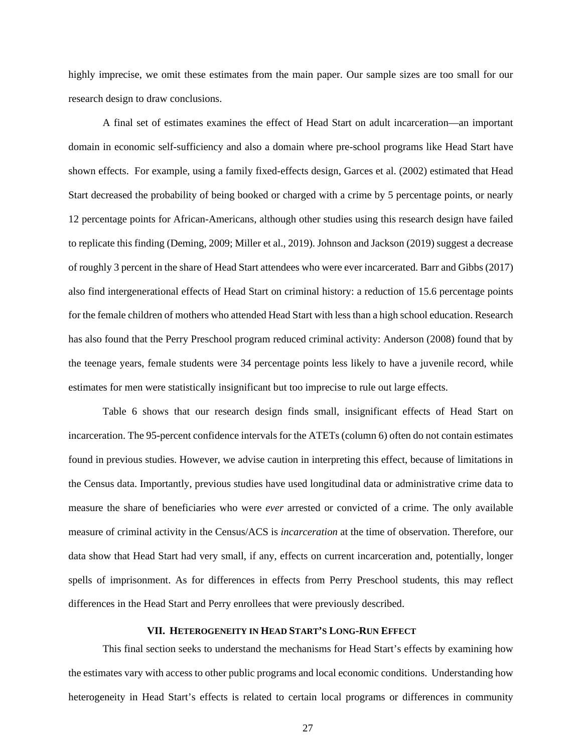highly imprecise, we omit these estimates from the main paper. Our sample sizes are too small for our research design to draw conclusions.

A final set of estimates examines the effect of Head Start on adult incarceration—an important domain in economic self-sufficiency and also a domain where pre-school programs like Head Start have shown effects. For example, using a family fixed-effects design, Garces et al. (2002) estimated that Head Start decreased the probability of being booked or charged with a crime by 5 percentage points, or nearly 12 percentage points for African-Americans, although other studies using this research design have failed to replicate this finding (Deming, 2009; Miller et al., 2019). Johnson and Jackson (2019) suggest a decrease of roughly 3 percent in the share of Head Start attendees who were ever incarcerated. Barr and Gibbs (2017) also find intergenerational effects of Head Start on criminal history: a reduction of 15.6 percentage points for the female children of mothers who attended Head Start with less than a high school education. Research has also found that the Perry Preschool program reduced criminal activity: Anderson (2008) found that by the teenage years, female students were 34 percentage points less likely to have a juvenile record, while estimates for men were statistically insignificant but too imprecise to rule out large effects.

Table 6 shows that our research design finds small, insignificant effects of Head Start on incarceration. The 95-percent confidence intervals for the ATETs (column 6) often do not contain estimates found in previous studies. However, we advise caution in interpreting this effect, because of limitations in the Census data. Importantly, previous studies have used longitudinal data or administrative crime data to measure the share of beneficiaries who were *ever* arrested or convicted of a crime. The only available measure of criminal activity in the Census/ACS is *incarceration* at the time of observation. Therefore, our data show that Head Start had very small, if any, effects on current incarceration and, potentially, longer spells of imprisonment. As for differences in effects from Perry Preschool students, this may reflect differences in the Head Start and Perry enrollees that were previously described.

## VII. Heterogeneity in Head Start's Long-Run Effect

This final section seeks to understand the mechanisms for Head Start's effects by examining how the estimates vary with access to other public programs and local economic conditions. Understanding how heterogeneity in Head Start's effects is related to certain local programs or differences in community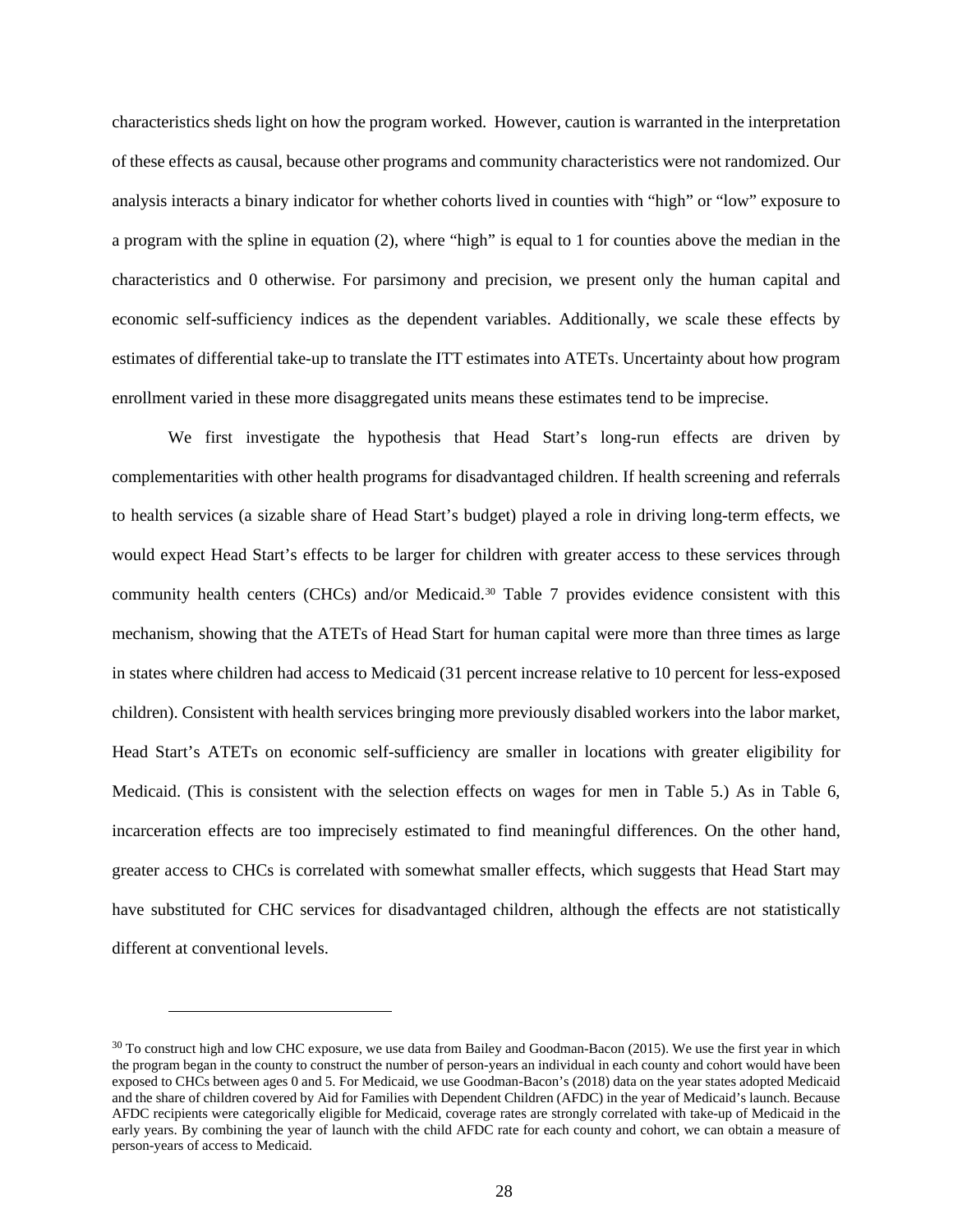characteristics sheds light on how the program worked. However, caution is warranted in the interpretation of these effects as causal, because other programs and community characteristics were not randomized. Our analysis interacts a binary indicator for whether cohorts lived in counties with "high" or "low" exposure to a program with the spline in equation (2), where "high" is equal to 1 for counties above the median in the characteristics and 0 otherwise. For parsimony and precision, we present only the human capital and economic self-sufficiency indices as the dependent variables. Additionally, we scale these effects by estimates of differential take-up to translate the ITT estimates into ATETs. Uncertainty about how program enrollment varied in these more disaggregated units means these estimates tend to be imprecise.

We first investigate the hypothesis that Head Start's long-run effects are driven by complementarities with other health programs for disadvantaged children. If health screening and referrals to health services (a sizable share of Head Start's budget) played a role in driving long-term effects, we would expect Head Start's effects to be larger for children with greater access to these services through community health centers (CHCs) and/or Medicaid.[30] Table 7 provides evidence consistent with this mechanism, showing that the ATETs of Head Start for human capital were more than three times as large in states where children had access to Medicaid (31 percent increase relative to 10 percent for less-exposed children). Consistent with health services bringing more previously disabled workers into the labor market, Head Start's ATETs on economic self-sufficiency are smaller in locations with greater eligibility for Medicaid. (This is consistent with the selection effects on wages for men in Table 5.) As in Table 6, incarceration effects are too imprecisely estimated to find meaningful differences. On the other hand, greater access to CHCs is correlated with somewhat smaller effects, which suggests that Head Start may have substituted for CHC services for disadvantaged children, although the effects are not statistically different at conventional levels.

---

[30] To construct high and low CHC exposure, we use data from Bailey and Goodman-Bacon (2015). We use the first year in which the program began in the county to construct the number of person-years an individual in each county and cohort would have been exposed to CHCs between ages 0 and 5. For Medicaid, we use Goodman-Bacon's (2018) data on the year states adopted Medicaid and the share of children covered by Aid for Families with Dependent Children (AFDC) in the year of Medicaid's launch. Because AFDC recipients were categorically eligible for Medicaid, coverage rates are strongly correlated with take-up of Medicaid in the early years. By combining the year of launch with the child AFDC rate for each county and cohort, we can obtain a measure of person-years of access to Medicaid.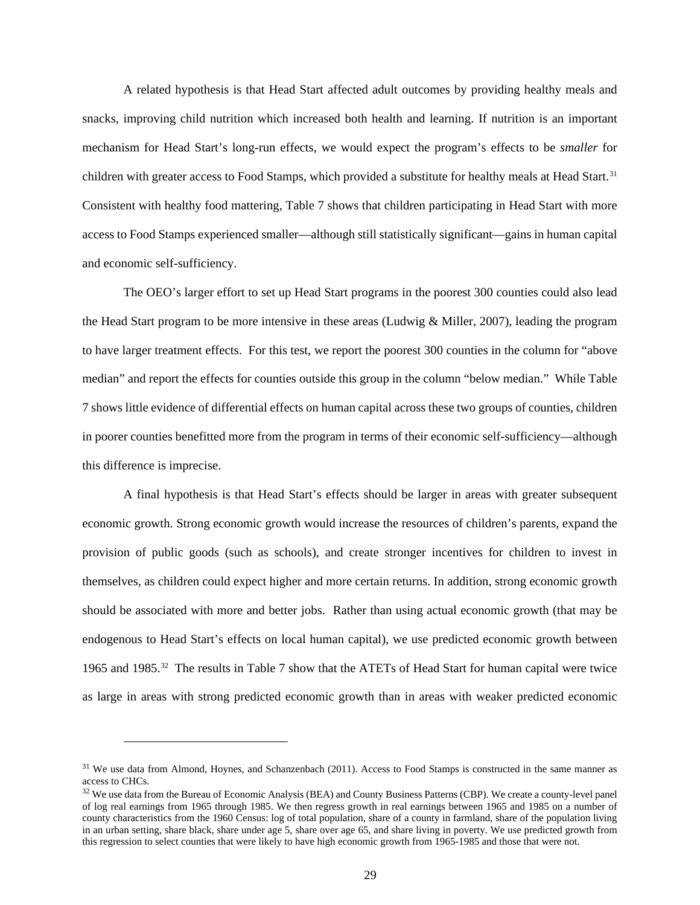A related hypothesis is that Head Start affected adult outcomes by providing healthy meals and snacks, improving child nutrition which increased both health and learning. If nutrition is an important mechanism for Head Start's long-run effects, we would expect the program's effects to be *smaller* for children with greater access to Food Stamps, which provided a substitute for healthy meals at Head Start.[31] Consistent with healthy food mattering, Table 7 shows that children participating in Head Start with more access to Food Stamps experienced smaller—although still statistically significant—gains in human capital and economic self-sufficiency.

The OEO's larger effort to set up Head Start programs in the poorest 300 counties could also lead the Head Start program to be more intensive in these areas (Ludwig & Miller, 2007), leading the program to have larger treatment effects. For this test, we report the poorest 300 counties in the column for "above median" and report the effects for counties outside this group in the column "below median." While Table 7 shows little evidence of differential effects on human capital across these two groups of counties, children in poorer counties benefitted more from the program in terms of their economic self-sufficiency—although this difference is imprecise.

A final hypothesis is that Head Start's effects should be larger in areas with greater subsequent economic growth. Strong economic growth would increase the resources of children's parents, expand the provision of public goods (such as schools), and create stronger incentives for children to invest in themselves, as children could expect higher and more certain returns. In addition, strong economic growth should be associated with more and better jobs. Rather than using actual economic growth (that may be endogenous to Head Start's effects on local human capital), we use predicted economic growth between 1965 and 1985.[32] The results in Table 7 show that the ATETs of Head Start for human capital were twice as large in areas with strong predicted economic growth than in areas with weaker predicted economic

---

[31] We use data from Almond, Hoynes, and Schanzenbach (2011). Access to Food Stamps is constructed in the same manner as access to CHCs.

[32] We use data from the Bureau of Economic Analysis (BEA) and County Business Patterns (CBP). We create a county-level panel of log real earnings from 1965 through 1985. We then regress growth in real earnings between 1965 and 1985 on a number of county characteristics from the 1960 Census: log of total population, share of a county in farmland, share of the population living in an urban setting, share black, share under age 5, share over age 65, and share living in poverty. We use predicted growth from this regression to select counties that were likely to have high economic growth from 1965-1985 and those that were not.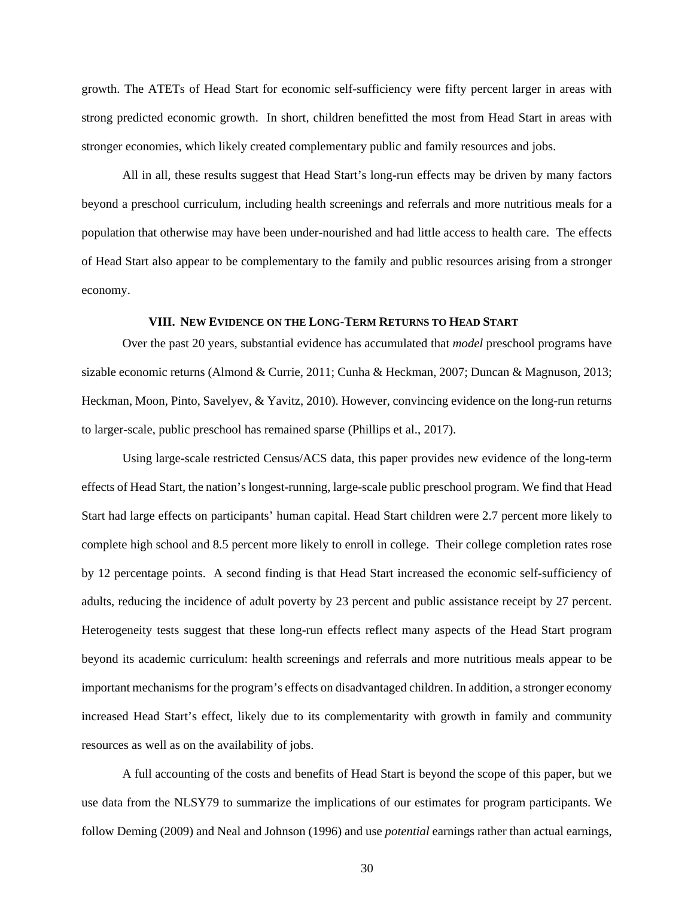growth. The ATETs of Head Start for economic self-sufficiency were fifty percent larger in areas with strong predicted economic growth. In short, children benefitted the most from Head Start in areas with stronger economies, which likely created complementary public and family resources and jobs.

All in all, these results suggest that Head Start's long-run effects may be driven by many factors beyond a preschool curriculum, including health screenings and referrals and more nutritious meals for a population that otherwise may have been under-nourished and had little access to health care. The effects of Head Start also appear to be complementary to the family and public resources arising from a stronger economy.

## VIII. New Evidence on the Long-Term Returns to Head Start

Over the past 20 years, substantial evidence has accumulated that *model* preschool programs have sizable economic returns (Almond & Currie, 2011; Cunha & Heckman, 2007; Duncan & Magnuson, 2013; Heckman, Moon, Pinto, Savelyev, & Yavitz, 2010). However, convincing evidence on the long-run returns to larger-scale, public preschool has remained sparse (Phillips et al., 2017).

Using large-scale restricted Census/ACS data, this paper provides new evidence of the long-term effects of Head Start, the nation's longest-running, large-scale public preschool program. We find that Head Start had large effects on participants' human capital. Head Start children were 2.7 percent more likely to complete high school and 8.5 percent more likely to enroll in college. Their college completion rates rose by 12 percentage points. A second finding is that Head Start increased the economic self-sufficiency of adults, reducing the incidence of adult poverty by 23 percent and public assistance receipt by 27 percent. Heterogeneity tests suggest that these long-run effects reflect many aspects of the Head Start program beyond its academic curriculum: health screenings and referrals and more nutritious meals appear to be important mechanisms for the program's effects on disadvantaged children. In addition, a stronger economy increased Head Start's effect, likely due to its complementarity with growth in family and community resources as well as on the availability of jobs.

A full accounting of the costs and benefits of Head Start is beyond the scope of this paper, but we use data from the NLSY79 to summarize the implications of our estimates for program participants. We follow Deming (2009) and Neal and Johnson (1996) and use *potential* earnings rather than actual earnings,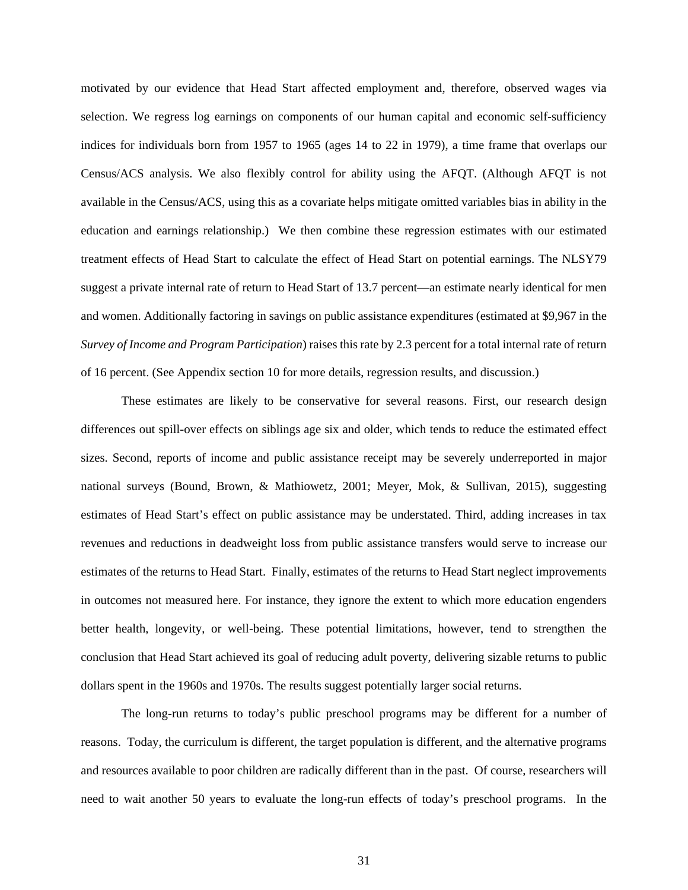motivated by our evidence that Head Start affected employment and, therefore, observed wages via selection. We regress log earnings on components of our human capital and economic self-sufficiency indices for individuals born from 1957 to 1965 (ages 14 to 22 in 1979), a time frame that overlaps our Census/ACS analysis. We also flexibly control for ability using the AFQT. (Although AFQT is not available in the Census/ACS, using this as a covariate helps mitigate omitted variables bias in ability in the education and earnings relationship.) We then combine these regression estimates with our estimated treatment effects of Head Start to calculate the effect of Head Start on potential earnings. The NLSY79 suggest a private internal rate of return to Head Start of 13.7 percent—an estimate nearly identical for men and women. Additionally factoring in savings on public assistance expenditures (estimated at $9,967 in the *Survey of Income and Program Participation*) raises this rate by 2.3 percent for a total internal rate of return of 16 percent. (See Appendix section 10 for more details, regression results, and discussion.)

These estimates are likely to be conservative for several reasons. First, our research design differences out spill-over effects on siblings age six and older, which tends to reduce the estimated effect sizes. Second, reports of income and public assistance receipt may be severely underreported in major national surveys (Bound, Brown, & Mathiowetz, 2001; Meyer, Mok, & Sullivan, 2015), suggesting estimates of Head Start's effect on public assistance may be understated. Third, adding increases in tax revenues and reductions in deadweight loss from public assistance transfers would serve to increase our estimates of the returns to Head Start. Finally, estimates of the returns to Head Start neglect improvements in outcomes not measured here. For instance, they ignore the extent to which more education engenders better health, longevity, or well-being. These potential limitations, however, tend to strengthen the conclusion that Head Start achieved its goal of reducing adult poverty, delivering sizable returns to public dollars spent in the 1960s and 1970s. The results suggest potentially larger social returns.

The long-run returns to today's public preschool programs may be different for a number of reasons. Today, the curriculum is different, the target population is different, and the alternative programs and resources available to poor children are radically different than in the past. Of course, researchers will need to wait another 50 years to evaluate the long-run effects of today's preschool programs. In the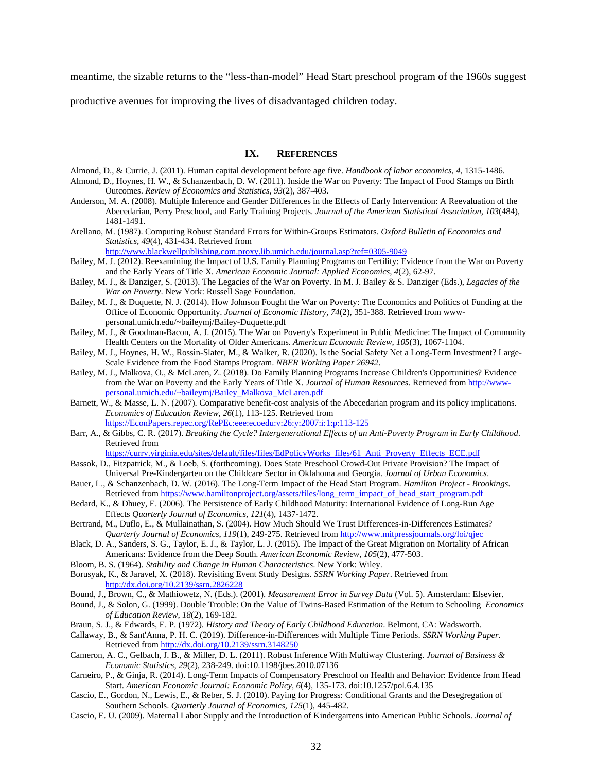meantime, the sizable returns to the "less-than-model" Head Start preschool program of the 1960s suggest productive avenues for improving the lives of disadvantaged children today.

## IX. References

Almond, D., & Currie, J. (2011). Human capital development before age five. *Handbook of labor economics, 4*, 1315-1486.

Almond, D., Hoynes, H. W., & Schanzenbach, D. W. (2011). Inside the War on Poverty: The Impact of Food Stamps on Birth Outcomes. *Review of Economics and Statistics, 93*(2), 387-403.

Anderson, M. A. (2008). Multiple Inference and Gender Differences in the Effects of Early Intervention: A Reevaluation of the Abecedarian, Perry Preschool, and Early Training Projects. *Journal of the American Statistical Association, 103*(484), 1481-1491.

Arellano, M. (1987). Computing Robust Standard Errors for Within-Groups Estimators. *Oxford Bulletin of Economics and Statistics, 49*(4), 431-434. Retrieved from http://www.blackwellpublishing.com.proxy.lib.umich.edu/journal.asp?ref=0305-9049

Bailey, M. J. (2012). Reexamining the Impact of U.S. Family Planning Programs on Fertility: Evidence from the War on Poverty and the Early Years of Title X. *American Economic Journal: Applied Economics, 4*(2), 62-97.

Bailey, M. J., & Danziger, S. (2013). The Legacies of the War on Poverty. In M. J. Bailey & S. Danziger (Eds.), *Legacies of the War on Poverty*. New York: Russell Sage Foundation.

Bailey, M. J., & Duquette, N. J. (2014). How Johnson Fought the War on Poverty: The Economics and Politics of Funding at the Office of Economic Opportunity. *Journal of Economic History, 74*(2), 351-388. Retrieved from www-personal.umich.edu/~baileymj/Bailey-Duquette.pdf

Bailey, M. J., & Goodman-Bacon, A. J. (2015). The War on Poverty's Experiment in Public Medicine: The Impact of Community Health Centers on the Mortality of Older Americans. *American Economic Review, 105*(3), 1067-1104.

Bailey, M. J., Hoynes, H. W., Rossin-Slater, M., & Walker, R. (2020). Is the Social Safety Net a Long-Term Investment? Large-Scale Evidence from the Food Stamps Program. *NBER Working Paper 26942*.

Bailey, M. J., Malkova, O., & McLaren, Z. (2018). Do Family Planning Programs Increase Children's Opportunities? Evidence from the War on Poverty and the Early Years of Title X. *Journal of Human Resources*. Retrieved from http://www-personal.umich.edu/~baileymj/Bailey_Malkova_McLaren.pdf

Barnett, W., & Masse, L. N. (2007). Comparative benefit-cost analysis of the Abecedarian program and its policy implications. *Economics of Education Review, 26*(1), 113-125. Retrieved from https://EconPapers.repec.org/RePEc:eee:ecoedu:v:26:y:2007:i:1:p:113-125

Barr, A., & Gibbs, C. R. (2017). *Breaking the Cycle? Intergenerational Effects of an Anti-Poverty Program in Early Childhood*. Retrieved from https://curry.virginia.edu/sites/default/files/files/EdPolicyWorks_files/61_Anti_Proverty_Effects_ECE.pdf

Bassok, D., Fitzpatrick, M., & Loeb, S. (forthcoming). Does State Preschool Crowd-Out Private Provision? The Impact of Universal Pre-Kindergarten on the Childcare Sector in Oklahoma and Georgia. *Journal of Urban Economics*.

Bauer, L., & Schanzenbach, D. W. (2016). The Long-Term Impact of the Head Start Program. *Hamilton Project - Brookings*. Retrieved from https://www.hamiltonproject.org/assets/files/long_term_impact_of_head_start_program.pdf

Bedard, K., & Dhuey, E. (2006). The Persistence of Early Childhood Maturity: International Evidence of Long-Run Age Effects *Quarterly Journal of Economics, 121*(4), 1437-1472.

Bertrand, M., Duflo, E., & Mullainathan, S. (2004). How Much Should We Trust Differences-in-Differences Estimates? *Quarterly Journal of Economics, 119*(1), 249-275. Retrieved from http://www.mitpressjournals.org/loi/qjec

Black, D. A., Sanders, S. G., Taylor, E. J., & Taylor, L. J. (2015). The Impact of the Great Migration on Mortality of African Americans: Evidence from the Deep South. *American Economic Review, 105*(2), 477-503.

Bloom, B. S. (1964). *Stability and Change in Human Characteristics*. New York: Wiley.

Borusyak, K., & Jaravel, X. (2018). Revisiting Event Study Designs. *SSRN Working Paper*. Retrieved from http://dx.doi.org/10.2139/ssrn.2826228

Bound, J., Brown, C., & Mathiowetz, N. (Eds.). (2001). *Measurement Error in Survey Data* (Vol. 5). Amsterdam: Elsevier.

Bound, J., & Solon, G. (1999). Double Trouble: On the Value of Twins-Based Estimation of the Return to Schooling *Economics of Education Review, 18*(2), 169-182.

Braun, S. J., & Edwards, E. P. (1972). *History and Theory of Early Childhood Education*. Belmont, CA: Wadsworth.

Callaway, B., & Sant'Anna, P. H. C. (2019). Difference-in-Differences with Multiple Time Periods. *SSRN Working Paper*. Retrieved from http://dx.doi.org/10.2139/ssrn.3148250

Cameron, A. C., Gelbach, J. B., & Miller, D. L. (2011). Robust Inference With Multiway Clustering. *Journal of Business & Economic Statistics, 29*(2), 238-249. doi:10.1198/jbes.2010.07136

Carneiro, P., & Ginja, R. (2014). Long-Term Impacts of Compensatory Preschool on Health and Behavior: Evidence from Head Start. *American Economic Journal: Economic Policy, 6*(4), 135-173. doi:10.1257/pol.6.4.135

Cascio, E., Gordon, N., Lewis, E., & Reber, S. J. (2010). Paying for Progress: Conditional Grants and the Desegregation of Southern Schools. *Quarterly Journal of Economics, 125*(1), 445-482.

Cascio, E. U. (2009). Maternal Labor Supply and the Introduction of Kindergartens into American Public Schools. *Journal of*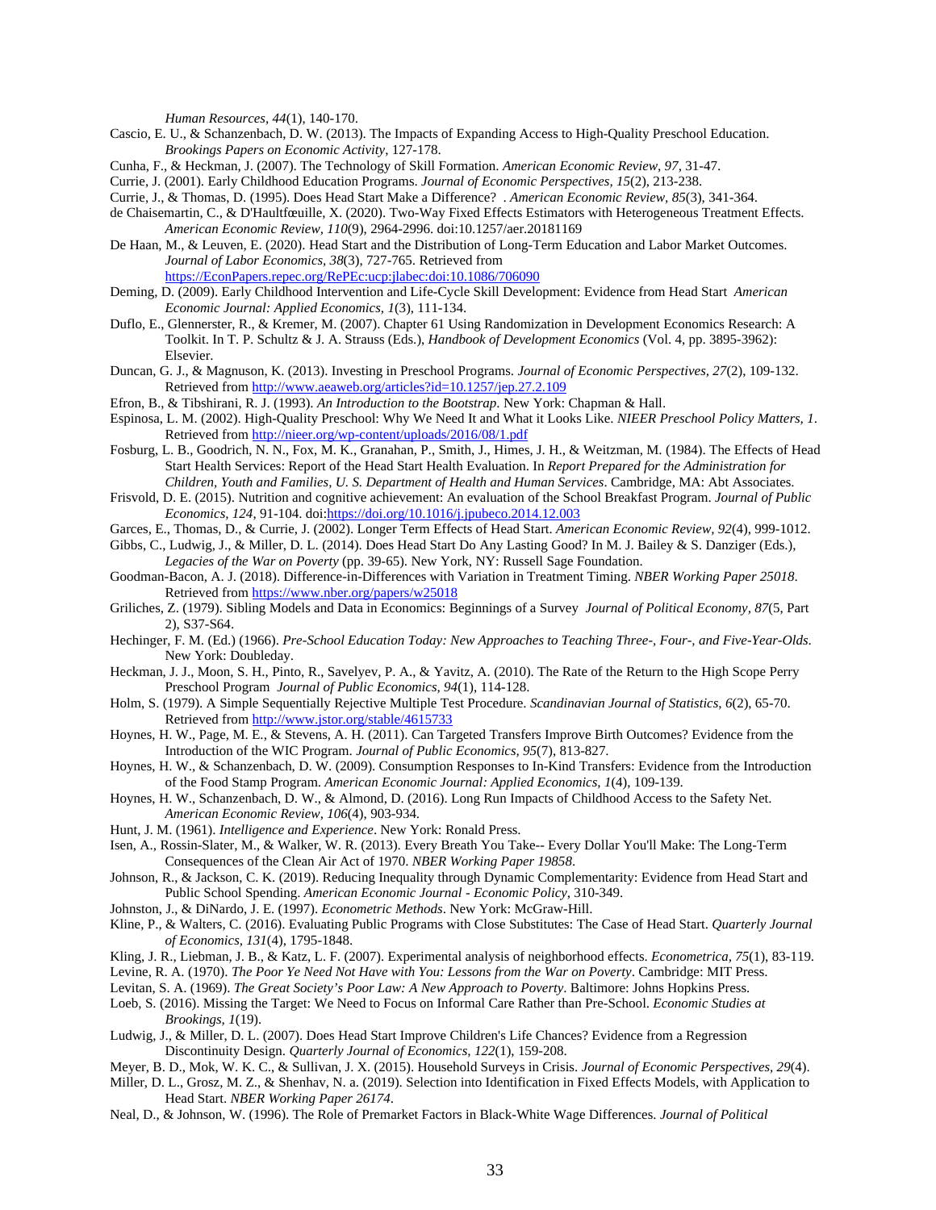*Human Resources, 44*(1), 140-170.

Cascio, E. U., & Schanzenbach, D. W. (2013). The Impacts of Expanding Access to High-Quality Preschool Education. *Brookings Papers on Economic Activity*, 127-178.

Cunha, F., & Heckman, J. (2007). The Technology of Skill Formation. *American Economic Review, 97*, 31-47.

Currie, J. (2001). Early Childhood Education Programs. *Journal of Economic Perspectives, 15*(2), 213-238.

Currie, J., & Thomas, D. (1995). Does Head Start Make a Difference? . *American Economic Review, 85*(3), 341-364.

de Chaisemartin, C., & D'Haultfœuille, X. (2020). Two-Way Fixed Effects Estimators with Heterogeneous Treatment Effects. *American Economic Review, 110*(9), 2964-2996. doi:10.1257/aer.20181169

De Haan, M., & Leuven, E. (2020). Head Start and the Distribution of Long-Term Education and Labor Market Outcomes. *Journal of Labor Economics, 38*(3), 727-765. Retrieved from https://EconPapers.repec.org/RePEc:ucp:jlabec:doi:10.1086/706090

Deming, D. (2009). Early Childhood Intervention and Life-Cycle Skill Development: Evidence from Head Start *American Economic Journal: Applied Economics, 1*(3), 111-134.

Duflo, E., Glennerster, R., & Kremer, M. (2007). Chapter 61 Using Randomization in Development Economics Research: A Toolkit. In T. P. Schultz & J. A. Strauss (Eds.), *Handbook of Development Economics* (Vol. 4, pp. 3895-3962): Elsevier.

Duncan, G. J., & Magnuson, K. (2013). Investing in Preschool Programs. *Journal of Economic Perspectives, 27*(2), 109-132. Retrieved from http://www.aeaweb.org/articles?id=10.1257/jep.27.2.109

Efron, B., & Tibshirani, R. J. (1993). *An Introduction to the Bootstrap*. New York: Chapman & Hall.

Espinosa, L. M. (2002). High-Quality Preschool: Why We Need It and What it Looks Like. *NIEER Preschool Policy Matters, 1*. Retrieved from http://nieer.org/wp-content/uploads/2016/08/1.pdf

Fosburg, L. B., Goodrich, N. N., Fox, M. K., Granahan, P., Smith, J., Himes, J. H., & Weitzman, M. (1984). The Effects of Head Start Health Services: Report of the Head Start Health Evaluation. In *Report Prepared for the Administration for Children, Youth and Families, U. S. Department of Health and Human Services*. Cambridge, MA: Abt Associates.

Frisvold, D. E. (2015). Nutrition and cognitive achievement: An evaluation of the School Breakfast Program. *Journal of Public Economics, 124*, 91-104. doi:https://doi.org/10.1016/j.jpubeco.2014.12.003

Garces, E., Thomas, D., & Currie, J. (2002). Longer Term Effects of Head Start. *American Economic Review, 92*(4), 999-1012.

Gibbs, C., Ludwig, J., & Miller, D. L. (2014). Does Head Start Do Any Lasting Good? In M. J. Bailey & S. Danziger (Eds.), *Legacies of the War on Poverty* (pp. 39-65). New York, NY: Russell Sage Foundation.

Goodman-Bacon, A. J. (2018). Difference-in-Differences with Variation in Treatment Timing. *NBER Working Paper 25018*. Retrieved from https://www.nber.org/papers/w25018

Griliches, Z. (1979). Sibling Models and Data in Economics: Beginnings of a Survey *Journal of Political Economy, 87*(5, Part 2), S37-S64.

Hechinger, F. M. (Ed.) (1966). *Pre-School Education Today: New Approaches to Teaching Three-, Four-, and Five-Year-Olds*. New York: Doubleday.

Heckman, J. J., Moon, S. H., Pinto, R., Savelyev, P. A., & Yavitz, A. (2010). The Rate of the Return to the High Scope Perry Preschool Program *Journal of Public Economics, 94*(1), 114-128.

Holm, S. (1979). A Simple Sequentially Rejective Multiple Test Procedure. *Scandinavian Journal of Statistics, 6*(2), 65-70. Retrieved from http://www.jstor.org/stable/4615733

Hoynes, H. W., Page, M. E., & Stevens, A. H. (2011). Can Targeted Transfers Improve Birth Outcomes? Evidence from the Introduction of the WIC Program. *Journal of Public Economics, 95*(7), 813-827.

Hoynes, H. W., & Schanzenbach, D. W. (2009). Consumption Responses to In-Kind Transfers: Evidence from the Introduction of the Food Stamp Program. *American Economic Journal: Applied Economics, 1*(4), 109-139.

Hoynes, H. W., Schanzenbach, D. W., & Almond, D. (2016). Long Run Impacts of Childhood Access to the Safety Net. *American Economic Review, 106*(4), 903-934.

Hunt, J. M. (1961). *Intelligence and Experience*. New York: Ronald Press.

Isen, A., Rossin-Slater, M., & Walker, W. R. (2013). Every Breath You Take-- Every Dollar You'll Make: The Long-Term Consequences of the Clean Air Act of 1970. *NBER Working Paper 19858*.

Johnson, R., & Jackson, C. K. (2019). Reducing Inequality through Dynamic Complementarity: Evidence from Head Start and Public School Spending. *American Economic Journal - Economic Policy*, 310-349.

Johnston, J., & DiNardo, J. E. (1997). *Econometric Methods*. New York: McGraw-Hill.

Kline, P., & Walters, C. (2016). Evaluating Public Programs with Close Substitutes: The Case of Head Start. *Quarterly Journal of Economics, 131*(4), 1795-1848.

Kling, J. R., Liebman, J. B., & Katz, L. F. (2007). Experimental analysis of neighborhood effects. *Econometrica, 75*(1), 83-119.

Levine, R. A. (1970). *The Poor Ye Need Not Have with You: Lessons from the War on Poverty*. Cambridge: MIT Press.

Levitan, S. A. (1969). *The Great Society's Poor Law: A New Approach to Poverty*. Baltimore: Johns Hopkins Press.

Loeb, S. (2016). Missing the Target: We Need to Focus on Informal Care Rather than Pre-School. *Economic Studies at Brookings, 1*(19).

Ludwig, J., & Miller, D. L. (2007). Does Head Start Improve Children's Life Chances? Evidence from a Regression Discontinuity Design. *Quarterly Journal of Economics, 122*(1), 159-208.

Meyer, B. D., Mok, W. K. C., & Sullivan, J. X. (2015). Household Surveys in Crisis. *Journal of Economic Perspectives, 29*(4).

Miller, D. L., Grosz, M. Z., & Shenhav, N. a. (2019). Selection into Identification in Fixed Effects Models, with Application to Head Start. *NBER Working Paper 26174*.

Neal, D., & Johnson, W. (1996). The Role of Premarket Factors in Black-White Wage Differences. *Journal of Political*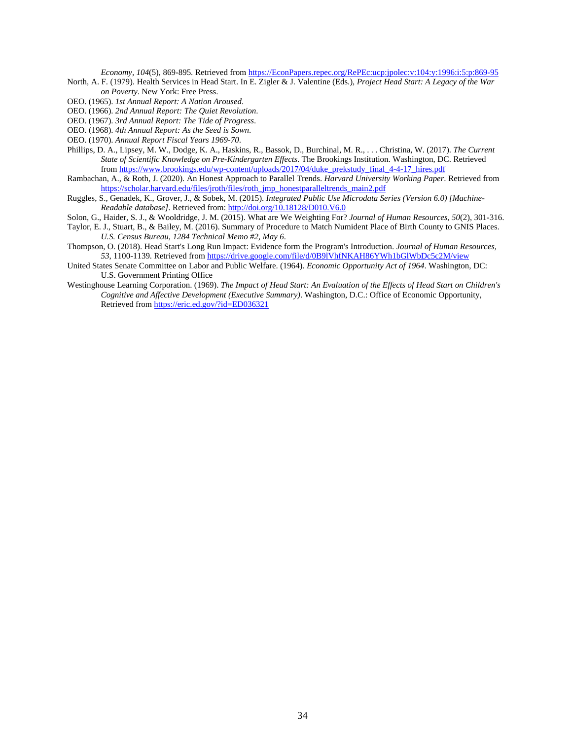*Economy, 104*(5), 869-895. Retrieved from https://EconPapers.repec.org/RePEc:ucp:jpolec:v:104:y:1996:i:5:p:869-95

North, A. F. (1979). Health Services in Head Start. In E. Zigler & J. Valentine (Eds.), *Project Head Start: A Legacy of the War on Poverty*. New York: Free Press.

OEO. (1965). *1st Annual Report: A Nation Aroused*.

OEO. (1966). *2nd Annual Report: The Quiet Revolution*.

OEO. (1967). *3rd Annual Report: The Tide of Progress*.

OEO. (1968). *4th Annual Report: As the Seed is Sown*.

OEO. (1970). *Annual Report Fiscal Years 1969-70*.

Phillips, D. A., Lipsey, M. W., Dodge, K. A., Haskins, R., Bassok, D., Burchinal, M. R., . . . Christina, W. (2017). *The Current State of Scientific Knowledge on Pre-Kindergarten Effects*. The Brookings Institution. Washington, DC. Retrieved from https://www.brookings.edu/wp-content/uploads/2017/04/duke_prekstudy_final_4-4-17_hires.pdf

Rambachan, A., & Roth, J. (2020). An Honest Approach to Parallel Trends. *Harvard University Working Paper*. Retrieved from https://scholar.harvard.edu/files/jroth/files/roth_jmp_honestparalleltrends_main2.pdf

Ruggles, S., Genadek, K., Grover, J., & Sobek, M. (2015). *Integrated Public Use Microdata Series (Version 6.0) [Machine-Readable database]*. Retrieved from: http://doi.org/10.18128/D010.V6.0

Solon, G., Haider, S. J., & Wooldridge, J. M. (2015). What are We Weighting For? *Journal of Human Resources, 50*(2), 301-316.

Taylor, E. J., Stuart, B., & Bailey, M. (2016). Summary of Procedure to Match Numident Place of Birth County to GNIS Places. *U.S. Census Bureau, 1284 Technical Memo #2, May 6*.

Thompson, O. (2018). Head Start's Long Run Impact: Evidence form the Program's Introduction. *Journal of Human Resources, 53*, 1100-1139. Retrieved from https://drive.google.com/file/d/0B9lVhfNKAH86YWh1bGlWbDc5c2M/view

United States Senate Committee on Labor and Public Welfare. (1964). *Economic Opportunity Act of 1964*. Washington, DC: U.S. Government Printing Office

Westinghouse Learning Corporation. (1969). *The Impact of Head Start: An Evaluation of the Effects of Head Start on Children's Cognitive and Affective Development (Executive Summary)*. Washington, D.C.: Office of Economic Opportunity, Retrieved from https://eric.ed.gov/?id=ED036321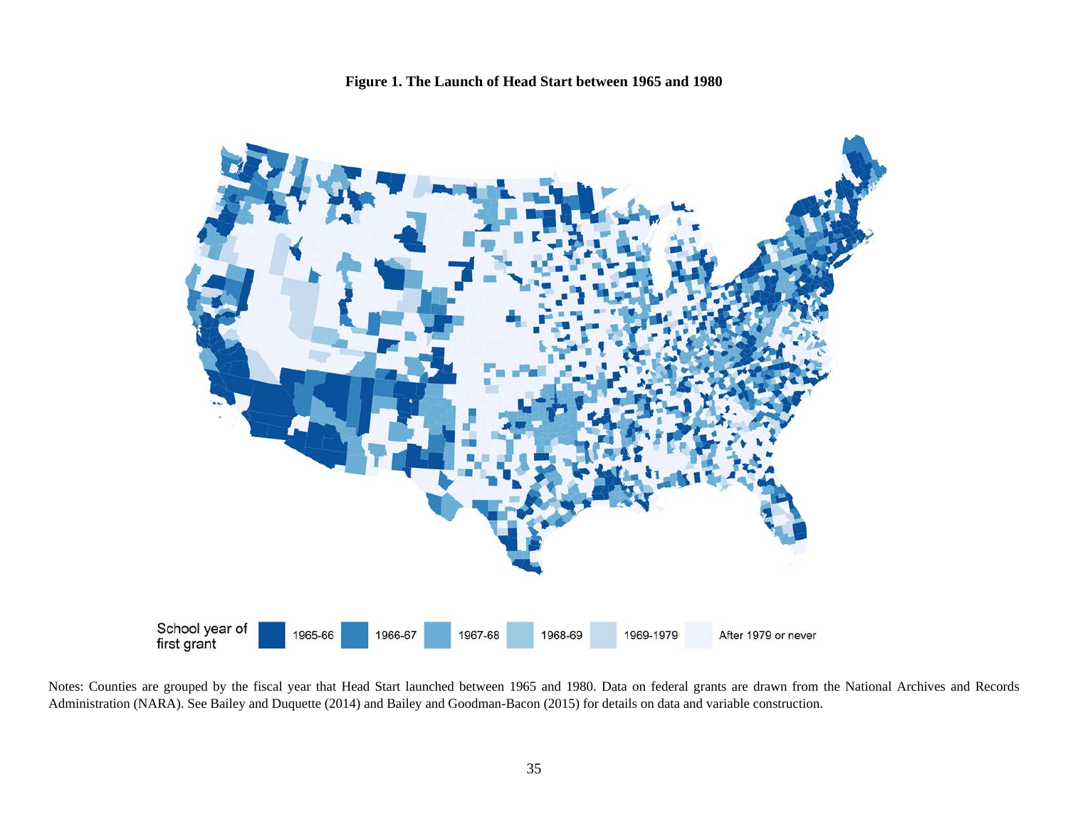**Figure 1. The Launch of Head Start between 1965 and 1980**

School year of first grant: 1965-66, 1966-67, 1967-68, 1968-69, 1969-1979, After 1979 or never

Notes: Counties are grouped by the fiscal year that Head Start launched between 1965 and 1980. Data on federal grants are drawn from the National Archives and Records Administration (NARA). See Bailey and Duquette (2014) and Bailey and Goodman-Bacon (2015) for details on data and variable construction.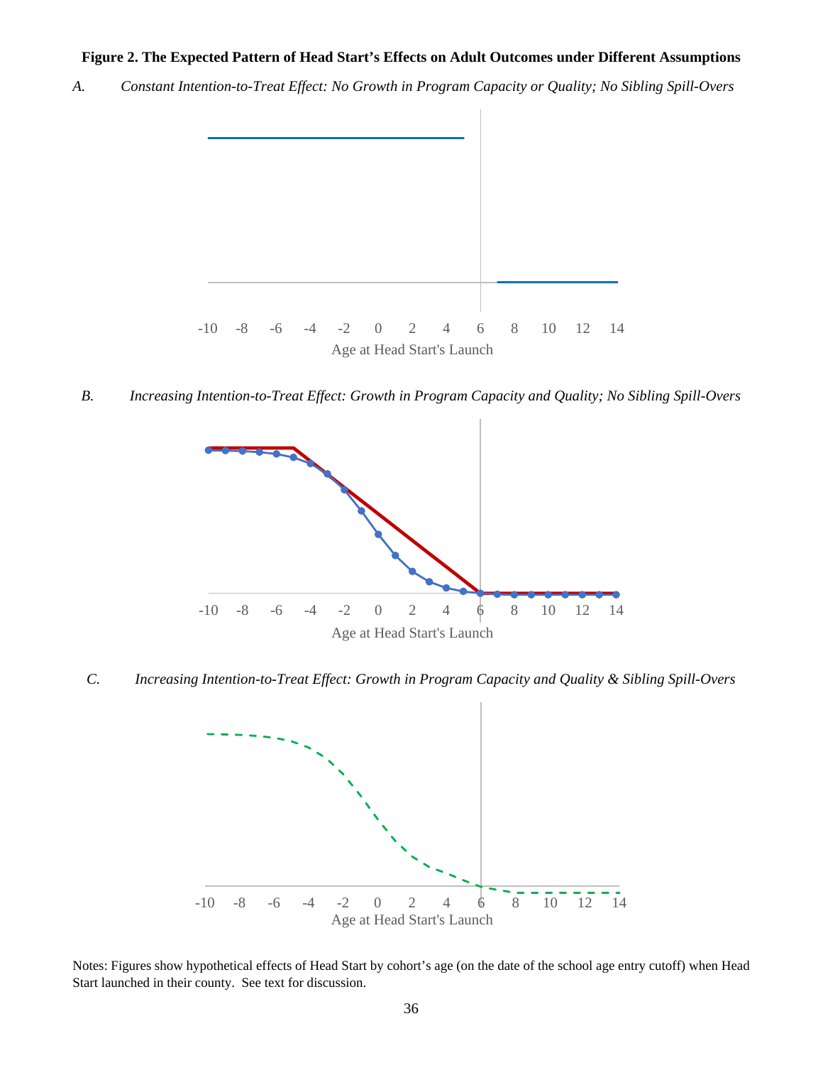**Figure 2. The Expected Pattern of Head Start's Effects on Adult Outcomes under Different Assumptions**

*A. Constant Intention-to-Treat Effect: No Growth in Program Capacity or Quality; No Sibling Spill-Overs*

-10 -8 -6 -4 -2 0 2 4 6 8 10 12 14

Age at Head Start's Launch

*B. Increasing Intention-to-Treat Effect: Growth in Program Capacity and Quality; No Sibling Spill-Overs*

-10 -8 -6 -4 -2 0 2 4 6 8 10 12 14

Age at Head Start's Launch

*C. Increasing Intention-to-Treat Effect: Growth in Program Capacity and Quality & Sibling Spill-Overs*

-10 -8 -6 -4 -2 0 2 4 6 8 10 12 14

Age at Head Start's Launch

Notes: Figures show hypothetical effects of Head Start by cohort's age (on the date of the school age entry cutoff) when Head Start launched in their county. See text for discussion.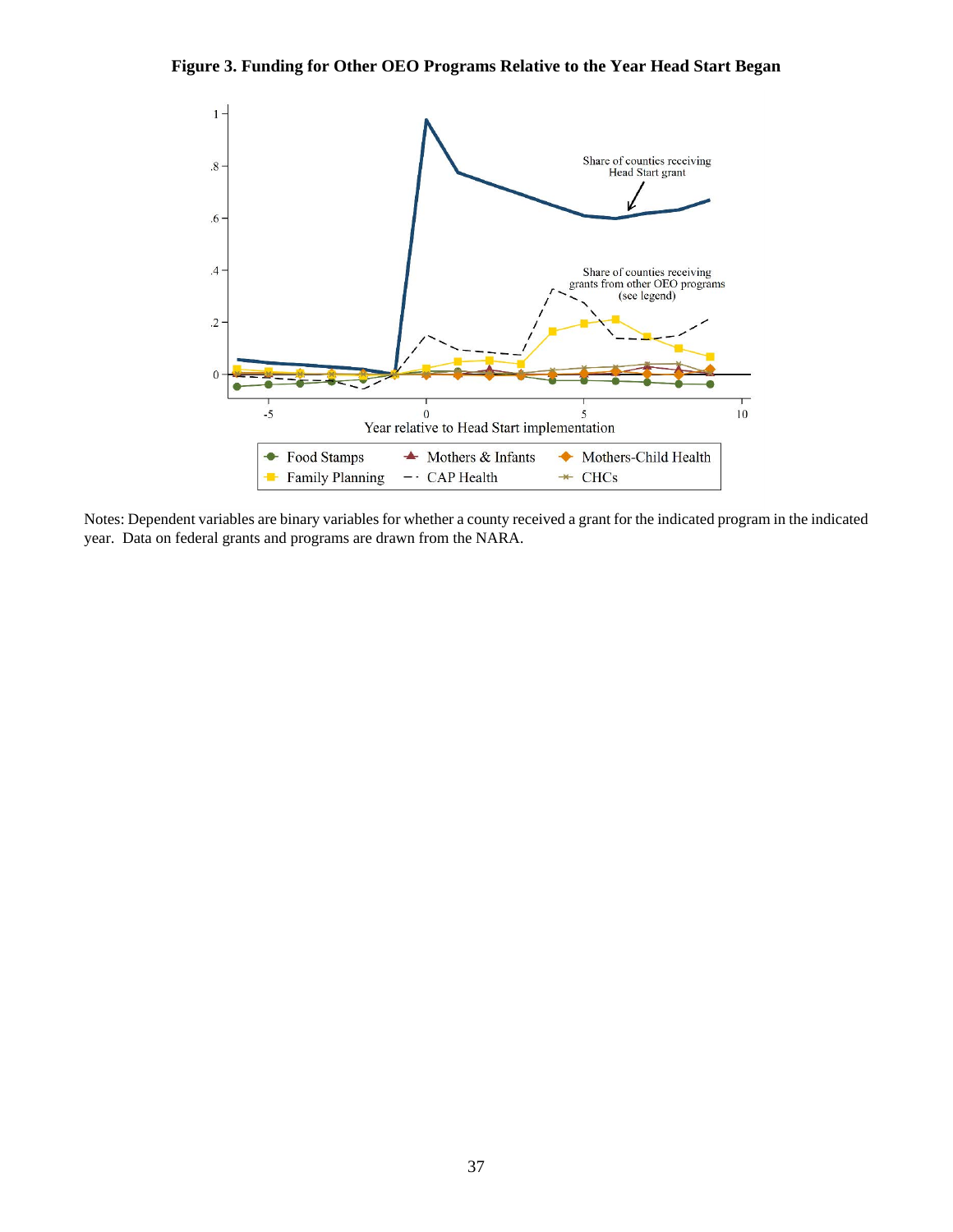**Figure 3. Funding for Other OEO Programs Relative to the Year Head Start Began**

Notes: Dependent variables are binary variables for whether a county received a grant for the indicated program in the indicated year. Data on federal grants and programs are drawn from the NARA.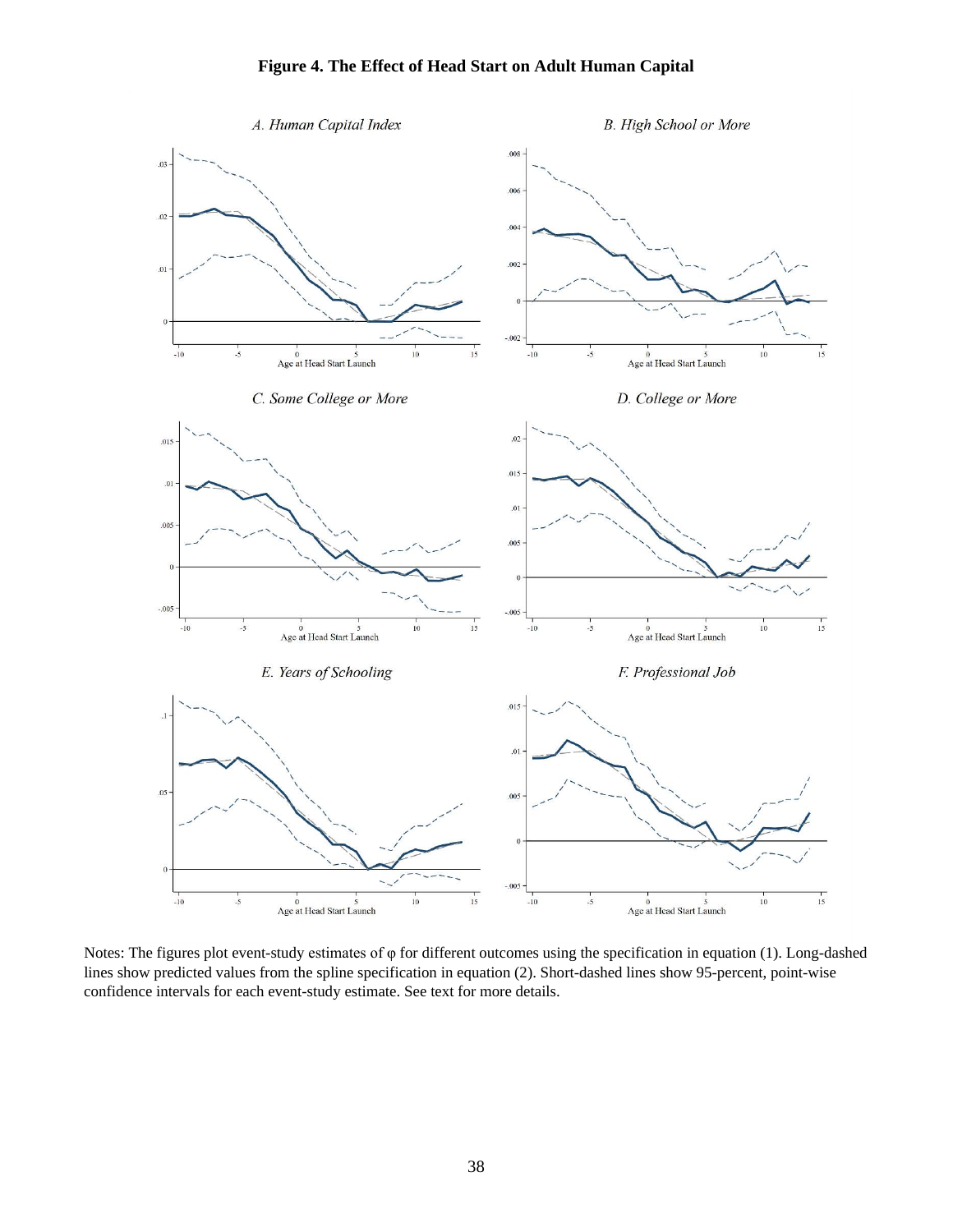**Figure 4. The Effect of Head Start on Adult Human Capital**

Notes: The figures plot event-study estimates of φ for different outcomes using the specification in equation (1). Long-dashed lines show predicted values from the spline specification in equation (2). Short-dashed lines show 95-percent, point-wise confidence intervals for each event-study estimate. See text for more details.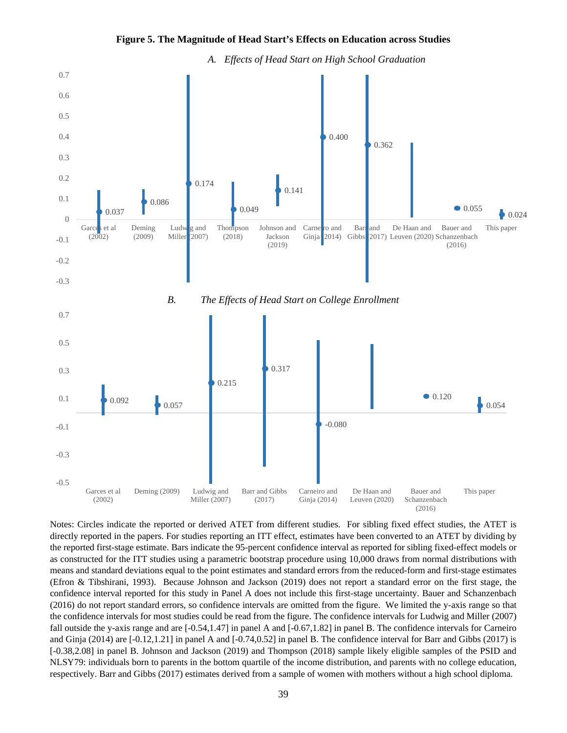**Figure 5. The Magnitude of Head Start's Effects on Education across Studies**

*A. Effects of Head Start on High School Graduation*

*B. The Effects of Head Start on College Enrollment*

Notes: Circles indicate the reported or derived ATET from different studies. For sibling fixed effect studies, the ATET is directly reported in the papers. For studies reporting an ITT effect, estimates have been converted to an ATET by dividing by the reported first-stage estimate. Bars indicate the 95-percent confidence interval as reported for sibling fixed-effect models or as constructed for the ITT studies using a parametric bootstrap procedure using 10,000 draws from normal distributions with means and standard deviations equal to the point estimates and standard errors from the reduced-form and first-stage estimates (Efron & Tibshirani, 1993). Because Johnson and Jackson (2019) does not report a standard error on the first stage, the confidence interval reported for this study in Panel A does not include this first-stage uncertainty. Bauer and Schanzenbach (2016) do not report standard errors, so confidence intervals are omitted from the figure. We limited the y-axis range so that the confidence intervals for most studies could be read from the figure. The confidence intervals for Ludwig and Miller (2007) fall outside the y-axis range and are [-0.54,1.47] in panel A and [-0.67,1.82] in panel B. The confidence intervals for Carneiro and Ginja (2014) are [-0.12,1.21] in panel A and [-0.74,0.52] in panel B. The confidence interval for Barr and Gibbs (2017) is [-0.38,2.08] in panel B. Johnson and Jackson (2019) and Thompson (2018) sample likely eligible samples of the PSID and NLSY79: individuals born to parents in the bottom quartile of the income distribution, and parents with no college education, respectively. Barr and Gibbs (2017) estimates derived from a sample of women with mothers without a high school diploma.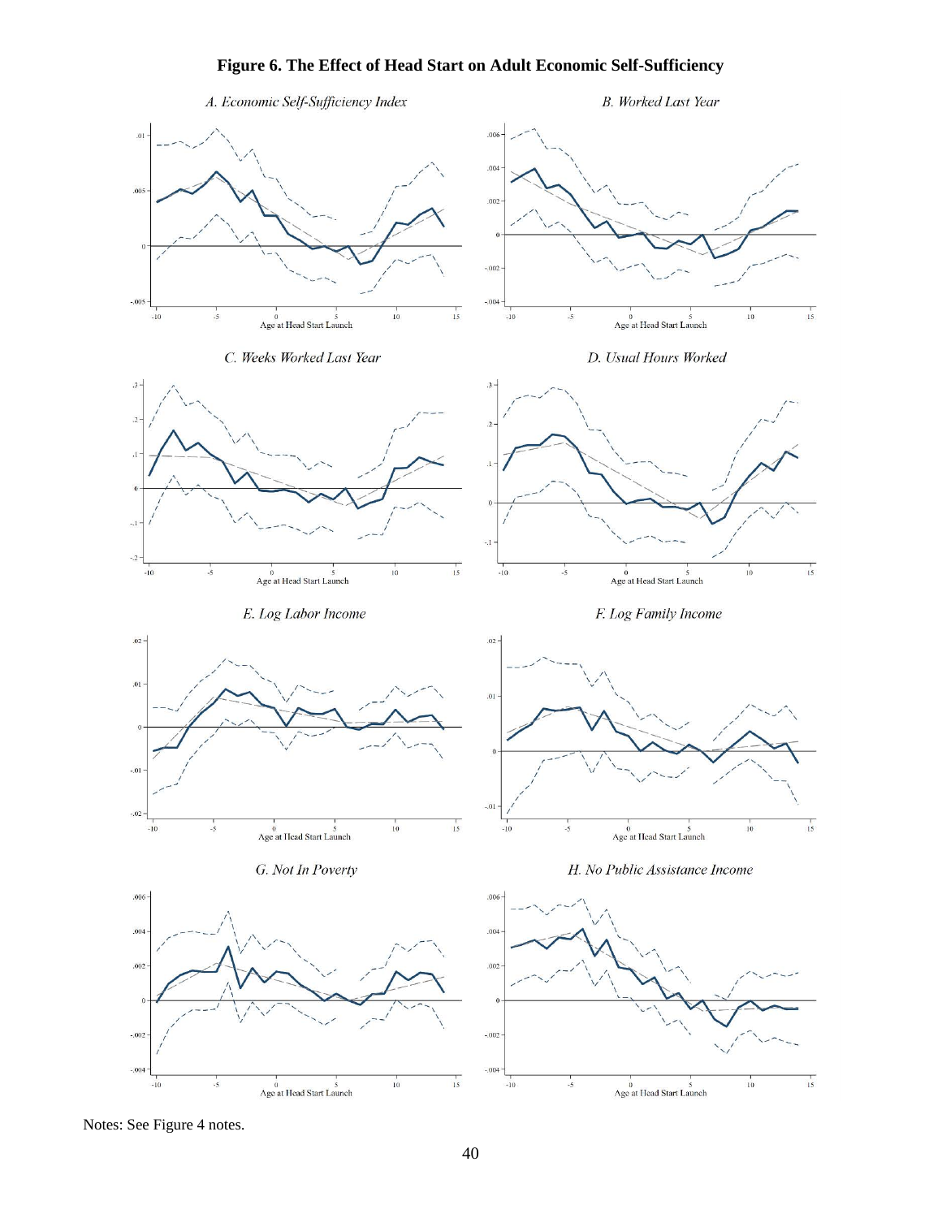# Figure 6. The Effect of Head Start on Adult Economic Self-Sufficiency

*A. Economic Self-Sufficiency Index*

*B. Worked Last Year*

*C. Weeks Worked Last Year*

*D. Usual Hours Worked*

*E. Log Labor Income*

*F. Log Family Income*

*G. Not In Poverty*

*H. No Public Assistance Income*

Notes: See Figure 4 notes.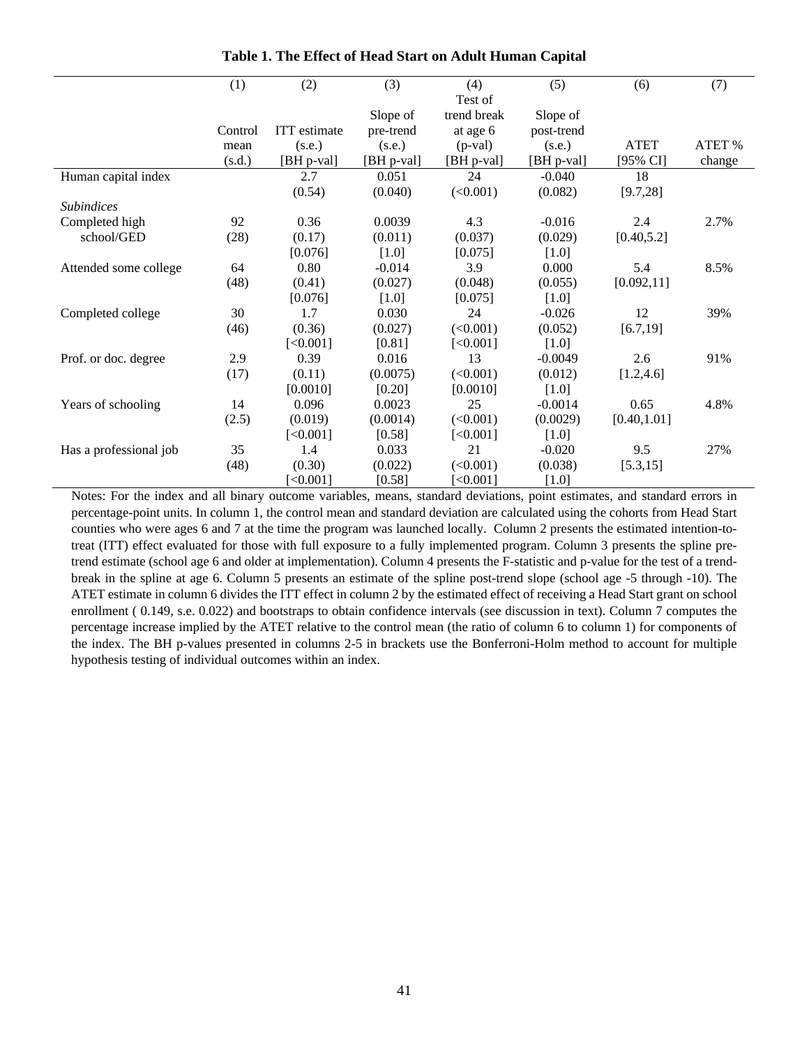**Table 1. The Effect of Head Start on Adult Human Capital**

| | (1) | (2) | (3) | (4) | (5) | (6) | (7) |
|---|---|---|---|---|---|---|---|
| | Control mean (s.d.) | ITT estimate (s.e.) [BH p-val] | Slope of pre-trend (s.e.) [BH p-val] | Test of trend break at age 6 (p-val) [BH p-val] | Slope of post-trend (s.e.) [BH p-val] | ATET [95% CI] | ATET % change |
| Human capital index | | 2.7 | 0.051 | 24 | -0.040 | 18 | |
| | | (0.54) | (0.040) | (<0.001) | (0.082) | [9.7,28] | |
| *Subindices* | | | | | | | |
| Completed high school/GED | 92 | 0.36 | 0.0039 | 4.3 | -0.016 | 2.4 | 2.7% |
| | (28) | (0.17) | (0.011) | (0.037) | (0.029) | [0.40,5.2] | |
| | | [0.076] | [1.0] | [0.075] | [1.0] | | |
| Attended some college | 64 | 0.80 | -0.014 | 3.9 | 0.000 | 5.4 | 8.5% |
| | (48) | (0.41) | (0.027) | (0.048) | (0.055) | [0.092,11] | |
| | | [0.076] | [1.0] | [0.075] | [1.0] | | |
| Completed college | 30 | 1.7 | 0.030 | 24 | -0.026 | 12 | 39% |
| | (46) | (0.36) | (0.027) | (<0.001) | (0.052) | [6.7,19] | |
| | | [<0.001] | [0.81] | [<0.001] | [1.0] | | |
| Prof. or doc. degree | 2.9 | 0.39 | 0.016 | 13 | -0.0049 | 2.6 | 91% |
| | (17) | (0.11) | (0.0075) | (<0.001) | (0.012) | [1.2,4.6] | |
| | | [0.0010] | [0.20] | [0.0010] | [1.0] | | |
| Years of schooling | 14 | 0.096 | 0.0023 | 25 | -0.0014 | 0.65 | 4.8% |
| | (2.5) | (0.019) | (0.0014) | (<0.001) | (0.0029) | [0.40,1.01] | |
| | | [<0.001] | [0.58] | [<0.001] | [1.0] | | |
| Has a professional job | 35 | 1.4 | 0.033 | 21 | -0.020 | 9.5 | 27% |
| | (48) | (0.30) | (0.022) | (<0.001) | (0.038) | [5.3,15] | |
| | | [<0.001] | [0.58] | [<0.001] | [1.0] | | |

Notes: For the index and all binary outcome variables, means, standard deviations, point estimates, and standard errors in percentage-point units. In column 1, the control mean and standard deviation are calculated using the cohorts from Head Start counties who were ages 6 and 7 at the time the program was launched locally. Column 2 presents the estimated intention-to-treat (ITT) effect evaluated for those with full exposure to a fully implemented program. Column 3 presents the spline pre-trend estimate (school age 6 and older at implementation). Column 4 presents the F-statistic and p-value for the test of a trend-break in the spline at age 6. Column 5 presents an estimate of the spline post-trend slope (school age -5 through -10). The ATET estimate in column 6 divides the ITT effect in column 2 by the estimated effect of receiving a Head Start grant on school enrollment ( 0.149, s.e. 0.022) and bootstraps to obtain confidence intervals (see discussion in text). Column 7 computes the percentage increase implied by the ATET relative to the control mean (the ratio of column 6 to column 1) for components of the index. The BH p-values presented in columns 2-5 in brackets use the Bonferroni-Holm method to account for multiple hypothesis testing of individual outcomes within an index.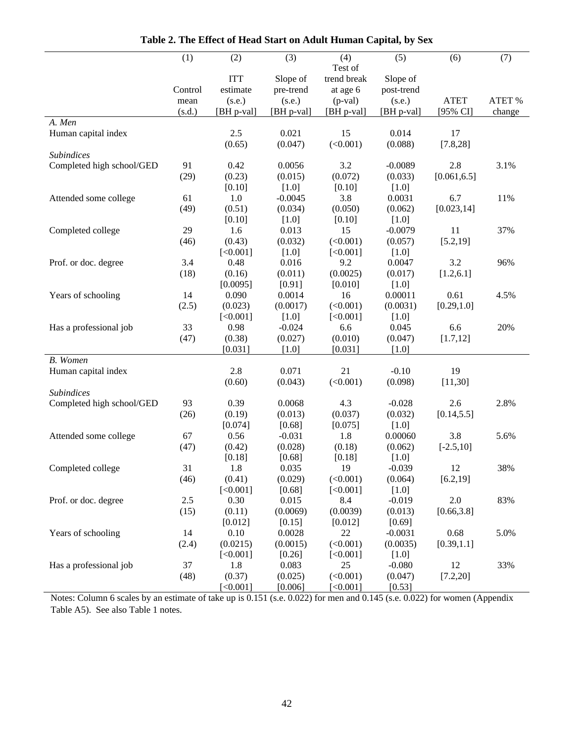**Table 2. The Effect of Head Start on Adult Human Capital, by Sex**

| | (1) | (2) | (3) | (4) | (5) | (6) | (7) |
|---|---|---|---|---|---|---|---|
| | Control mean (s.d.) | ITT estimate (s.e.) [BH p-val] | Slope of pre-trend (s.e.) [BH p-val] | Test of trend break at age 6 (p-val) [BH p-val] | Slope of post-trend (s.e.) [BH p-val] | ATET [95% CI] | ATET % change |
| *A. Men* | | | | | | | |
| Human capital index | | 2.5 | 0.021 | 15 | 0.014 | 17 | |
| | | (0.65) | (0.047) | (<0.001) | (0.088) | [7.8,28] | |
| *Subindices* | | | | | | | |
| Completed high school/GED | 91 | 0.42 | 0.0056 | 3.2 | -0.0089 | 2.8 | 3.1% |
| | (29) | (0.23) | (0.015) | (0.072) | (0.033) | [0.061,6.5] | |
| | | [0.10] | [1.0] | [0.10] | [1.0] | | |
| Attended some college | 61 | 1.0 | -0.0045 | 3.8 | 0.0031 | 6.7 | 11% |
| | (49) | (0.51) | (0.034) | (0.050) | (0.062) | [0.023,14] | |
| | | [0.10] | [1.0] | [0.10] | [1.0] | | |
| Completed college | 29 | 1.6 | 0.013 | 15 | -0.0079 | 11 | 37% |
| | (46) | (0.43) | (0.032) | (<0.001) | (0.057) | [5.2,19] | |
| | | [<0.001] | [1.0] | [<0.001] | [1.0] | | |
| Prof. or doc. degree | 3.4 | 0.48 | 0.016 | 9.2 | 0.0047 | 3.2 | 96% |
| | (18) | (0.16) | (0.011) | (0.0025) | (0.017) | [1.2,6.1] | |
| | | [0.0095] | [0.91] | [0.010] | [1.0] | | |
| Years of schooling | 14 | 0.090 | 0.0014 | 16 | 0.00011 | 0.61 | 4.5% |
| | (2.5) | (0.023) | (0.0017) | (<0.001) | (0.0031) | [0.29,1.0] | |
| | | [<0.001] | [1.0] | [<0.001] | [1.0] | | |
| Has a professional job | 33 | 0.98 | -0.024 | 6.6 | 0.045 | 6.6 | 20% |
| | (47) | (0.38) | (0.027) | (0.010) | (0.047) | [1.7,12] | |
| | | [0.031] | [1.0] | [0.031] | [1.0] | | |
| *B. Women* | | | | | | | |
| Human capital index | | 2.8 | 0.071 | 21 | -0.10 | 19 | |
| | | (0.60) | (0.043) | (<0.001) | (0.098) | [11,30] | |
| *Subindices* | | | | | | | |
| Completed high school/GED | 93 | 0.39 | 0.0068 | 4.3 | -0.028 | 2.6 | 2.8% |
| | (26) | (0.19) | (0.013) | (0.037) | (0.032) | [0.14,5.5] | |
| | | [0.074] | [0.68] | [0.075] | [1.0] | | |
| Attended some college | 67 | 0.56 | -0.031 | 1.8 | 0.00060 | 3.8 | 5.6% |
| | (47) | (0.42) | (0.028) | (0.18) | (0.062) | [-2.5,10] | |
| | | [0.18] | [0.68] | [0.18] | [1.0] | | |
| Completed college | 31 | 1.8 | 0.035 | 19 | -0.039 | 12 | 38% |
| | (46) | (0.41) | (0.029) | (<0.001) | (0.064) | [6.2,19] | |
| | | [<0.001] | [0.68] | [<0.001] | [1.0] | | |
| Prof. or doc. degree | 2.5 | 0.30 | 0.015 | 8.4 | -0.019 | 2.0 | 83% |
| | (15) | (0.11) | (0.0069) | (0.0039) | (0.013) | [0.66,3.8] | |
| | | [0.012] | [0.15] | [0.012] | [0.69] | | |
| Years of schooling | 14 | 0.10 | 0.0028 | 22 | -0.0031 | 0.68 | 5.0% |
| | (2.4) | (0.0215) | (0.0015) | (<0.001) | (0.0035) | [0.39,1.1] | |
| | | [<0.001] | [0.26] | [<0.001] | [1.0] | | |
| Has a professional job | 37 | 1.8 | 0.083 | 25 | -0.080 | 12 | 33% |
| | (48) | (0.37) | (0.025) | (<0.001) | (0.047) | [7.2,20] | |
| | | [<0.001] | [0.006] | [<0.001] | [0.53] | | |

Notes: Column 6 scales by an estimate of take up is 0.151 (s.e. 0.022) for men and 0.145 (s.e. 0.022) for women (Appendix Table A5). See also Table 1 notes.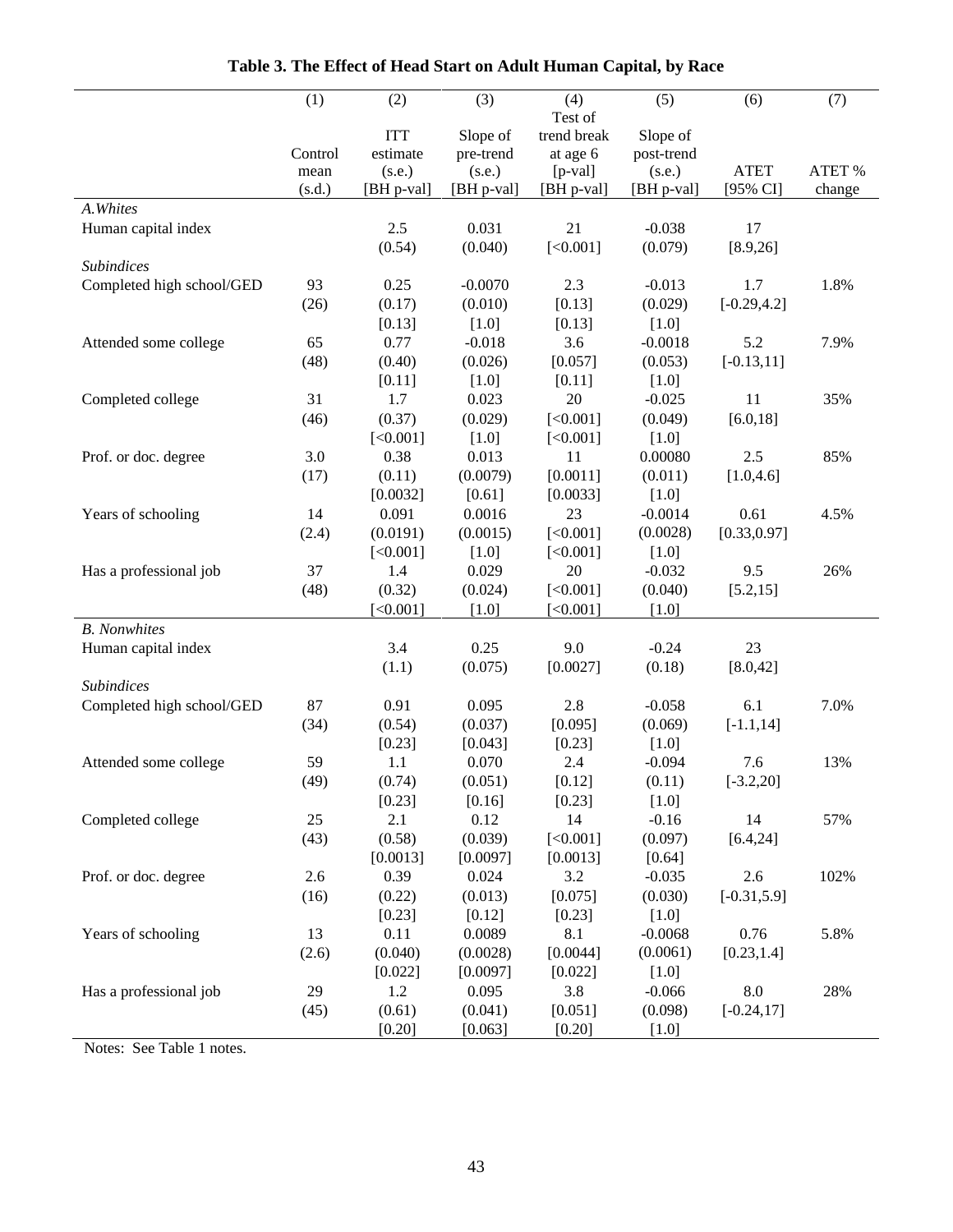**Table 3. The Effect of Head Start on Adult Human Capital, by Race**

| | (1) | (2) | (3) | (4) | (5) | (6) | (7) |
|---|---|---|---|---|---|---|---|
| | Control mean (s.d.) | ITT estimate (s.e.) [BH p-val] | Slope of pre-trend (s.e.) [BH p-val] | Test of trend break at age 6 [p-val] [BH p-val] | Slope of post-trend (s.e.) [BH p-val] | ATET [95% CI] | ATET % change |
| *A.Whites* | | | | | | | |
| Human capital index | | 2.5 | 0.031 | 21 | -0.038 | 17 | |
| | | (0.54) | (0.040) | [<0.001] | (0.079) | [8.9,26] | |
| *Subindices* | | | | | | | |
| Completed high school/GED | 93 | 0.25 | -0.0070 | 2.3 | -0.013 | 1.7 | 1.8% |
| | (26) | (0.17) | (0.010) | [0.13] | (0.029) | [-0.29,4.2] | |
| | | [0.13] | [1.0] | [0.13] | [1.0] | | |
| Attended some college | 65 | 0.77 | -0.018 | 3.6 | -0.0018 | 5.2 | 7.9% |
| | (48) | (0.40) | (0.026) | [0.057] | (0.053) | [-0.13,11] | |
| | | [0.11] | [1.0] | [0.11] | [1.0] | | |
| Completed college | 31 | 1.7 | 0.023 | 20 | -0.025 | 11 | 35% |
| | (46) | (0.37) | (0.029) | [<0.001] | (0.049) | [6.0,18] | |
| | | [<0.001] | [1.0] | [<0.001] | [1.0] | | |
| Prof. or doc. degree | 3.0 | 0.38 | 0.013 | 11 | 0.00080 | 2.5 | 85% |
| | (17) | (0.11) | (0.0079) | [0.0011] | (0.011) | [1.0,4.6] | |
| | | [0.0032] | [0.61] | [0.0033] | [1.0] | | |
| Years of schooling | 14 | 0.091 | 0.0016 | 23 | -0.0014 | 0.61 | 4.5% |
| | (2.4) | (0.0191) | (0.0015) | [<0.001] | (0.0028) | [0.33,0.97] | |
| | | [<0.001] | [1.0] | [<0.001] | [1.0] | | |
| Has a professional job | 37 | 1.4 | 0.029 | 20 | -0.032 | 9.5 | 26% |
| | (48) | (0.32) | (0.024) | [<0.001] | (0.040) | [5.2,15] | |
| | | [<0.001] | [1.0] | [<0.001] | [1.0] | | |
| *B. Nonwhites* | | | | | | | |
| Human capital index | | 3.4 | 0.25 | 9.0 | -0.24 | 23 | |
| | | (1.1) | (0.075) | [0.0027] | (0.18) | [8.0,42] | |
| *Subindices* | | | | | | | |
| Completed high school/GED | 87 | 0.91 | 0.095 | 2.8 | -0.058 | 6.1 | 7.0% |
| | (34) | (0.54) | (0.037) | [0.095] | (0.069) | [-1.1,14] | |
| | | [0.23] | [0.043] | [0.23] | [1.0] | | |
| Attended some college | 59 | 1.1 | 0.070 | 2.4 | -0.094 | 7.6 | 13% |
| | (49) | (0.74) | (0.051) | [0.12] | (0.11) | [-3.2,20] | |
| | | [0.23] | [0.16] | [0.23] | [1.0] | | |
| Completed college | 25 | 2.1 | 0.12 | 14 | -0.16 | 14 | 57% |
| | (43) | (0.58) | (0.039) | [<0.001] | (0.097) | [6.4,24] | |
| | | [0.0013] | [0.0097] | [0.0013] | [0.64] | | |
| Prof. or doc. degree | 2.6 | 0.39 | 0.024 | 3.2 | -0.035 | 2.6 | 102% |
| | (16) | (0.22) | (0.013) | [0.075] | (0.030) | [-0.31,5.9] | |
| | | [0.23] | [0.12] | [0.23] | [1.0] | | |
| Years of schooling | 13 | 0.11 | 0.0089 | 8.1 | -0.0068 | 0.76 | 5.8% |
| | (2.6) | (0.040) | (0.0028) | [0.0044] | (0.0061) | [0.23,1.4] | |
| | | [0.022] | [0.0097] | [0.022] | [1.0] | | |
| Has a professional job | 29 | 1.2 | 0.095 | 3.8 | -0.066 | 8.0 | 28% |
| | (45) | (0.61) | (0.041) | [0.051] | (0.098) | [-0.24,17] | |
| | | [0.20] | [0.063] | [0.20] | [1.0] | | |

Notes: See Table 1 notes.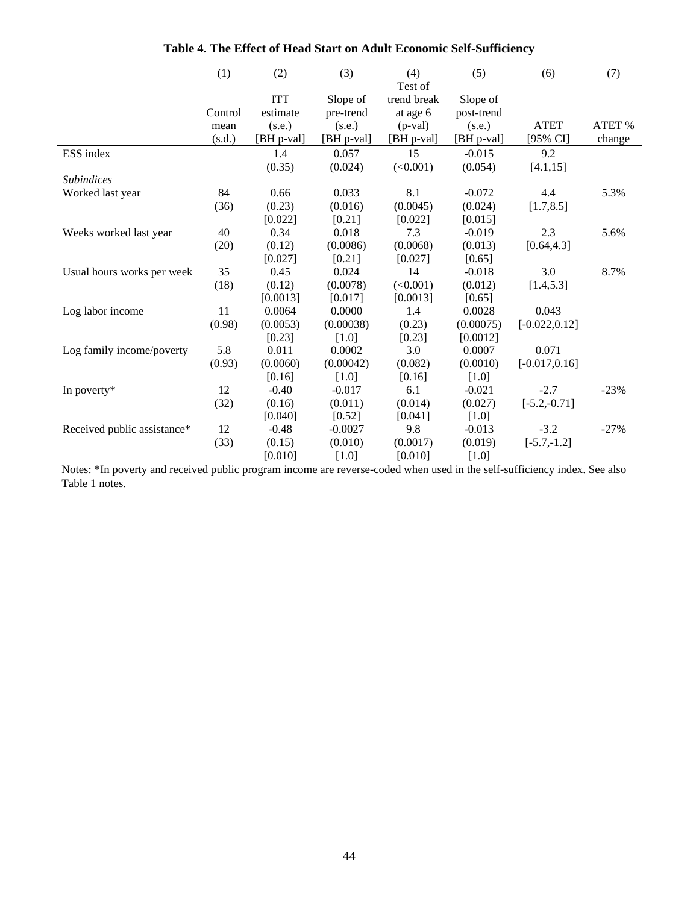**Table 4. The Effect of Head Start on Adult Economic Self-Sufficiency**

| | (1) | (2) | (3) | (4) | (5) | (6) | (7) |
|---|---|---|---|---|---|---|---|
| | Control mean (s.d.) | ITT estimate (s.e.) [BH p-val] | Slope of pre-trend (s.e.) [BH p-val] | Test of trend break at age 6 (p-val) [BH p-val] | Slope of post-trend (s.e.) [BH p-val] | ATET [95% CI] | ATET % change |
| ESS index | | 1.4 | 0.057 | 15 | -0.015 | 9.2 | |
| | | (0.35) | (0.024) | (<0.001) | (0.054) | [4.1,15] | |
| *Subindices* | | | | | | | |
| Worked last year | 84 | 0.66 | 0.033 | 8.1 | -0.072 | 4.4 | 5.3% |
| | (36) | (0.23) | (0.016) | (0.0045) | (0.024) | [1.7,8.5] | |
| | | [0.022] | [0.21] | [0.022] | [0.015] | | |
| Weeks worked last year | 40 | 0.34 | 0.018 | 7.3 | -0.019 | 2.3 | 5.6% |
| | (20) | (0.12) | (0.0086) | (0.0068) | (0.013) | [0.64,4.3] | |
| | | [0.027] | [0.21] | [0.027] | [0.65] | | |
| Usual hours works per week | 35 | 0.45 | 0.024 | 14 | -0.018 | 3.0 | 8.7% |
| | (18) | (0.12) | (0.0078) | (<0.001) | (0.012) | [1.4,5.3] | |
| | | [0.0013] | [0.017] | [0.0013] | [0.65] | | |
| Log labor income | 11 | 0.0064 | 0.0000 | 1.4 | 0.0028 | 0.043 | |
| | (0.98) | (0.0053) | (0.00038) | (0.23) | (0.00075) | [-0.022,0.12] | |
| | | [0.23] | [1.0] | [0.23] | [0.0012] | | |
| Log family income/poverty | 5.8 | 0.011 | 0.0002 | 3.0 | 0.0007 | 0.071 | |
| | (0.93) | (0.0060) | (0.00042) | (0.082) | (0.0010) | [-0.017,0.16] | |
| | | [0.16] | [1.0] | [0.16] | [1.0] | | |
| In poverty* | 12 | -0.40 | -0.017 | 6.1 | -0.021 | -2.7 | -23% |
| | (32) | (0.16) | (0.011) | (0.014) | (0.027) | [-5.2,-0.71] | |
| | | [0.040] | [0.52] | [0.041] | [1.0] | | |
| Received public assistance* | 12 | -0.48 | -0.0027 | 9.8 | -0.013 | -3.2 | -27% |
| | (33) | (0.15) | (0.010) | (0.0017) | (0.019) | [-5.7,-1.2] | |
| | | [0.010] | [1.0] | [0.010] | [1.0] | | |

Notes: *In poverty and received public program income are reverse-coded when used in the self-sufficiency index. See also Table 1 notes.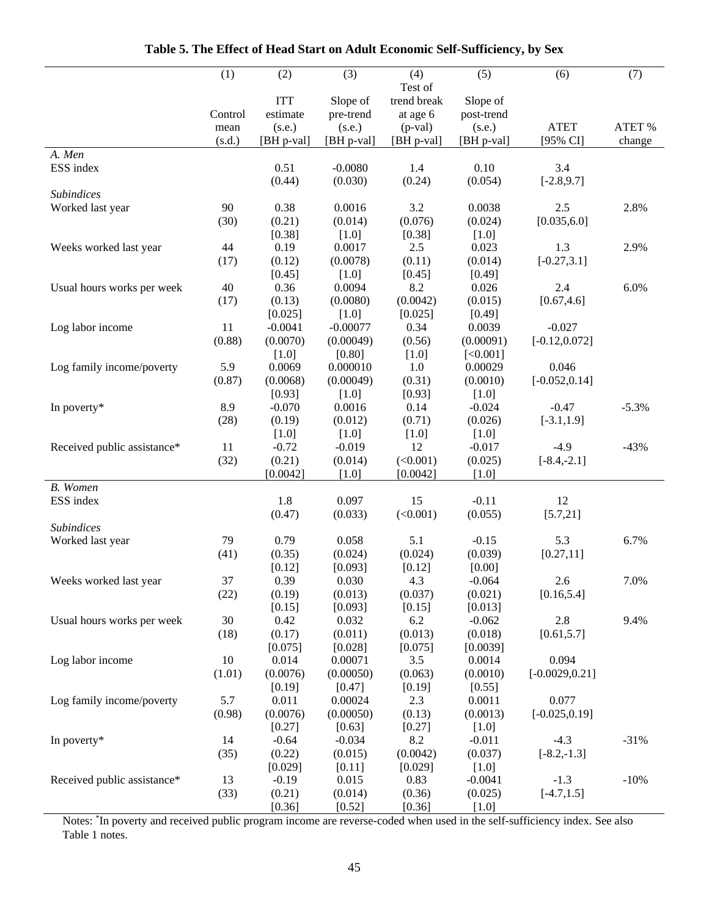**Table 5. The Effect of Head Start on Adult Economic Self-Sufficiency, by Sex**

| | (1) | (2) | (3) | (4) | (5) | (6) | (7) |
|---|---|---|---|---|---|---|---|
| | Control mean (s.d.) | ITT estimate (s.e.) [BH p-val] | Slope of pre-trend (s.e.) [BH p-val] | Test of trend break at age 6 (p-val) [BH p-val] | Slope of post-trend (s.e.) [BH p-val] | ATET [95% CI] | ATET % change |
| *A. Men* | | | | | | | |
| ESS index | | 0.51 | -0.0080 | 1.4 | 0.10 | 3.4 | |
| | | (0.44) | (0.030) | (0.24) | (0.054) | [-2.8,9.7] | |
| *Subindices* | | | | | | | |
| Worked last year | 90 | 0.38 | 0.0016 | 3.2 | 0.0038 | 2.5 | 2.8% |
| | (30) | (0.21) | (0.014) | (0.076) | (0.024) | [0.035,6.0] | |
| | | [0.38] | [1.0] | [0.38] | [1.0] | | |
| Weeks worked last year | 44 | 0.19 | 0.0017 | 2.5 | 0.023 | 1.3 | 2.9% |
| | (17) | (0.12) | (0.0078) | (0.11) | (0.014) | [-0.27,3.1] | |
| | | [0.45] | [1.0] | [0.45] | [0.49] | | |
| Usual hours works per week | 40 | 0.36 | 0.0094 | 8.2 | 0.026 | 2.4 | 6.0% |
| | (17) | (0.13) | (0.0080) | (0.0042) | (0.015) | [0.67,4.6] | |
| | | [0.025] | [1.0] | [0.025] | [0.49] | | |
| Log labor income | 11 | -0.0041 | -0.00077 | 0.34 | 0.0039 | -0.027 | |
| | (0.88) | (0.0070) | (0.00049) | (0.56) | (0.00091) | [-0.12,0.072] | |
| | | [1.0] | [0.80] | [1.0] | [<0.001] | | |
| Log family income/poverty | 5.9 | 0.0069 | 0.000010 | 1.0 | 0.00029 | 0.046 | |
| | (0.87) | (0.0068) | (0.00049) | (0.31) | (0.0010) | [-0.052,0.14] | |
| | | [0.93] | [1.0] | [0.93] | [1.0] | | |
| In poverty* | 8.9 | -0.070 | 0.0016 | 0.14 | -0.024 | -0.47 | -5.3% |
| | (28) | (0.19) | (0.012) | (0.71) | (0.026) | [-3.1,1.9] | |
| | | [1.0] | [1.0] | [1.0] | [1.0] | | |
| Received public assistance* | 11 | -0.72 | -0.019 | 12 | -0.017 | -4.9 | -43% |
| | (32) | (0.21) | (0.014) | (<0.001) | (0.025) | [-8.4,-2.1] | |
| | | [0.0042] | [1.0] | [0.0042] | [1.0] | | |
| *B. Women* | | | | | | | |
| ESS index | | 1.8 | 0.097 | 15 | -0.11 | 12 | |
| | | (0.47) | (0.033) | (<0.001) | (0.055) | [5.7,21] | |
| *Subindices* | | | | | | | |
| Worked last year | 79 | 0.79 | 0.058 | 5.1 | -0.15 | 5.3 | 6.7% |
| | (41) | (0.35) | (0.024) | (0.024) | (0.039) | [0.27,11] | |
| | | [0.12] | [0.093] | [0.12] | [0.00] | | |
| Weeks worked last year | 37 | 0.39 | 0.030 | 4.3 | -0.064 | 2.6 | 7.0% |
| | (22) | (0.19) | (0.013) | (0.037) | (0.021) | [0.16,5.4] | |
| | | [0.15] | [0.093] | [0.15] | [0.013] | | |
| Usual hours works per week | 30 | 0.42 | 0.032 | 6.2 | -0.062 | 2.8 | 9.4% |
| | (18) | (0.17) | (0.011) | (0.013) | (0.018) | [0.61,5.7] | |
| | | [0.075] | [0.028] | [0.075] | [0.0039] | | |
| Log labor income | 10 | 0.014 | 0.00071 | 3.5 | 0.0014 | 0.094 | |
| | (1.01) | (0.0076) | (0.00050) | (0.063) | (0.0010) | [-0.0029,0.21] | |
| | | [0.19] | [0.47] | [0.19] | [0.55] | | |
| Log family income/poverty | 5.7 | 0.011 | 0.00024 | 2.3 | 0.0011 | 0.077 | |
| | (0.98) | (0.0076) | (0.00050) | (0.13) | (0.0013) | [-0.025,0.19] | |
| | | [0.27] | [0.63] | [0.27] | [1.0] | | |
| In poverty* | 14 | -0.64 | -0.034 | 8.2 | -0.011 | -4.3 | -31% |
| | (35) | (0.22) | (0.015) | (0.0042) | (0.037) | [-8.2,-1.3] | |
| | | [0.029] | [0.11] | [0.029] | [1.0] | | |
| Received public assistance* | 13 | -0.19 | 0.015 | 0.83 | -0.0041 | -1.3 | -10% |
| | (33) | (0.21) | (0.014) | (0.36) | (0.025) | [-4.7,1.5] | |
| | | [0.36] | [0.52] | [0.36] | [1.0] | | |

Notes: *In poverty and received public program income are reverse-coded when used in the self-sufficiency index. See also Table 1 notes.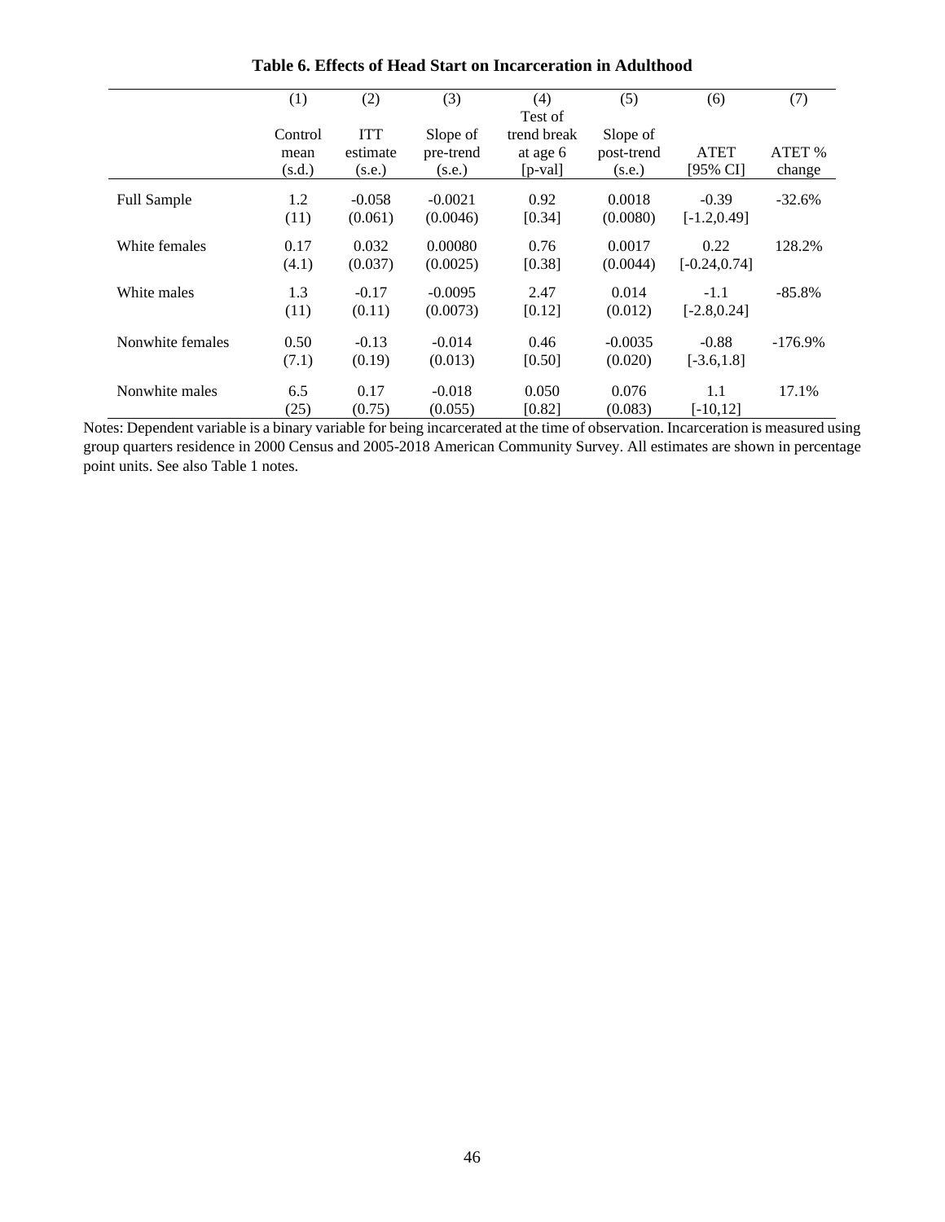**Table 6. Effects of Head Start on Incarceration in Adulthood**

| | (1) | (2) | (3) | (4) | (5) | (6) | (7) |
|---|---|---|---|---|---|---|---|
| | Control mean (s.d.) | ITT estimate (s.e.) | Slope of pre-trend (s.e.) | Test of trend break at age 6 [p-val] | Slope of post-trend (s.e.) | ATET [95% CI] | ATET % change |
| Full Sample | 1.2 | -0.058 | -0.0021 | 0.92 | 0.0018 | -0.39 | -32.6% |
| | (11) | (0.061) | (0.0046) | [0.34] | (0.0080) | [-1.2,0.49] | |
| White females | 0.17 | 0.032 | 0.00080 | 0.76 | 0.0017 | 0.22 | 128.2% |
| | (4.1) | (0.037) | (0.0025) | [0.38] | (0.0044) | [-0.24,0.74] | |
| White males | 1.3 | -0.17 | -0.0095 | 2.47 | 0.014 | -1.1 | -85.8% |
| | (11) | (0.11) | (0.0073) | [0.12] | (0.012) | [-2.8,0.24] | |
| Nonwhite females | 0.50 | -0.13 | -0.014 | 0.46 | -0.0035 | -0.88 | -176.9% |
| | (7.1) | (0.19) | (0.013) | [0.50] | (0.020) | [-3.6,1.8] | |
| Nonwhite males | 6.5 | 0.17 | -0.018 | 0.050 | 0.076 | 1.1 | 17.1% |
| | (25) | (0.75) | (0.055) | [0.82] | (0.083) | [-10,12] | |

Notes: Dependent variable is a binary variable for being incarcerated at the time of observation. Incarceration is measured using group quarters residence in 2000 Census and 2005-2018 American Community Survey. All estimates are shown in percentage point units. See also Table 1 notes.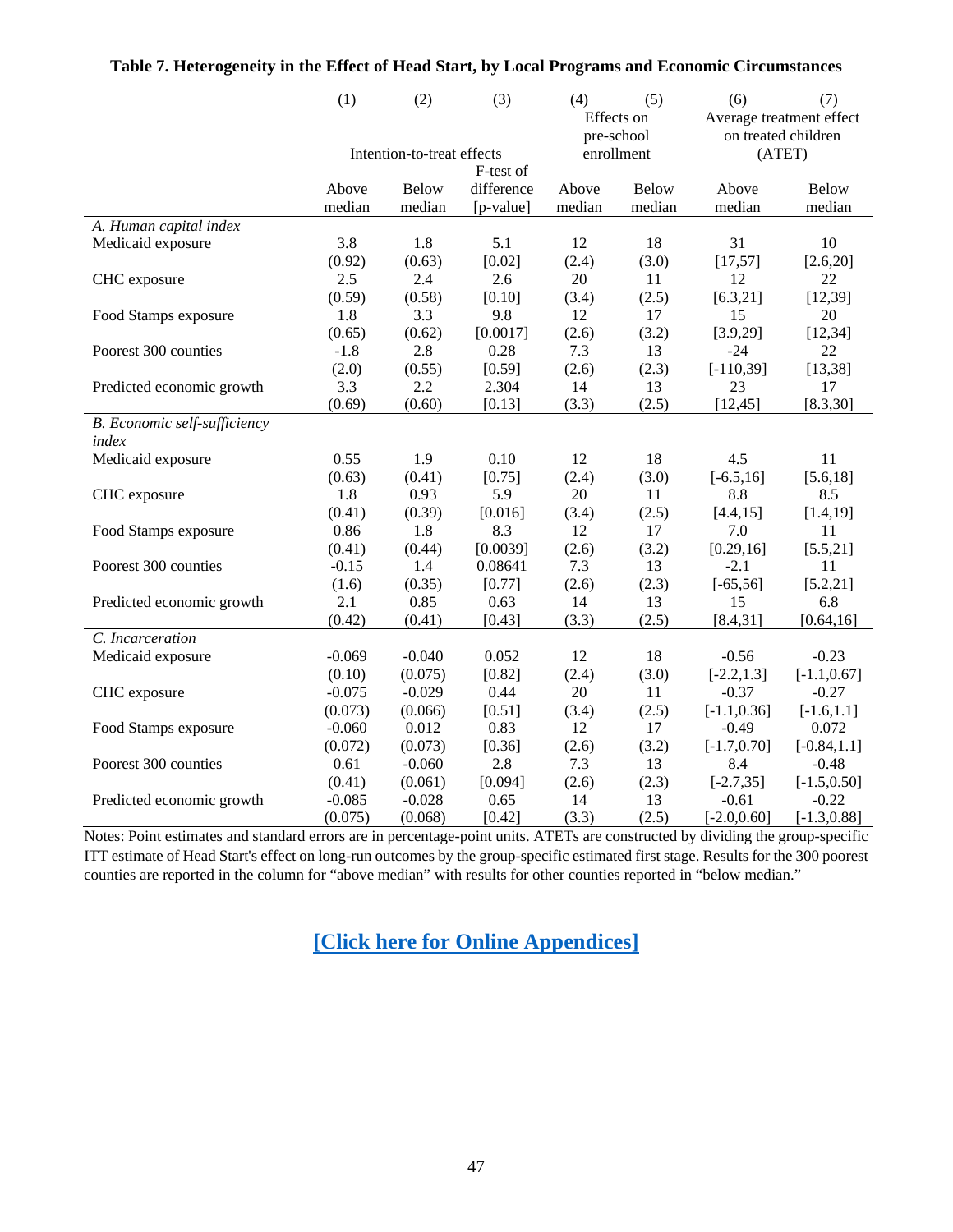**Table 7. Heterogeneity in the Effect of Head Start, by Local Programs and Economic Circumstances**

| | (1) | (2) | (3) | (4) | (5) | (6) | (7) |
|---|---|---|---|---|---|---|---|
| | Intention-to-treat effects | | | Effects on pre-school enrollment | | Average treatment effect on treated children (ATET) | |
| | Above median | Below median | F-test of difference [p-value] | Above median | Below median | Above median | Below median |
| *A. Human capital index* | | | | | | | |
| Medicaid exposure | 3.8 | 1.8 | 5.1 | 12 | 18 | 31 | 10 |
| | (0.92) | (0.63) | [0.02] | (2.4) | (3.0) | [17,57] | [2.6,20] |
| CHC exposure | 2.5 | 2.4 | 2.6 | 20 | 11 | 12 | 22 |
| | (0.59) | (0.58) | [0.10] | (3.4) | (2.5) | [6.3,21] | [12,39] |
| Food Stamps exposure | 1.8 | 3.3 | 9.8 | 12 | 17 | 15 | 20 |
| | (0.65) | (0.62) | [0.0017] | (2.6) | (3.2) | [3.9,29] | [12,34] |
| Poorest 300 counties | -1.8 | 2.8 | 0.28 | 7.3 | 13 | -24 | 22 |
| | (2.0) | (0.55) | [0.59] | (2.6) | (2.3) | [-110,39] | [13,38] |
| Predicted economic growth | 3.3 | 2.2 | 2.304 | 14 | 13 | 23 | 17 |
| | (0.69) | (0.60) | [0.13] | (3.3) | (2.5) | [12,45] | [8.3,30] |
| *B. Economic self-sufficiency index* | | | | | | | |
| Medicaid exposure | 0.55 | 1.9 | 0.10 | 12 | 18 | 4.5 | 11 |
| | (0.63) | (0.41) | [0.75] | (2.4) | (3.0) | [-6.5,16] | [5.6,18] |
| CHC exposure | 1.8 | 0.93 | 5.9 | 20 | 11 | 8.8 | 8.5 |
| | (0.41) | (0.39) | [0.016] | (3.4) | (2.5) | [4.4,15] | [1.4,19] |
| Food Stamps exposure | 0.86 | 1.8 | 8.3 | 12 | 17 | 7.0 | 11 |
| | (0.41) | (0.44) | [0.0039] | (2.6) | (3.2) | [0.29,16] | [5.5,21] |
| Poorest 300 counties | -0.15 | 1.4 | 0.08641 | 7.3 | 13 | -2.1 | 11 |
| | (1.6) | (0.35) | [0.77] | (2.6) | (2.3) | [-65,56] | [5.2,21] |
| Predicted economic growth | 2.1 | 0.85 | 0.63 | 14 | 13 | 15 | 6.8 |
| | (0.42) | (0.41) | [0.43] | (3.3) | (2.5) | [8.4,31] | [0.64,16] |
| *C. Incarceration* | | | | | | | |
| Medicaid exposure | -0.069 | -0.040 | 0.052 | 12 | 18 | -0.56 | -0.23 |
| | (0.10) | (0.075) | [0.82] | (2.4) | (3.0) | [-2.2,1.3] | [-1.1,0.67] |
| CHC exposure | -0.075 | -0.029 | 0.44 | 20 | 11 | -0.37 | -0.27 |
| | (0.073) | (0.066) | [0.51] | (3.4) | (2.5) | [-1.1,0.36] | [-1.6,1.1] |
| Food Stamps exposure | -0.060 | 0.012 | 0.83 | 12 | 17 | -0.49 | 0.072 |
| | (0.072) | (0.073) | [0.36] | (2.6) | (3.2) | [-1.7,0.70] | [-0.84,1.1] |
| Poorest 300 counties | 0.61 | -0.060 | 2.8 | 7.3 | 13 | 8.4 | -0.48 |
| | (0.41) | (0.061) | [0.094] | (2.6) | (2.3) | [-2.7,35] | [-1.5,0.50] |
| Predicted economic growth | -0.085 | -0.028 | 0.65 | 14 | 13 | -0.61 | -0.22 |
| | (0.075) | (0.068) | [0.42] | (3.3) | (2.5) | [-2.0,0.60] | [-1.3,0.88] |

Notes: Point estimates and standard errors are in percentage-point units. ATETs are constructed by dividing the group-specific ITT estimate of Head Start's effect on long-run outcomes by the group-specific estimated first stage. Results for the 300 poorest counties are reported in the column for "above median" with results for other counties reported in "below median."

**[Click here for Online Appendices]**